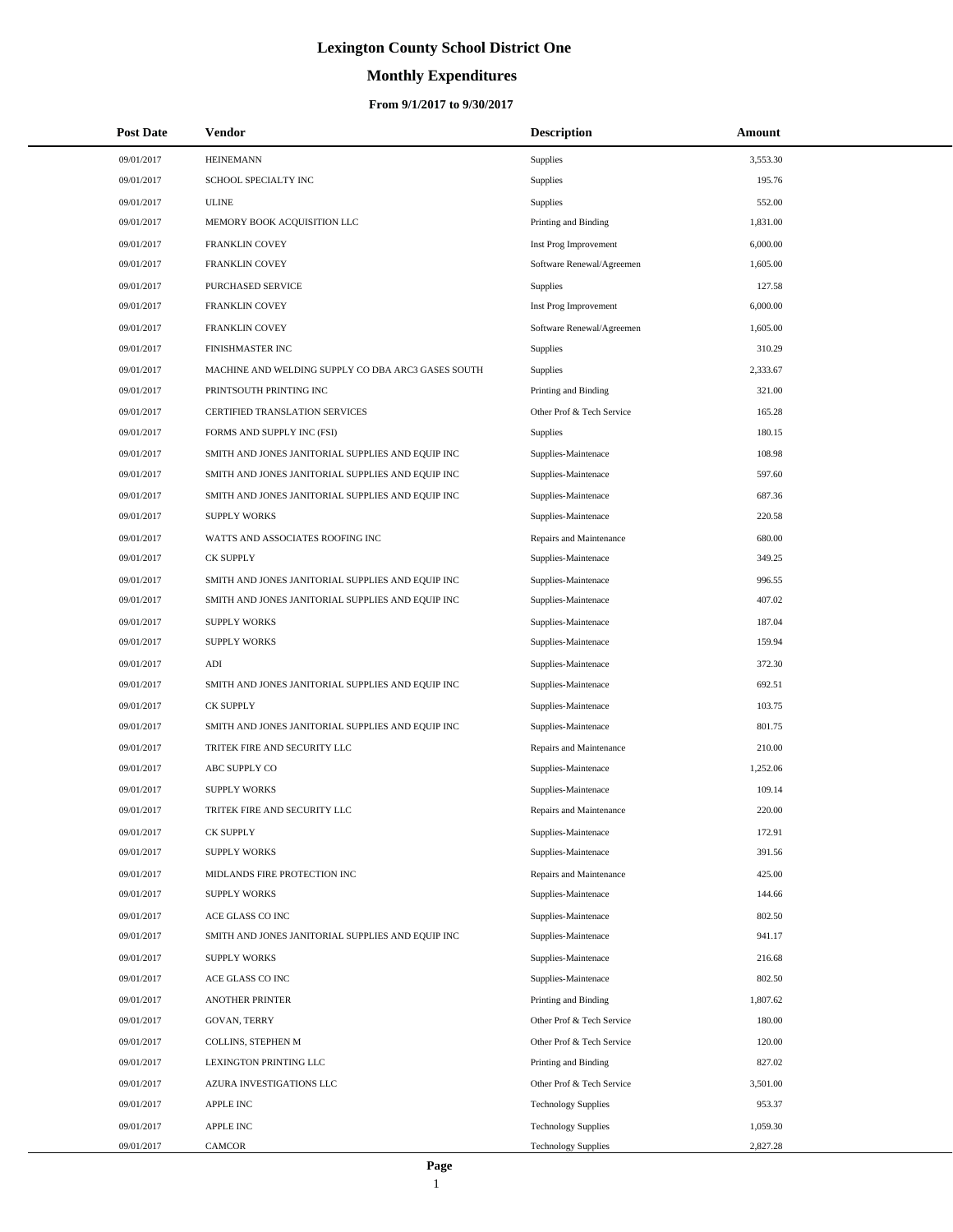# Lexington County School District One

## Monthly Expenditures

### From 9/1/2017 to 9/30/2017

| Post Date | Vendor | Description | Amount |
|---|---|---|---|
| 09/01/2017 | HEINEMANN | Supplies | 3,553.30 |
| 09/01/2017 | SCHOOL SPECIALTY INC | Supplies | 195.76 |
| 09/01/2017 | ULINE | Supplies | 552.00 |
| 09/01/2017 | MEMORY BOOK ACQUISITION LLC | Printing and Binding | 1,831.00 |
| 09/01/2017 | FRANKLIN COVEY | Inst Prog Improvement | 6,000.00 |
| 09/01/2017 | FRANKLIN COVEY | Software Renewal/Agreemen | 1,605.00 |
| 09/01/2017 | PURCHASED SERVICE | Supplies | 127.58 |
| 09/01/2017 | FRANKLIN COVEY | Inst Prog Improvement | 6,000.00 |
| 09/01/2017 | FRANKLIN COVEY | Software Renewal/Agreemen | 1,605.00 |
| 09/01/2017 | FINISHMASTER INC | Supplies | 310.29 |
| 09/01/2017 | MACHINE AND WELDING SUPPLY CO DBA ARC3 GASES SOUTH | Supplies | 2,333.67 |
| 09/01/2017 | PRINTSOUTH PRINTING INC | Printing and Binding | 321.00 |
| 09/01/2017 | CERTIFIED TRANSLATION SERVICES | Other Prof & Tech Service | 165.28 |
| 09/01/2017 | FORMS AND SUPPLY INC (FSI) | Supplies | 180.15 |
| 09/01/2017 | SMITH AND JONES JANITORIAL SUPPLIES AND EQUIP INC | Supplies-Maintenace | 108.98 |
| 09/01/2017 | SMITH AND JONES JANITORIAL SUPPLIES AND EQUIP INC | Supplies-Maintenace | 597.60 |
| 09/01/2017 | SMITH AND JONES JANITORIAL SUPPLIES AND EQUIP INC | Supplies-Maintenace | 687.36 |
| 09/01/2017 | SUPPLY WORKS | Supplies-Maintenace | 220.58 |
| 09/01/2017 | WATTS AND ASSOCIATES ROOFING INC | Repairs and Maintenance | 680.00 |
| 09/01/2017 | CK SUPPLY | Supplies-Maintenace | 349.25 |
| 09/01/2017 | SMITH AND JONES JANITORIAL SUPPLIES AND EQUIP INC | Supplies-Maintenace | 996.55 |
| 09/01/2017 | SMITH AND JONES JANITORIAL SUPPLIES AND EQUIP INC | Supplies-Maintenace | 407.02 |
| 09/01/2017 | SUPPLY WORKS | Supplies-Maintenace | 187.04 |
| 09/01/2017 | SUPPLY WORKS | Supplies-Maintenace | 159.94 |
| 09/01/2017 | ADI | Supplies-Maintenace | 372.30 |
| 09/01/2017 | SMITH AND JONES JANITORIAL SUPPLIES AND EQUIP INC | Supplies-Maintenace | 692.51 |
| 09/01/2017 | CK SUPPLY | Supplies-Maintenace | 103.75 |
| 09/01/2017 | SMITH AND JONES JANITORIAL SUPPLIES AND EQUIP INC | Supplies-Maintenace | 801.75 |
| 09/01/2017 | TRITEK FIRE AND SECURITY LLC | Repairs and Maintenance | 210.00 |
| 09/01/2017 | ABC SUPPLY CO | Supplies-Maintenace | 1,252.06 |
| 09/01/2017 | SUPPLY WORKS | Supplies-Maintenace | 109.14 |
| 09/01/2017 | TRITEK FIRE AND SECURITY LLC | Repairs and Maintenance | 220.00 |
| 09/01/2017 | CK SUPPLY | Supplies-Maintenace | 172.91 |
| 09/01/2017 | SUPPLY WORKS | Supplies-Maintenace | 391.56 |
| 09/01/2017 | MIDLANDS FIRE PROTECTION INC | Repairs and Maintenance | 425.00 |
| 09/01/2017 | SUPPLY WORKS | Supplies-Maintenace | 144.66 |
| 09/01/2017 | ACE GLASS CO INC | Supplies-Maintenace | 802.50 |
| 09/01/2017 | SMITH AND JONES JANITORIAL SUPPLIES AND EQUIP INC | Supplies-Maintenace | 941.17 |
| 09/01/2017 | SUPPLY WORKS | Supplies-Maintenace | 216.68 |
| 09/01/2017 | ACE GLASS CO INC | Supplies-Maintenace | 802.50 |
| 09/01/2017 | ANOTHER PRINTER | Printing and Binding | 1,807.62 |
| 09/01/2017 | GOVAN, TERRY | Other Prof & Tech Service | 180.00 |
| 09/01/2017 | COLLINS, STEPHEN M | Other Prof & Tech Service | 120.00 |
| 09/01/2017 | LEXINGTON PRINTING LLC | Printing and Binding | 827.02 |
| 09/01/2017 | AZURA INVESTIGATIONS LLC | Other Prof & Tech Service | 3,501.00 |
| 09/01/2017 | APPLE INC | Technology Supplies | 953.37 |
| 09/01/2017 | APPLE INC | Technology Supplies | 1,059.30 |
| 09/01/2017 | CAMCOR | Technology Supplies | 2,827.28 |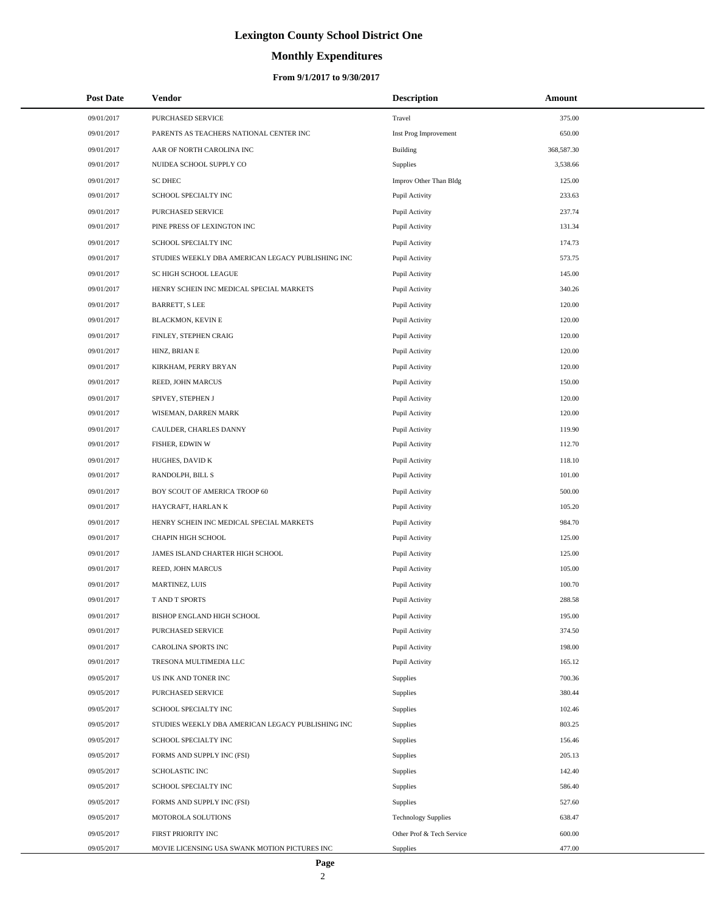# Lexington County School District One

## Monthly Expenditures

### From 9/1/2017 to 9/30/2017

| Post Date | Vendor | Description | Amount |
|---|---|---|---|
| 09/01/2017 | PURCHASED SERVICE | Travel | 375.00 |
| 09/01/2017 | PARENTS AS TEACHERS NATIONAL CENTER INC | Inst Prog Improvement | 650.00 |
| 09/01/2017 | AAR OF NORTH CAROLINA INC | Building | 368,587.30 |
| 09/01/2017 | NUIDEA SCHOOL SUPPLY CO | Supplies | 3,538.66 |
| 09/01/2017 | SC DHEC | Improv Other Than Bldg | 125.00 |
| 09/01/2017 | SCHOOL SPECIALTY INC | Pupil Activity | 233.63 |
| 09/01/2017 | PURCHASED SERVICE | Pupil Activity | 237.74 |
| 09/01/2017 | PINE PRESS OF LEXINGTON INC | Pupil Activity | 131.34 |
| 09/01/2017 | SCHOOL SPECIALTY INC | Pupil Activity | 174.73 |
| 09/01/2017 | STUDIES WEEKLY DBA AMERICAN LEGACY PUBLISHING INC | Pupil Activity | 573.75 |
| 09/01/2017 | SC HIGH SCHOOL LEAGUE | Pupil Activity | 145.00 |
| 09/01/2017 | HENRY SCHEIN INC MEDICAL SPECIAL MARKETS | Pupil Activity | 340.26 |
| 09/01/2017 | BARRETT, S LEE | Pupil Activity | 120.00 |
| 09/01/2017 | BLACKMON, KEVIN E | Pupil Activity | 120.00 |
| 09/01/2017 | FINLEY, STEPHEN CRAIG | Pupil Activity | 120.00 |
| 09/01/2017 | HINZ, BRIAN E | Pupil Activity | 120.00 |
| 09/01/2017 | KIRKHAM, PERRY BRYAN | Pupil Activity | 120.00 |
| 09/01/2017 | REED, JOHN MARCUS | Pupil Activity | 150.00 |
| 09/01/2017 | SPIVEY, STEPHEN J | Pupil Activity | 120.00 |
| 09/01/2017 | WISEMAN, DARREN MARK | Pupil Activity | 120.00 |
| 09/01/2017 | CAULDER, CHARLES DANNY | Pupil Activity | 119.90 |
| 09/01/2017 | FISHER, EDWIN W | Pupil Activity | 112.70 |
| 09/01/2017 | HUGHES, DAVID K | Pupil Activity | 118.10 |
| 09/01/2017 | RANDOLPH, BILL S | Pupil Activity | 101.00 |
| 09/01/2017 | BOY SCOUT OF AMERICA TROOP 60 | Pupil Activity | 500.00 |
| 09/01/2017 | HAYCRAFT, HARLAN K | Pupil Activity | 105.20 |
| 09/01/2017 | HENRY SCHEIN INC MEDICAL SPECIAL MARKETS | Pupil Activity | 984.70 |
| 09/01/2017 | CHAPIN HIGH SCHOOL | Pupil Activity | 125.00 |
| 09/01/2017 | JAMES ISLAND CHARTER HIGH SCHOOL | Pupil Activity | 125.00 |
| 09/01/2017 | REED, JOHN MARCUS | Pupil Activity | 105.00 |
| 09/01/2017 | MARTINEZ, LUIS | Pupil Activity | 100.70 |
| 09/01/2017 | T AND T SPORTS | Pupil Activity | 288.58 |
| 09/01/2017 | BISHOP ENGLAND HIGH SCHOOL | Pupil Activity | 195.00 |
| 09/01/2017 | PURCHASED SERVICE | Pupil Activity | 374.50 |
| 09/01/2017 | CAROLINA SPORTS INC | Pupil Activity | 198.00 |
| 09/01/2017 | TRESONA MULTIMEDIA LLC | Pupil Activity | 165.12 |
| 09/05/2017 | US INK AND TONER INC | Supplies | 700.36 |
| 09/05/2017 | PURCHASED SERVICE | Supplies | 380.44 |
| 09/05/2017 | SCHOOL SPECIALTY INC | Supplies | 102.46 |
| 09/05/2017 | STUDIES WEEKLY DBA AMERICAN LEGACY PUBLISHING INC | Supplies | 803.25 |
| 09/05/2017 | SCHOOL SPECIALTY INC | Supplies | 156.46 |
| 09/05/2017 | FORMS AND SUPPLY INC (FSI) | Supplies | 205.13 |
| 09/05/2017 | SCHOLASTIC INC | Supplies | 142.40 |
| 09/05/2017 | SCHOOL SPECIALTY INC | Supplies | 586.40 |
| 09/05/2017 | FORMS AND SUPPLY INC (FSI) | Supplies | 527.60 |
| 09/05/2017 | MOTOROLA SOLUTIONS | Technology Supplies | 638.47 |
| 09/05/2017 | FIRST PRIORITY INC | Other Prof & Tech Service | 600.00 |
| 09/05/2017 | MOVIE LICENSING USA SWANK MOTION PICTURES INC | Supplies | 477.00 |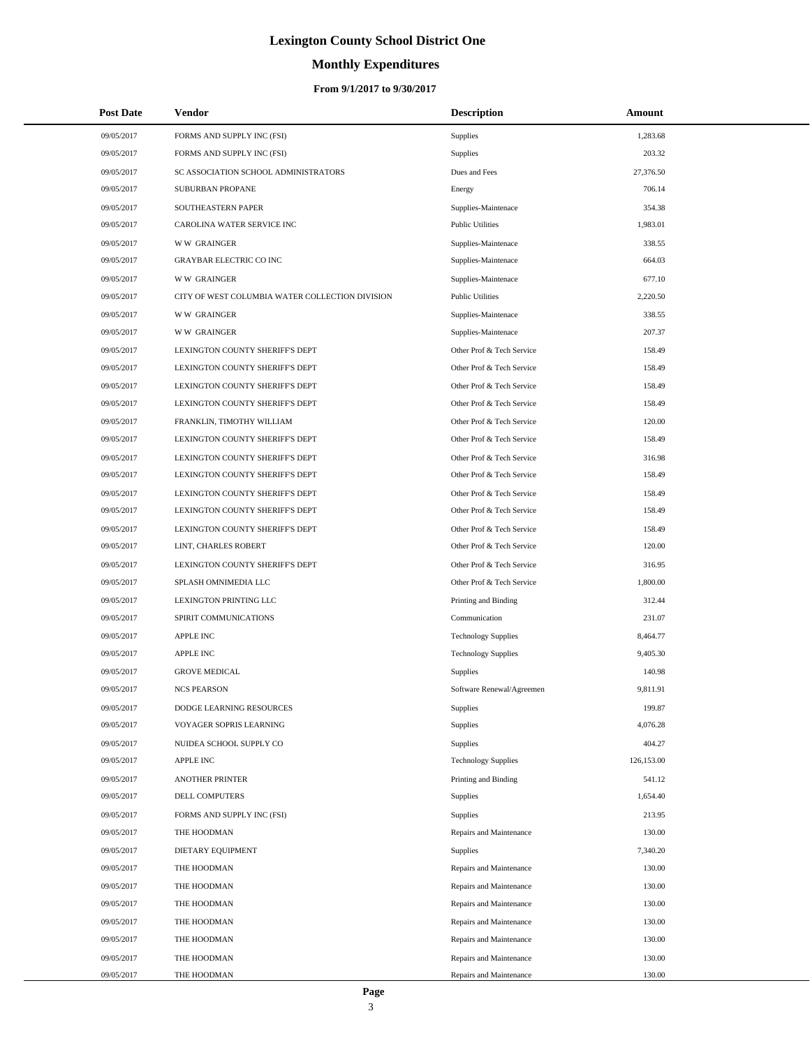# Lexington County School District One

## Monthly Expenditures

### From 9/1/2017 to 9/30/2017

| Post Date | Vendor | Description | Amount |
|---|---|---|---|
| 09/05/2017 | FORMS AND SUPPLY INC (FSI) | Supplies | 1,283.68 |
| 09/05/2017 | FORMS AND SUPPLY INC (FSI) | Supplies | 203.32 |
| 09/05/2017 | SC ASSOCIATION SCHOOL ADMINISTRATORS | Dues and Fees | 27,376.50 |
| 09/05/2017 | SUBURBAN PROPANE | Energy | 706.14 |
| 09/05/2017 | SOUTHEASTERN PAPER | Supplies-Maintenace | 354.38 |
| 09/05/2017 | CAROLINA WATER SERVICE INC | Public Utilities | 1,983.01 |
| 09/05/2017 | W W GRAINGER | Supplies-Maintenace | 338.55 |
| 09/05/2017 | GRAYBAR ELECTRIC CO INC | Supplies-Maintenace | 664.03 |
| 09/05/2017 | W W GRAINGER | Supplies-Maintenace | 677.10 |
| 09/05/2017 | CITY OF WEST COLUMBIA WATER COLLECTION DIVISION | Public Utilities | 2,220.50 |
| 09/05/2017 | W W GRAINGER | Supplies-Maintenace | 338.55 |
| 09/05/2017 | W W GRAINGER | Supplies-Maintenace | 207.37 |
| 09/05/2017 | LEXINGTON COUNTY SHERIFF'S DEPT | Other Prof & Tech Service | 158.49 |
| 09/05/2017 | LEXINGTON COUNTY SHERIFF'S DEPT | Other Prof & Tech Service | 158.49 |
| 09/05/2017 | LEXINGTON COUNTY SHERIFF'S DEPT | Other Prof & Tech Service | 158.49 |
| 09/05/2017 | LEXINGTON COUNTY SHERIFF'S DEPT | Other Prof & Tech Service | 158.49 |
| 09/05/2017 | FRANKLIN, TIMOTHY WILLIAM | Other Prof & Tech Service | 120.00 |
| 09/05/2017 | LEXINGTON COUNTY SHERIFF'S DEPT | Other Prof & Tech Service | 158.49 |
| 09/05/2017 | LEXINGTON COUNTY SHERIFF'S DEPT | Other Prof & Tech Service | 316.98 |
| 09/05/2017 | LEXINGTON COUNTY SHERIFF'S DEPT | Other Prof & Tech Service | 158.49 |
| 09/05/2017 | LEXINGTON COUNTY SHERIFF'S DEPT | Other Prof & Tech Service | 158.49 |
| 09/05/2017 | LEXINGTON COUNTY SHERIFF'S DEPT | Other Prof & Tech Service | 158.49 |
| 09/05/2017 | LEXINGTON COUNTY SHERIFF'S DEPT | Other Prof & Tech Service | 158.49 |
| 09/05/2017 | LINT, CHARLES ROBERT | Other Prof & Tech Service | 120.00 |
| 09/05/2017 | LEXINGTON COUNTY SHERIFF'S DEPT | Other Prof & Tech Service | 316.95 |
| 09/05/2017 | SPLASH OMNIMEDIA LLC | Other Prof & Tech Service | 1,800.00 |
| 09/05/2017 | LEXINGTON PRINTING LLC | Printing and Binding | 312.44 |
| 09/05/2017 | SPIRIT COMMUNICATIONS | Communication | 231.07 |
| 09/05/2017 | APPLE INC | Technology Supplies | 8,464.77 |
| 09/05/2017 | APPLE INC | Technology Supplies | 9,405.30 |
| 09/05/2017 | GROVE MEDICAL | Supplies | 140.98 |
| 09/05/2017 | NCS PEARSON | Software Renewal/Agreemen | 9,811.91 |
| 09/05/2017 | DODGE LEARNING RESOURCES | Supplies | 199.87 |
| 09/05/2017 | VOYAGER SOPRIS LEARNING | Supplies | 4,076.28 |
| 09/05/2017 | NUIDEA SCHOOL SUPPLY CO | Supplies | 404.27 |
| 09/05/2017 | APPLE INC | Technology Supplies | 126,153.00 |
| 09/05/2017 | ANOTHER PRINTER | Printing and Binding | 541.12 |
| 09/05/2017 | DELL COMPUTERS | Supplies | 1,654.40 |
| 09/05/2017 | FORMS AND SUPPLY INC (FSI) | Supplies | 213.95 |
| 09/05/2017 | THE HOODMAN | Repairs and Maintenance | 130.00 |
| 09/05/2017 | DIETARY EQUIPMENT | Supplies | 7,340.20 |
| 09/05/2017 | THE HOODMAN | Repairs and Maintenance | 130.00 |
| 09/05/2017 | THE HOODMAN | Repairs and Maintenance | 130.00 |
| 09/05/2017 | THE HOODMAN | Repairs and Maintenance | 130.00 |
| 09/05/2017 | THE HOODMAN | Repairs and Maintenance | 130.00 |
| 09/05/2017 | THE HOODMAN | Repairs and Maintenance | 130.00 |
| 09/05/2017 | THE HOODMAN | Repairs and Maintenance | 130.00 |
| 09/05/2017 | THE HOODMAN | Repairs and Maintenance | 130.00 |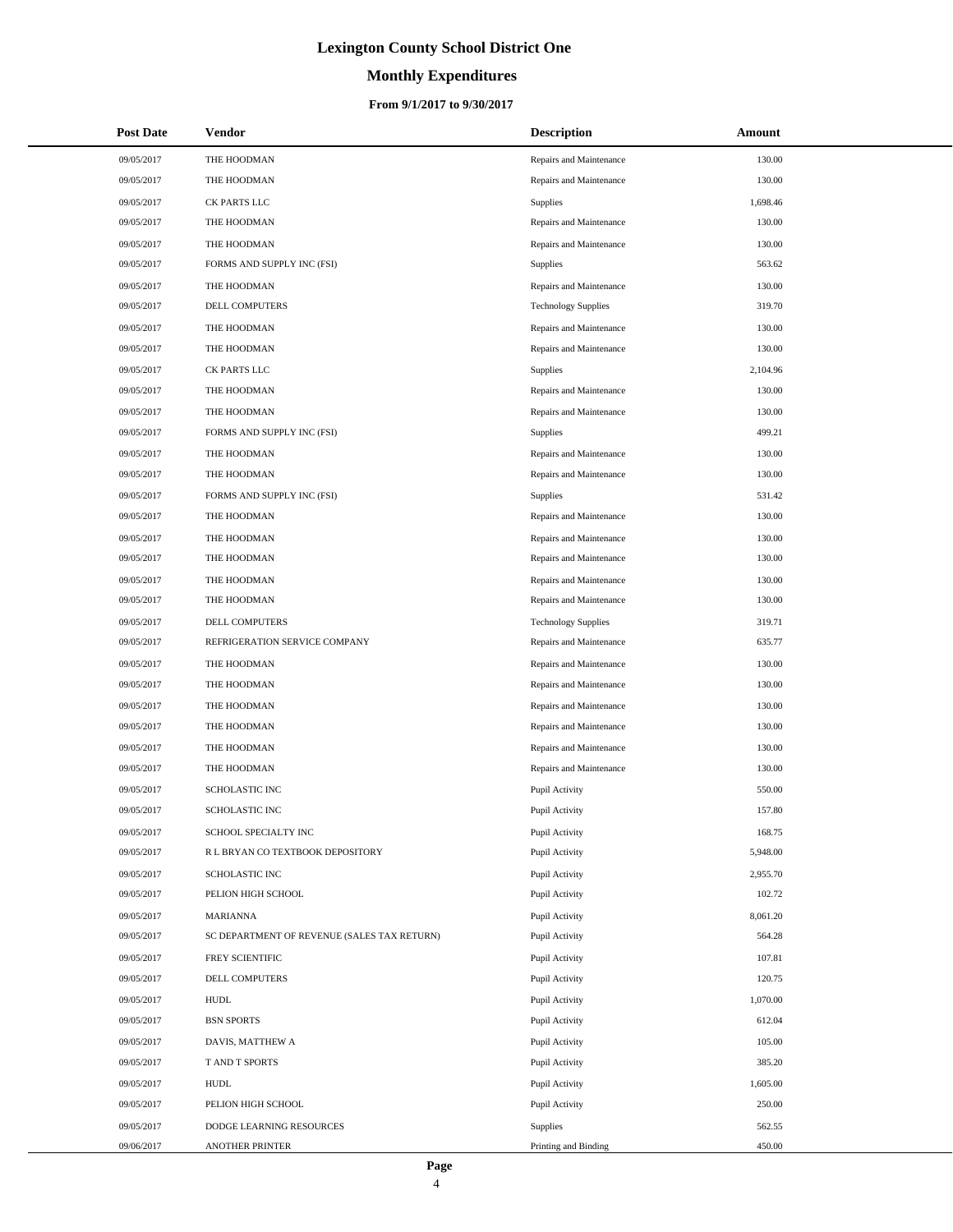# Lexington County School District One

## Monthly Expenditures

### From 9/1/2017 to 9/30/2017

| Post Date | Vendor | Description | Amount |
|---|---|---|---|
| 09/05/2017 | THE HOODMAN | Repairs and Maintenance | 130.00 |
| 09/05/2017 | THE HOODMAN | Repairs and Maintenance | 130.00 |
| 09/05/2017 | CK PARTS LLC | Supplies | 1,698.46 |
| 09/05/2017 | THE HOODMAN | Repairs and Maintenance | 130.00 |
| 09/05/2017 | THE HOODMAN | Repairs and Maintenance | 130.00 |
| 09/05/2017 | FORMS AND SUPPLY INC (FSI) | Supplies | 563.62 |
| 09/05/2017 | THE HOODMAN | Repairs and Maintenance | 130.00 |
| 09/05/2017 | DELL COMPUTERS | Technology Supplies | 319.70 |
| 09/05/2017 | THE HOODMAN | Repairs and Maintenance | 130.00 |
| 09/05/2017 | THE HOODMAN | Repairs and Maintenance | 130.00 |
| 09/05/2017 | CK PARTS LLC | Supplies | 2,104.96 |
| 09/05/2017 | THE HOODMAN | Repairs and Maintenance | 130.00 |
| 09/05/2017 | THE HOODMAN | Repairs and Maintenance | 130.00 |
| 09/05/2017 | FORMS AND SUPPLY INC (FSI) | Supplies | 499.21 |
| 09/05/2017 | THE HOODMAN | Repairs and Maintenance | 130.00 |
| 09/05/2017 | THE HOODMAN | Repairs and Maintenance | 130.00 |
| 09/05/2017 | FORMS AND SUPPLY INC (FSI) | Supplies | 531.42 |
| 09/05/2017 | THE HOODMAN | Repairs and Maintenance | 130.00 |
| 09/05/2017 | THE HOODMAN | Repairs and Maintenance | 130.00 |
| 09/05/2017 | THE HOODMAN | Repairs and Maintenance | 130.00 |
| 09/05/2017 | THE HOODMAN | Repairs and Maintenance | 130.00 |
| 09/05/2017 | THE HOODMAN | Repairs and Maintenance | 130.00 |
| 09/05/2017 | DELL COMPUTERS | Technology Supplies | 319.71 |
| 09/05/2017 | REFRIGERATION SERVICE COMPANY | Repairs and Maintenance | 635.77 |
| 09/05/2017 | THE HOODMAN | Repairs and Maintenance | 130.00 |
| 09/05/2017 | THE HOODMAN | Repairs and Maintenance | 130.00 |
| 09/05/2017 | THE HOODMAN | Repairs and Maintenance | 130.00 |
| 09/05/2017 | THE HOODMAN | Repairs and Maintenance | 130.00 |
| 09/05/2017 | THE HOODMAN | Repairs and Maintenance | 130.00 |
| 09/05/2017 | THE HOODMAN | Repairs and Maintenance | 130.00 |
| 09/05/2017 | SCHOLASTIC INC | Pupil Activity | 550.00 |
| 09/05/2017 | SCHOLASTIC INC | Pupil Activity | 157.80 |
| 09/05/2017 | SCHOOL SPECIALTY INC | Pupil Activity | 168.75 |
| 09/05/2017 | R L BRYAN CO TEXTBOOK DEPOSITORY | Pupil Activity | 5,948.00 |
| 09/05/2017 | SCHOLASTIC INC | Pupil Activity | 2,955.70 |
| 09/05/2017 | PELION HIGH SCHOOL | Pupil Activity | 102.72 |
| 09/05/2017 | MARIANNA | Pupil Activity | 8,061.20 |
| 09/05/2017 | SC DEPARTMENT OF REVENUE (SALES TAX RETURN) | Pupil Activity | 564.28 |
| 09/05/2017 | FREY SCIENTIFIC | Pupil Activity | 107.81 |
| 09/05/2017 | DELL COMPUTERS | Pupil Activity | 120.75 |
| 09/05/2017 | HUDL | Pupil Activity | 1,070.00 |
| 09/05/2017 | BSN SPORTS | Pupil Activity | 612.04 |
| 09/05/2017 | DAVIS, MATTHEW A | Pupil Activity | 105.00 |
| 09/05/2017 | T AND T SPORTS | Pupil Activity | 385.20 |
| 09/05/2017 | HUDL | Pupil Activity | 1,605.00 |
| 09/05/2017 | PELION HIGH SCHOOL | Pupil Activity | 250.00 |
| 09/05/2017 | DODGE LEARNING RESOURCES | Supplies | 562.55 |
| 09/06/2017 | ANOTHER PRINTER | Printing and Binding | 450.00 |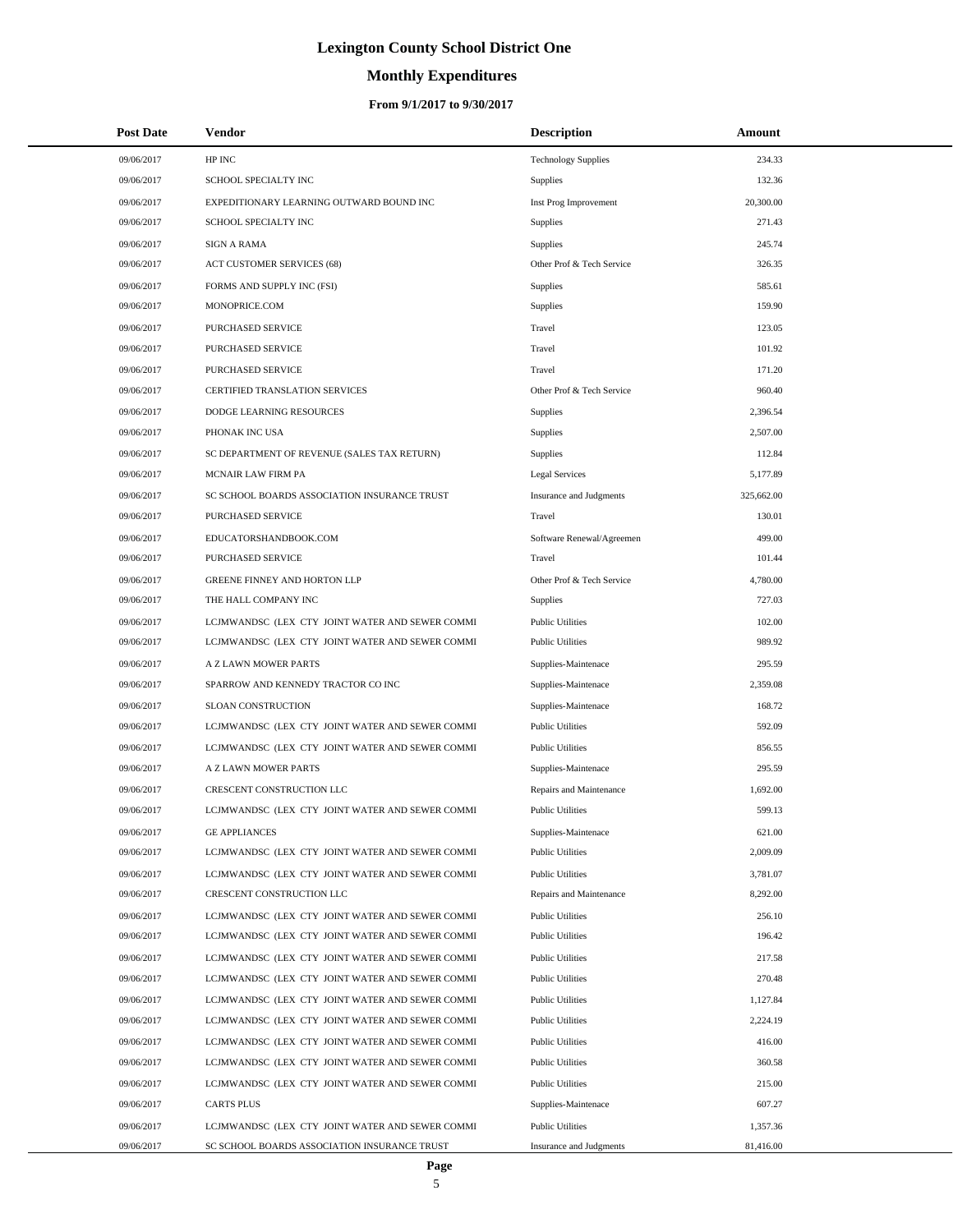# Lexington County School District One

## Monthly Expenditures

### From 9/1/2017 to 9/30/2017

| Post Date | Vendor | Description | Amount |
|---|---|---|---|
| 09/06/2017 | HP INC | Technology Supplies | 234.33 |
| 09/06/2017 | SCHOOL SPECIALTY INC | Supplies | 132.36 |
| 09/06/2017 | EXPEDITIONARY LEARNING OUTWARD BOUND INC | Inst Prog Improvement | 20,300.00 |
| 09/06/2017 | SCHOOL SPECIALTY INC | Supplies | 271.43 |
| 09/06/2017 | SIGN A RAMA | Supplies | 245.74 |
| 09/06/2017 | ACT CUSTOMER SERVICES (68) | Other Prof & Tech Service | 326.35 |
| 09/06/2017 | FORMS AND SUPPLY INC (FSI) | Supplies | 585.61 |
| 09/06/2017 | MONOPRICE.COM | Supplies | 159.90 |
| 09/06/2017 | PURCHASED SERVICE | Travel | 123.05 |
| 09/06/2017 | PURCHASED SERVICE | Travel | 101.92 |
| 09/06/2017 | PURCHASED SERVICE | Travel | 171.20 |
| 09/06/2017 | CERTIFIED TRANSLATION SERVICES | Other Prof & Tech Service | 960.40 |
| 09/06/2017 | DODGE LEARNING RESOURCES | Supplies | 2,396.54 |
| 09/06/2017 | PHONAK INC USA | Supplies | 2,507.00 |
| 09/06/2017 | SC DEPARTMENT OF REVENUE (SALES TAX RETURN) | Supplies | 112.84 |
| 09/06/2017 | MCNAIR LAW FIRM PA | Legal Services | 5,177.89 |
| 09/06/2017 | SC SCHOOL BOARDS ASSOCIATION INSURANCE TRUST | Insurance and Judgments | 325,662.00 |
| 09/06/2017 | PURCHASED SERVICE | Travel | 130.01 |
| 09/06/2017 | EDUCATORSHANDBOOK.COM | Software Renewal/Agreemen | 499.00 |
| 09/06/2017 | PURCHASED SERVICE | Travel | 101.44 |
| 09/06/2017 | GREENE FINNEY AND HORTON LLP | Other Prof & Tech Service | 4,780.00 |
| 09/06/2017 | THE HALL COMPANY INC | Supplies | 727.03 |
| 09/06/2017 | LCJMWANDSC (LEX CTY JOINT WATER AND SEWER COMMI | Public Utilities | 102.00 |
| 09/06/2017 | LCJMWANDSC (LEX CTY JOINT WATER AND SEWER COMMI | Public Utilities | 989.92 |
| 09/06/2017 | A Z LAWN MOWER PARTS | Supplies-Maintenace | 295.59 |
| 09/06/2017 | SPARROW AND KENNEDY TRACTOR CO INC | Supplies-Maintenace | 2,359.08 |
| 09/06/2017 | SLOAN CONSTRUCTION | Supplies-Maintenace | 168.72 |
| 09/06/2017 | LCJMWANDSC (LEX CTY JOINT WATER AND SEWER COMMI | Public Utilities | 592.09 |
| 09/06/2017 | LCJMWANDSC (LEX CTY JOINT WATER AND SEWER COMMI | Public Utilities | 856.55 |
| 09/06/2017 | A Z LAWN MOWER PARTS | Supplies-Maintenace | 295.59 |
| 09/06/2017 | CRESCENT CONSTRUCTION LLC | Repairs and Maintenance | 1,692.00 |
| 09/06/2017 | LCJMWANDSC (LEX CTY JOINT WATER AND SEWER COMMI | Public Utilities | 599.13 |
| 09/06/2017 | GE APPLIANCES | Supplies-Maintenace | 621.00 |
| 09/06/2017 | LCJMWANDSC (LEX CTY JOINT WATER AND SEWER COMMI | Public Utilities | 2,009.09 |
| 09/06/2017 | LCJMWANDSC (LEX CTY JOINT WATER AND SEWER COMMI | Public Utilities | 3,781.07 |
| 09/06/2017 | CRESCENT CONSTRUCTION LLC | Repairs and Maintenance | 8,292.00 |
| 09/06/2017 | LCJMWANDSC (LEX CTY JOINT WATER AND SEWER COMMI | Public Utilities | 256.10 |
| 09/06/2017 | LCJMWANDSC (LEX CTY JOINT WATER AND SEWER COMMI | Public Utilities | 196.42 |
| 09/06/2017 | LCJMWANDSC (LEX CTY JOINT WATER AND SEWER COMMI | Public Utilities | 217.58 |
| 09/06/2017 | LCJMWANDSC (LEX CTY JOINT WATER AND SEWER COMMI | Public Utilities | 270.48 |
| 09/06/2017 | LCJMWANDSC (LEX CTY JOINT WATER AND SEWER COMMI | Public Utilities | 1,127.84 |
| 09/06/2017 | LCJMWANDSC (LEX CTY JOINT WATER AND SEWER COMMI | Public Utilities | 2,224.19 |
| 09/06/2017 | LCJMWANDSC (LEX CTY JOINT WATER AND SEWER COMMI | Public Utilities | 416.00 |
| 09/06/2017 | LCJMWANDSC (LEX CTY JOINT WATER AND SEWER COMMI | Public Utilities | 360.58 |
| 09/06/2017 | LCJMWANDSC (LEX CTY JOINT WATER AND SEWER COMMI | Public Utilities | 215.00 |
| 09/06/2017 | CARTS PLUS | Supplies-Maintenace | 607.27 |
| 09/06/2017 | LCJMWANDSC (LEX CTY JOINT WATER AND SEWER COMMI | Public Utilities | 1,357.36 |
| 09/06/2017 | SC SCHOOL BOARDS ASSOCIATION INSURANCE TRUST | Insurance and Judgments | 81,416.00 |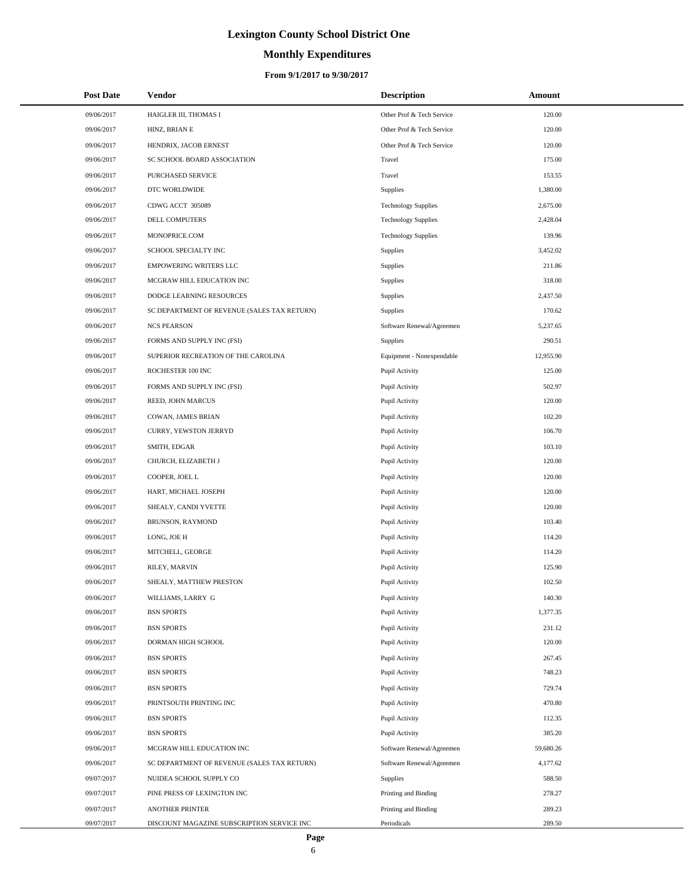# Lexington County School District One

## Monthly Expenditures

### From 9/1/2017 to 9/30/2017

| Post Date | Vendor | Description | Amount |
|---|---|---|---|
| 09/06/2017 | HAIGLER III, THOMAS I | Other Prof & Tech Service | 120.00 |
| 09/06/2017 | HINZ, BRIAN E | Other Prof & Tech Service | 120.00 |
| 09/06/2017 | HENDRIX, JACOB ERNEST | Other Prof & Tech Service | 120.00 |
| 09/06/2017 | SC SCHOOL BOARD ASSOCIATION | Travel | 175.00 |
| 09/06/2017 | PURCHASED SERVICE | Travel | 153.55 |
| 09/06/2017 | DTC WORLDWIDE | Supplies | 1,380.00 |
| 09/06/2017 | CDWG ACCT 305089 | Technology Supplies | 2,675.00 |
| 09/06/2017 | DELL COMPUTERS | Technology Supplies | 2,428.04 |
| 09/06/2017 | MONOPRICE.COM | Technology Supplies | 139.96 |
| 09/06/2017 | SCHOOL SPECIALTY INC | Supplies | 3,452.02 |
| 09/06/2017 | EMPOWERING WRITERS LLC | Supplies | 211.86 |
| 09/06/2017 | MCGRAW HILL EDUCATION INC | Supplies | 318.00 |
| 09/06/2017 | DODGE LEARNING RESOURCES | Supplies | 2,437.50 |
| 09/06/2017 | SC DEPARTMENT OF REVENUE (SALES TAX RETURN) | Supplies | 170.62 |
| 09/06/2017 | NCS PEARSON | Software Renewal/Agreemen | 5,237.65 |
| 09/06/2017 | FORMS AND SUPPLY INC (FSI) | Supplies | 290.51 |
| 09/06/2017 | SUPERIOR RECREATION OF THE CAROLINA | Equipment - Nonexpendable | 12,955.90 |
| 09/06/2017 | ROCHESTER 100 INC | Pupil Activity | 125.00 |
| 09/06/2017 | FORMS AND SUPPLY INC (FSI) | Pupil Activity | 502.97 |
| 09/06/2017 | REED, JOHN MARCUS | Pupil Activity | 120.00 |
| 09/06/2017 | COWAN, JAMES BRIAN | Pupil Activity | 102.20 |
| 09/06/2017 | CURRY, YEWSTON JERRYD | Pupil Activity | 106.70 |
| 09/06/2017 | SMITH, EDGAR | Pupil Activity | 103.10 |
| 09/06/2017 | CHURCH, ELIZABETH J | Pupil Activity | 120.00 |
| 09/06/2017 | COOPER, JOEL L | Pupil Activity | 120.00 |
| 09/06/2017 | HART, MICHAEL JOSEPH | Pupil Activity | 120.00 |
| 09/06/2017 | SHEALY, CANDI YVETTE | Pupil Activity | 120.00 |
| 09/06/2017 | BRUNSON, RAYMOND | Pupil Activity | 103.40 |
| 09/06/2017 | LONG, JOE H | Pupil Activity | 114.20 |
| 09/06/2017 | MITCHELL, GEORGE | Pupil Activity | 114.20 |
| 09/06/2017 | RILEY, MARVIN | Pupil Activity | 125.90 |
| 09/06/2017 | SHEALY, MATTHEW PRESTON | Pupil Activity | 102.50 |
| 09/06/2017 | WILLIAMS, LARRY G | Pupil Activity | 140.30 |
| 09/06/2017 | BSN SPORTS | Pupil Activity | 1,377.35 |
| 09/06/2017 | BSN SPORTS | Pupil Activity | 231.12 |
| 09/06/2017 | DORMAN HIGH SCHOOL | Pupil Activity | 120.00 |
| 09/06/2017 | BSN SPORTS | Pupil Activity | 267.45 |
| 09/06/2017 | BSN SPORTS | Pupil Activity | 748.23 |
| 09/06/2017 | BSN SPORTS | Pupil Activity | 729.74 |
| 09/06/2017 | PRINTSOUTH PRINTING INC | Pupil Activity | 470.80 |
| 09/06/2017 | BSN SPORTS | Pupil Activity | 112.35 |
| 09/06/2017 | BSN SPORTS | Pupil Activity | 385.20 |
| 09/06/2017 | MCGRAW HILL EDUCATION INC | Software Renewal/Agreemen | 59,680.26 |
| 09/06/2017 | SC DEPARTMENT OF REVENUE (SALES TAX RETURN) | Software Renewal/Agreemen | 4,177.62 |
| 09/07/2017 | NUIDEA SCHOOL SUPPLY CO | Supplies | 588.50 |
| 09/07/2017 | PINE PRESS OF LEXINGTON INC | Printing and Binding | 278.27 |
| 09/07/2017 | ANOTHER PRINTER | Printing and Binding | 289.23 |
| 09/07/2017 | DISCOUNT MAGAZINE SUBSCRIPTION SERVICE INC | Periodicals | 289.50 |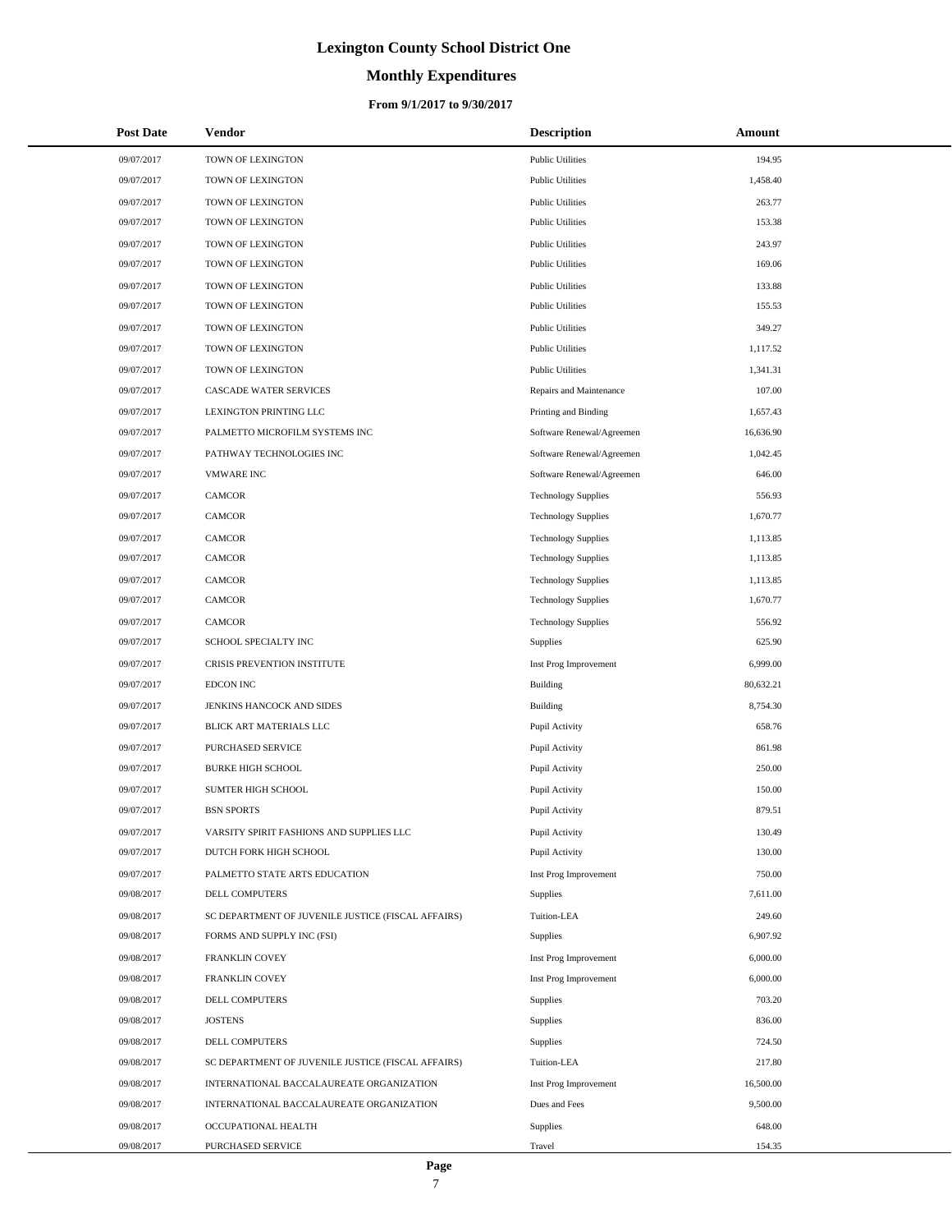# Lexington County School District One

## Monthly Expenditures

### From 9/1/2017 to 9/30/2017

| Post Date | Vendor | Description | Amount |
|---|---|---|---|
| 09/07/2017 | TOWN OF LEXINGTON | Public Utilities | 194.95 |
| 09/07/2017 | TOWN OF LEXINGTON | Public Utilities | 1,458.40 |
| 09/07/2017 | TOWN OF LEXINGTON | Public Utilities | 263.77 |
| 09/07/2017 | TOWN OF LEXINGTON | Public Utilities | 153.38 |
| 09/07/2017 | TOWN OF LEXINGTON | Public Utilities | 243.97 |
| 09/07/2017 | TOWN OF LEXINGTON | Public Utilities | 169.06 |
| 09/07/2017 | TOWN OF LEXINGTON | Public Utilities | 133.88 |
| 09/07/2017 | TOWN OF LEXINGTON | Public Utilities | 155.53 |
| 09/07/2017 | TOWN OF LEXINGTON | Public Utilities | 349.27 |
| 09/07/2017 | TOWN OF LEXINGTON | Public Utilities | 1,117.52 |
| 09/07/2017 | TOWN OF LEXINGTON | Public Utilities | 1,341.31 |
| 09/07/2017 | CASCADE WATER SERVICES | Repairs and Maintenance | 107.00 |
| 09/07/2017 | LEXINGTON PRINTING LLC | Printing and Binding | 1,657.43 |
| 09/07/2017 | PALMETTO MICROFILM SYSTEMS INC | Software Renewal/Agreemen | 16,636.90 |
| 09/07/2017 | PATHWAY TECHNOLOGIES INC | Software Renewal/Agreemen | 1,042.45 |
| 09/07/2017 | VMWARE INC | Software Renewal/Agreemen | 646.00 |
| 09/07/2017 | CAMCOR | Technology Supplies | 556.93 |
| 09/07/2017 | CAMCOR | Technology Supplies | 1,670.77 |
| 09/07/2017 | CAMCOR | Technology Supplies | 1,113.85 |
| 09/07/2017 | CAMCOR | Technology Supplies | 1,113.85 |
| 09/07/2017 | CAMCOR | Technology Supplies | 1,113.85 |
| 09/07/2017 | CAMCOR | Technology Supplies | 1,670.77 |
| 09/07/2017 | CAMCOR | Technology Supplies | 556.92 |
| 09/07/2017 | SCHOOL SPECIALTY INC | Supplies | 625.90 |
| 09/07/2017 | CRISIS PREVENTION INSTITUTE | Inst Prog Improvement | 6,999.00 |
| 09/07/2017 | EDCON INC | Building | 80,632.21 |
| 09/07/2017 | JENKINS HANCOCK AND SIDES | Building | 8,754.30 |
| 09/07/2017 | BLICK ART MATERIALS LLC | Pupil Activity | 658.76 |
| 09/07/2017 | PURCHASED SERVICE | Pupil Activity | 861.98 |
| 09/07/2017 | BURKE HIGH SCHOOL | Pupil Activity | 250.00 |
| 09/07/2017 | SUMTER HIGH SCHOOL | Pupil Activity | 150.00 |
| 09/07/2017 | BSN SPORTS | Pupil Activity | 879.51 |
| 09/07/2017 | VARSITY SPIRIT FASHIONS AND SUPPLIES LLC | Pupil Activity | 130.49 |
| 09/07/2017 | DUTCH FORK HIGH SCHOOL | Pupil Activity | 130.00 |
| 09/07/2017 | PALMETTO STATE ARTS EDUCATION | Inst Prog Improvement | 750.00 |
| 09/08/2017 | DELL COMPUTERS | Supplies | 7,611.00 |
| 09/08/2017 | SC DEPARTMENT OF JUVENILE JUSTICE (FISCAL AFFAIRS) | Tuition-LEA | 249.60 |
| 09/08/2017 | FORMS AND SUPPLY INC (FSI) | Supplies | 6,907.92 |
| 09/08/2017 | FRANKLIN COVEY | Inst Prog Improvement | 6,000.00 |
| 09/08/2017 | FRANKLIN COVEY | Inst Prog Improvement | 6,000.00 |
| 09/08/2017 | DELL COMPUTERS | Supplies | 703.20 |
| 09/08/2017 | JOSTENS | Supplies | 836.00 |
| 09/08/2017 | DELL COMPUTERS | Supplies | 724.50 |
| 09/08/2017 | SC DEPARTMENT OF JUVENILE JUSTICE (FISCAL AFFAIRS) | Tuition-LEA | 217.80 |
| 09/08/2017 | INTERNATIONAL BACCALAUREATE ORGANIZATION | Inst Prog Improvement | 16,500.00 |
| 09/08/2017 | INTERNATIONAL BACCALAUREATE ORGANIZATION | Dues and Fees | 9,500.00 |
| 09/08/2017 | OCCUPATIONAL HEALTH | Supplies | 648.00 |
| 09/08/2017 | PURCHASED SERVICE | Travel | 154.35 |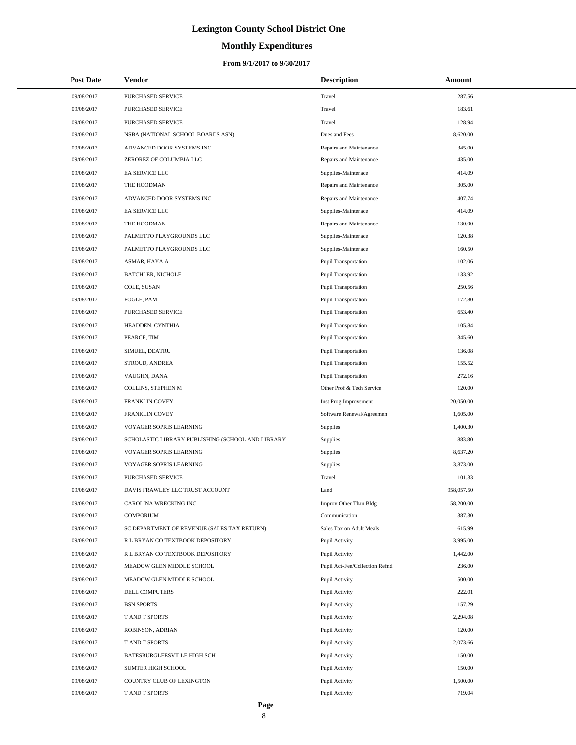# Lexington County School District One

## Monthly Expenditures

### From 9/1/2017 to 9/30/2017

| Post Date | Vendor | Description | Amount |
|---|---|---|---|
| 09/08/2017 | PURCHASED SERVICE | Travel | 287.56 |
| 09/08/2017 | PURCHASED SERVICE | Travel | 183.61 |
| 09/08/2017 | PURCHASED SERVICE | Travel | 128.94 |
| 09/08/2017 | NSBA (NATIONAL SCHOOL BOARDS ASN) | Dues and Fees | 8,620.00 |
| 09/08/2017 | ADVANCED DOOR SYSTEMS INC | Repairs and Maintenance | 345.00 |
| 09/08/2017 | ZEROREZ OF COLUMBIA LLC | Repairs and Maintenance | 435.00 |
| 09/08/2017 | EA SERVICE LLC | Supplies-Maintenace | 414.09 |
| 09/08/2017 | THE HOODMAN | Repairs and Maintenance | 305.00 |
| 09/08/2017 | ADVANCED DOOR SYSTEMS INC | Repairs and Maintenance | 407.74 |
| 09/08/2017 | EA SERVICE LLC | Supplies-Maintenace | 414.09 |
| 09/08/2017 | THE HOODMAN | Repairs and Maintenance | 130.00 |
| 09/08/2017 | PALMETTO PLAYGROUNDS LLC | Supplies-Maintenace | 120.38 |
| 09/08/2017 | PALMETTO PLAYGROUNDS LLC | Supplies-Maintenace | 160.50 |
| 09/08/2017 | ASMAR, HAYA A | Pupil Transportation | 102.06 |
| 09/08/2017 | BATCHLER, NICHOLE | Pupil Transportation | 133.92 |
| 09/08/2017 | COLE, SUSAN | Pupil Transportation | 250.56 |
| 09/08/2017 | FOGLE, PAM | Pupil Transportation | 172.80 |
| 09/08/2017 | PURCHASED SERVICE | Pupil Transportation | 653.40 |
| 09/08/2017 | HEADDEN, CYNTHIA | Pupil Transportation | 105.84 |
| 09/08/2017 | PEARCE, TIM | Pupil Transportation | 345.60 |
| 09/08/2017 | SIMUEL, DEATRU | Pupil Transportation | 136.08 |
| 09/08/2017 | STROUD, ANDREA | Pupil Transportation | 155.52 |
| 09/08/2017 | VAUGHN, DANA | Pupil Transportation | 272.16 |
| 09/08/2017 | COLLINS, STEPHEN M | Other Prof & Tech Service | 120.00 |
| 09/08/2017 | FRANKLIN COVEY | Inst Prog Improvement | 20,050.00 |
| 09/08/2017 | FRANKLIN COVEY | Software Renewal/Agreemen | 1,605.00 |
| 09/08/2017 | VOYAGER SOPRIS LEARNING | Supplies | 1,400.30 |
| 09/08/2017 | SCHOLASTIC LIBRARY PUBLISHING (SCHOOL AND LIBRARY | Supplies | 883.80 |
| 09/08/2017 | VOYAGER SOPRIS LEARNING | Supplies | 8,637.20 |
| 09/08/2017 | VOYAGER SOPRIS LEARNING | Supplies | 3,873.00 |
| 09/08/2017 | PURCHASED SERVICE | Travel | 101.33 |
| 09/08/2017 | DAVIS FRAWLEY LLC TRUST ACCOUNT | Land | 958,057.50 |
| 09/08/2017 | CAROLINA WRECKING INC | Improv Other Than Bldg | 58,200.00 |
| 09/08/2017 | COMPORIUM | Communication | 387.30 |
| 09/08/2017 | SC DEPARTMENT OF REVENUE (SALES TAX RETURN) | Sales Tax on Adult Meals | 615.99 |
| 09/08/2017 | R L BRYAN CO TEXTBOOK DEPOSITORY | Pupil Activity | 3,995.00 |
| 09/08/2017 | R L BRYAN CO TEXTBOOK DEPOSITORY | Pupil Activity | 1,442.00 |
| 09/08/2017 | MEADOW GLEN MIDDLE SCHOOL | Pupil Act-Fee/Collection Refnd | 236.00 |
| 09/08/2017 | MEADOW GLEN MIDDLE SCHOOL | Pupil Activity | 500.00 |
| 09/08/2017 | DELL COMPUTERS | Pupil Activity | 222.01 |
| 09/08/2017 | BSN SPORTS | Pupil Activity | 157.29 |
| 09/08/2017 | T AND T SPORTS | Pupil Activity | 2,294.08 |
| 09/08/2017 | ROBINSON, ADRIAN | Pupil Activity | 120.00 |
| 09/08/2017 | T AND T SPORTS | Pupil Activity | 2,073.66 |
| 09/08/2017 | BATESBURGLEESVILLE HIGH SCH | Pupil Activity | 150.00 |
| 09/08/2017 | SUMTER HIGH SCHOOL | Pupil Activity | 150.00 |
| 09/08/2017 | COUNTRY CLUB OF LEXINGTON | Pupil Activity | 1,500.00 |
| 09/08/2017 | T AND T SPORTS | Pupil Activity | 719.04 |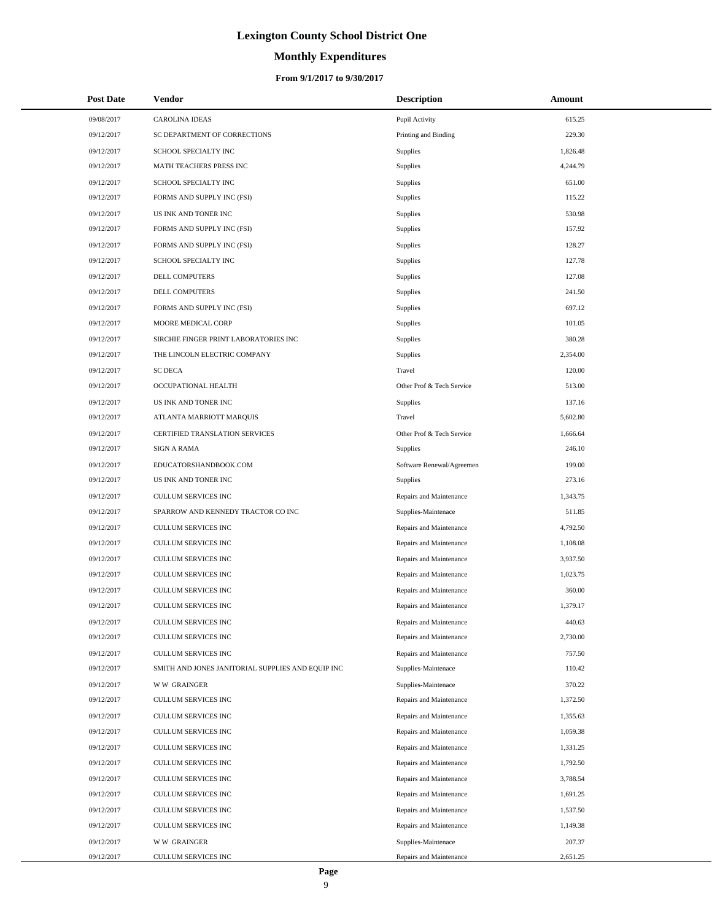# Lexington County School District One

## Monthly Expenditures

### From 9/1/2017 to 9/30/2017

| Post Date | Vendor | Description | Amount |
|---|---|---|---|
| 09/08/2017 | CAROLINA IDEAS | Pupil Activity | 615.25 |
| 09/12/2017 | SC DEPARTMENT OF CORRECTIONS | Printing and Binding | 229.30 |
| 09/12/2017 | SCHOOL SPECIALTY INC | Supplies | 1,826.48 |
| 09/12/2017 | MATH TEACHERS PRESS INC | Supplies | 4,244.79 |
| 09/12/2017 | SCHOOL SPECIALTY INC | Supplies | 651.00 |
| 09/12/2017 | FORMS AND SUPPLY INC (FSI) | Supplies | 115.22 |
| 09/12/2017 | US INK AND TONER INC | Supplies | 530.98 |
| 09/12/2017 | FORMS AND SUPPLY INC (FSI) | Supplies | 157.92 |
| 09/12/2017 | FORMS AND SUPPLY INC (FSI) | Supplies | 128.27 |
| 09/12/2017 | SCHOOL SPECIALTY INC | Supplies | 127.78 |
| 09/12/2017 | DELL COMPUTERS | Supplies | 127.08 |
| 09/12/2017 | DELL COMPUTERS | Supplies | 241.50 |
| 09/12/2017 | FORMS AND SUPPLY INC (FSI) | Supplies | 697.12 |
| 09/12/2017 | MOORE MEDICAL CORP | Supplies | 101.05 |
| 09/12/2017 | SIRCHIE FINGER PRINT LABORATORIES INC | Supplies | 380.28 |
| 09/12/2017 | THE LINCOLN ELECTRIC COMPANY | Supplies | 2,354.00 |
| 09/12/2017 | SC DECA | Travel | 120.00 |
| 09/12/2017 | OCCUPATIONAL HEALTH | Other Prof & Tech Service | 513.00 |
| 09/12/2017 | US INK AND TONER INC | Supplies | 137.16 |
| 09/12/2017 | ATLANTA MARRIOTT MARQUIS | Travel | 5,602.80 |
| 09/12/2017 | CERTIFIED TRANSLATION SERVICES | Other Prof & Tech Service | 1,666.64 |
| 09/12/2017 | SIGN A RAMA | Supplies | 246.10 |
| 09/12/2017 | EDUCATORSHANDBOOK.COM | Software Renewal/Agreemen | 199.00 |
| 09/12/2017 | US INK AND TONER INC | Supplies | 273.16 |
| 09/12/2017 | CULLUM SERVICES INC | Repairs and Maintenance | 1,343.75 |
| 09/12/2017 | SPARROW AND KENNEDY TRACTOR CO INC | Supplies-Maintenace | 511.85 |
| 09/12/2017 | CULLUM SERVICES INC | Repairs and Maintenance | 4,792.50 |
| 09/12/2017 | CULLUM SERVICES INC | Repairs and Maintenance | 1,108.08 |
| 09/12/2017 | CULLUM SERVICES INC | Repairs and Maintenance | 3,937.50 |
| 09/12/2017 | CULLUM SERVICES INC | Repairs and Maintenance | 1,023.75 |
| 09/12/2017 | CULLUM SERVICES INC | Repairs and Maintenance | 360.00 |
| 09/12/2017 | CULLUM SERVICES INC | Repairs and Maintenance | 1,379.17 |
| 09/12/2017 | CULLUM SERVICES INC | Repairs and Maintenance | 440.63 |
| 09/12/2017 | CULLUM SERVICES INC | Repairs and Maintenance | 2,730.00 |
| 09/12/2017 | CULLUM SERVICES INC | Repairs and Maintenance | 757.50 |
| 09/12/2017 | SMITH AND JONES JANITORIAL SUPPLIES AND EQUIP INC | Supplies-Maintenace | 110.42 |
| 09/12/2017 | W W GRAINGER | Supplies-Maintenace | 370.22 |
| 09/12/2017 | CULLUM SERVICES INC | Repairs and Maintenance | 1,372.50 |
| 09/12/2017 | CULLUM SERVICES INC | Repairs and Maintenance | 1,355.63 |
| 09/12/2017 | CULLUM SERVICES INC | Repairs and Maintenance | 1,059.38 |
| 09/12/2017 | CULLUM SERVICES INC | Repairs and Maintenance | 1,331.25 |
| 09/12/2017 | CULLUM SERVICES INC | Repairs and Maintenance | 1,792.50 |
| 09/12/2017 | CULLUM SERVICES INC | Repairs and Maintenance | 3,788.54 |
| 09/12/2017 | CULLUM SERVICES INC | Repairs and Maintenance | 1,691.25 |
| 09/12/2017 | CULLUM SERVICES INC | Repairs and Maintenance | 1,537.50 |
| 09/12/2017 | CULLUM SERVICES INC | Repairs and Maintenance | 1,149.38 |
| 09/12/2017 | W W GRAINGER | Supplies-Maintenace | 207.37 |
| 09/12/2017 | CULLUM SERVICES INC | Repairs and Maintenance | 2,651.25 |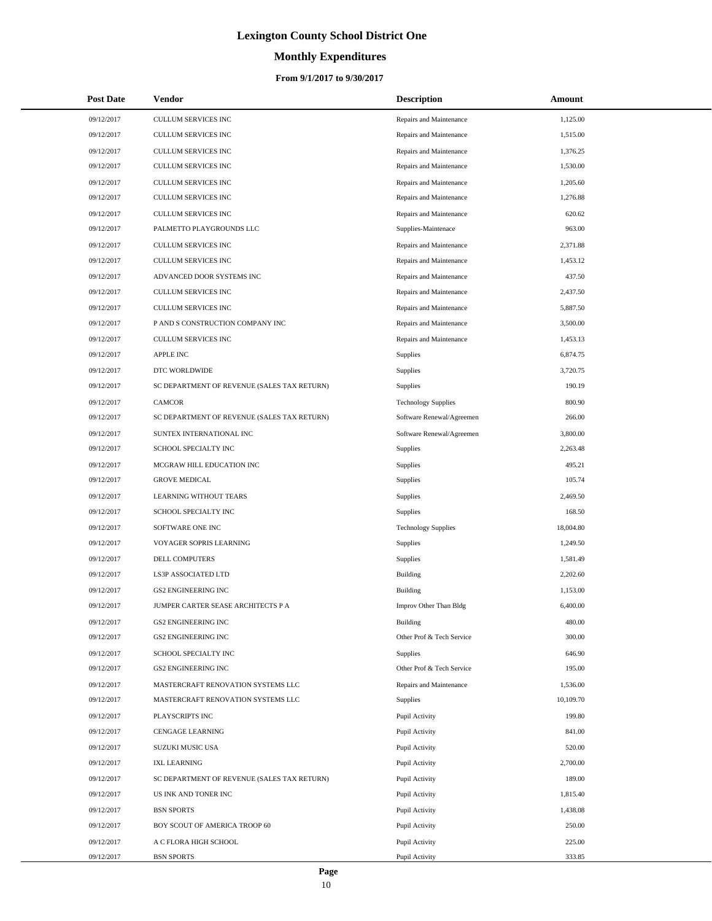# Lexington County School District One

## Monthly Expenditures

### From 9/1/2017 to 9/30/2017

| Post Date | Vendor | Description | Amount |
|---|---|---|---|
| 09/12/2017 | CULLUM SERVICES INC | Repairs and Maintenance | 1,125.00 |
| 09/12/2017 | CULLUM SERVICES INC | Repairs and Maintenance | 1,515.00 |
| 09/12/2017 | CULLUM SERVICES INC | Repairs and Maintenance | 1,376.25 |
| 09/12/2017 | CULLUM SERVICES INC | Repairs and Maintenance | 1,530.00 |
| 09/12/2017 | CULLUM SERVICES INC | Repairs and Maintenance | 1,205.60 |
| 09/12/2017 | CULLUM SERVICES INC | Repairs and Maintenance | 1,276.88 |
| 09/12/2017 | CULLUM SERVICES INC | Repairs and Maintenance | 620.62 |
| 09/12/2017 | PALMETTO PLAYGROUNDS LLC | Supplies-Maintenace | 963.00 |
| 09/12/2017 | CULLUM SERVICES INC | Repairs and Maintenance | 2,371.88 |
| 09/12/2017 | CULLUM SERVICES INC | Repairs and Maintenance | 1,453.12 |
| 09/12/2017 | ADVANCED DOOR SYSTEMS INC | Repairs and Maintenance | 437.50 |
| 09/12/2017 | CULLUM SERVICES INC | Repairs and Maintenance | 2,437.50 |
| 09/12/2017 | CULLUM SERVICES INC | Repairs and Maintenance | 5,887.50 |
| 09/12/2017 | P AND S CONSTRUCTION COMPANY INC | Repairs and Maintenance | 3,500.00 |
| 09/12/2017 | CULLUM SERVICES INC | Repairs and Maintenance | 1,453.13 |
| 09/12/2017 | APPLE INC | Supplies | 6,874.75 |
| 09/12/2017 | DTC WORLDWIDE | Supplies | 3,720.75 |
| 09/12/2017 | SC DEPARTMENT OF REVENUE (SALES TAX RETURN) | Supplies | 190.19 |
| 09/12/2017 | CAMCOR | Technology Supplies | 800.90 |
| 09/12/2017 | SC DEPARTMENT OF REVENUE (SALES TAX RETURN) | Software Renewal/Agreemen | 266.00 |
| 09/12/2017 | SUNTEX INTERNATIONAL INC | Software Renewal/Agreemen | 3,800.00 |
| 09/12/2017 | SCHOOL SPECIALTY INC | Supplies | 2,263.48 |
| 09/12/2017 | MCGRAW HILL EDUCATION INC | Supplies | 495.21 |
| 09/12/2017 | GROVE MEDICAL | Supplies | 105.74 |
| 09/12/2017 | LEARNING WITHOUT TEARS | Supplies | 2,469.50 |
| 09/12/2017 | SCHOOL SPECIALTY INC | Supplies | 168.50 |
| 09/12/2017 | SOFTWARE ONE INC | Technology Supplies | 18,004.80 |
| 09/12/2017 | VOYAGER SOPRIS LEARNING | Supplies | 1,249.50 |
| 09/12/2017 | DELL COMPUTERS | Supplies | 1,581.49 |
| 09/12/2017 | LS3P ASSOCIATED LTD | Building | 2,202.60 |
| 09/12/2017 | GS2 ENGINEERING INC | Building | 1,153.00 |
| 09/12/2017 | JUMPER CARTER SEASE ARCHITECTS P A | Improv Other Than Bldg | 6,400.00 |
| 09/12/2017 | GS2 ENGINEERING INC | Building | 480.00 |
| 09/12/2017 | GS2 ENGINEERING INC | Other Prof & Tech Service | 300.00 |
| 09/12/2017 | SCHOOL SPECIALTY INC | Supplies | 646.90 |
| 09/12/2017 | GS2 ENGINEERING INC | Other Prof & Tech Service | 195.00 |
| 09/12/2017 | MASTERCRAFT RENOVATION SYSTEMS LLC | Repairs and Maintenance | 1,536.00 |
| 09/12/2017 | MASTERCRAFT RENOVATION SYSTEMS LLC | Supplies | 10,109.70 |
| 09/12/2017 | PLAYSCRIPTS INC | Pupil Activity | 199.80 |
| 09/12/2017 | CENGAGE LEARNING | Pupil Activity | 841.00 |
| 09/12/2017 | SUZUKI MUSIC USA | Pupil Activity | 520.00 |
| 09/12/2017 | IXL LEARNING | Pupil Activity | 2,700.00 |
| 09/12/2017 | SC DEPARTMENT OF REVENUE (SALES TAX RETURN) | Pupil Activity | 189.00 |
| 09/12/2017 | US INK AND TONER INC | Pupil Activity | 1,815.40 |
| 09/12/2017 | BSN SPORTS | Pupil Activity | 1,438.08 |
| 09/12/2017 | BOY SCOUT OF AMERICA TROOP 60 | Pupil Activity | 250.00 |
| 09/12/2017 | A C FLORA HIGH SCHOOL | Pupil Activity | 225.00 |
| 09/12/2017 | BSN SPORTS | Pupil Activity | 333.85 |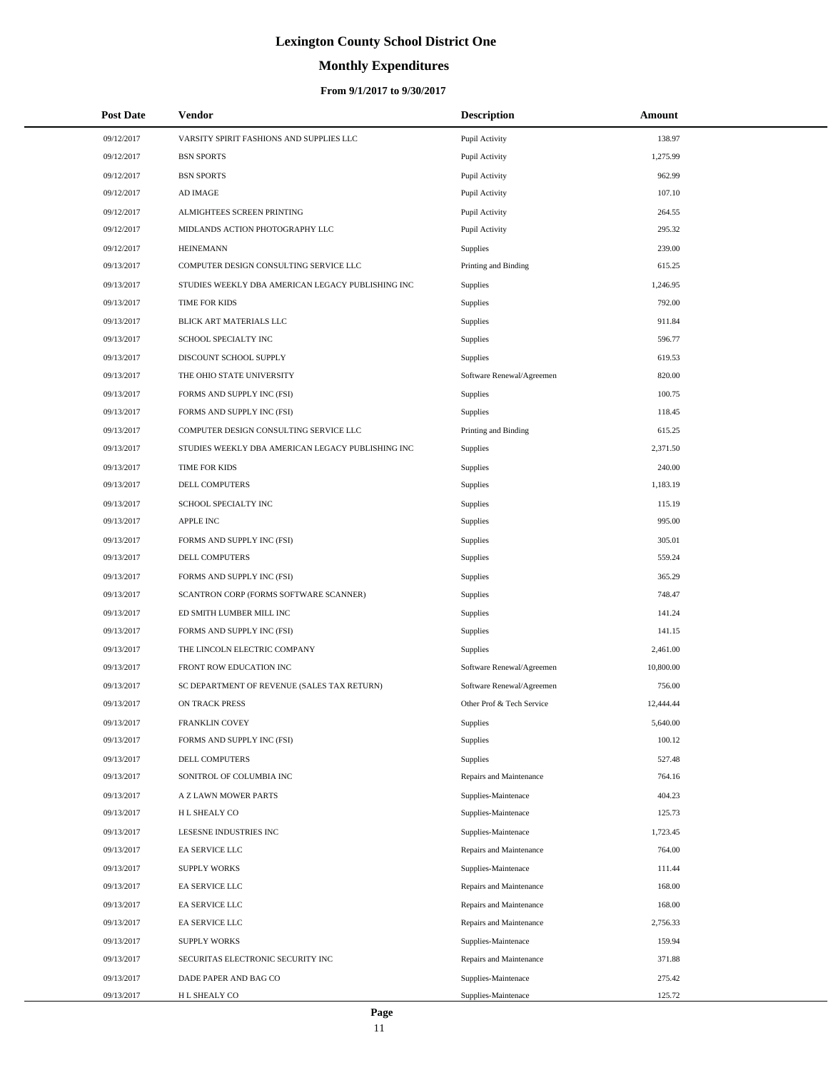# Lexington County School District One

## Monthly Expenditures

### From 9/1/2017 to 9/30/2017

| Post Date | Vendor | Description | Amount |
|---|---|---|---|
| 09/12/2017 | VARSITY SPIRIT FASHIONS AND SUPPLIES LLC | Pupil Activity | 138.97 |
| 09/12/2017 | BSN SPORTS | Pupil Activity | 1,275.99 |
| 09/12/2017 | BSN SPORTS | Pupil Activity | 962.99 |
| 09/12/2017 | AD IMAGE | Pupil Activity | 107.10 |
| 09/12/2017 | ALMIGHTEES SCREEN PRINTING | Pupil Activity | 264.55 |
| 09/12/2017 | MIDLANDS ACTION PHOTOGRAPHY LLC | Pupil Activity | 295.32 |
| 09/12/2017 | HEINEMANN | Supplies | 239.00 |
| 09/13/2017 | COMPUTER DESIGN CONSULTING SERVICE LLC | Printing and Binding | 615.25 |
| 09/13/2017 | STUDIES WEEKLY DBA AMERICAN LEGACY PUBLISHING INC | Supplies | 1,246.95 |
| 09/13/2017 | TIME FOR KIDS | Supplies | 792.00 |
| 09/13/2017 | BLICK ART MATERIALS LLC | Supplies | 911.84 |
| 09/13/2017 | SCHOOL SPECIALTY INC | Supplies | 596.77 |
| 09/13/2017 | DISCOUNT SCHOOL SUPPLY | Supplies | 619.53 |
| 09/13/2017 | THE OHIO STATE UNIVERSITY | Software Renewal/Agreemen | 820.00 |
| 09/13/2017 | FORMS AND SUPPLY INC (FSI) | Supplies | 100.75 |
| 09/13/2017 | FORMS AND SUPPLY INC (FSI) | Supplies | 118.45 |
| 09/13/2017 | COMPUTER DESIGN CONSULTING SERVICE LLC | Printing and Binding | 615.25 |
| 09/13/2017 | STUDIES WEEKLY DBA AMERICAN LEGACY PUBLISHING INC | Supplies | 2,371.50 |
| 09/13/2017 | TIME FOR KIDS | Supplies | 240.00 |
| 09/13/2017 | DELL COMPUTERS | Supplies | 1,183.19 |
| 09/13/2017 | SCHOOL SPECIALTY INC | Supplies | 115.19 |
| 09/13/2017 | APPLE INC | Supplies | 995.00 |
| 09/13/2017 | FORMS AND SUPPLY INC (FSI) | Supplies | 305.01 |
| 09/13/2017 | DELL COMPUTERS | Supplies | 559.24 |
| 09/13/2017 | FORMS AND SUPPLY INC (FSI) | Supplies | 365.29 |
| 09/13/2017 | SCANTRON CORP (FORMS SOFTWARE SCANNER) | Supplies | 748.47 |
| 09/13/2017 | ED SMITH LUMBER MILL INC | Supplies | 141.24 |
| 09/13/2017 | FORMS AND SUPPLY INC (FSI) | Supplies | 141.15 |
| 09/13/2017 | THE LINCOLN ELECTRIC COMPANY | Supplies | 2,461.00 |
| 09/13/2017 | FRONT ROW EDUCATION INC | Software Renewal/Agreemen | 10,800.00 |
| 09/13/2017 | SC DEPARTMENT OF REVENUE (SALES TAX RETURN) | Software Renewal/Agreemen | 756.00 |
| 09/13/2017 | ON TRACK PRESS | Other Prof & Tech Service | 12,444.44 |
| 09/13/2017 | FRANKLIN COVEY | Supplies | 5,640.00 |
| 09/13/2017 | FORMS AND SUPPLY INC (FSI) | Supplies | 100.12 |
| 09/13/2017 | DELL COMPUTERS | Supplies | 527.48 |
| 09/13/2017 | SONITROL OF COLUMBIA INC | Repairs and Maintenance | 764.16 |
| 09/13/2017 | A Z LAWN MOWER PARTS | Supplies-Maintenace | 404.23 |
| 09/13/2017 | H L SHEALY CO | Supplies-Maintenace | 125.73 |
| 09/13/2017 | LESESNE INDUSTRIES INC | Supplies-Maintenace | 1,723.45 |
| 09/13/2017 | EA SERVICE LLC | Repairs and Maintenance | 764.00 |
| 09/13/2017 | SUPPLY WORKS | Supplies-Maintenace | 111.44 |
| 09/13/2017 | EA SERVICE LLC | Repairs and Maintenance | 168.00 |
| 09/13/2017 | EA SERVICE LLC | Repairs and Maintenance | 168.00 |
| 09/13/2017 | EA SERVICE LLC | Repairs and Maintenance | 2,756.33 |
| 09/13/2017 | SUPPLY WORKS | Supplies-Maintenace | 159.94 |
| 09/13/2017 | SECURITAS ELECTRONIC SECURITY INC | Repairs and Maintenance | 371.88 |
| 09/13/2017 | DADE PAPER AND BAG CO | Supplies-Maintenace | 275.42 |
| 09/13/2017 | H L SHEALY CO | Supplies-Maintenace | 125.72 |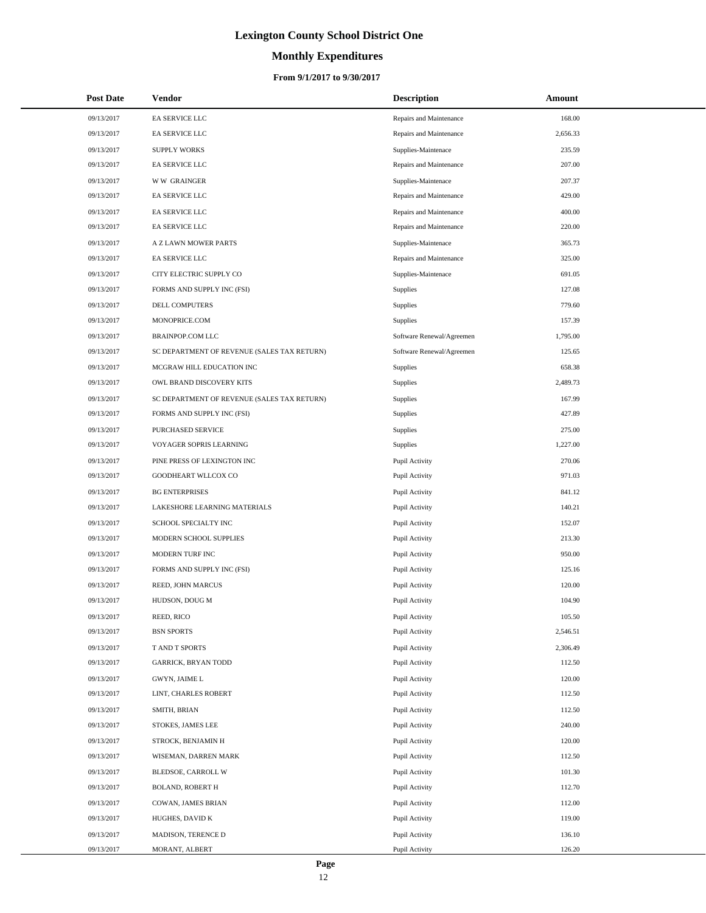# Lexington County School District One

## Monthly Expenditures

### From 9/1/2017 to 9/30/2017

| Post Date | Vendor | Description | Amount |
|---|---|---|---|
| 09/13/2017 | EA SERVICE LLC | Repairs and Maintenance | 168.00 |
| 09/13/2017 | EA SERVICE LLC | Repairs and Maintenance | 2,656.33 |
| 09/13/2017 | SUPPLY WORKS | Supplies-Maintenace | 235.59 |
| 09/13/2017 | EA SERVICE LLC | Repairs and Maintenance | 207.00 |
| 09/13/2017 | W W GRAINGER | Supplies-Maintenace | 207.37 |
| 09/13/2017 | EA SERVICE LLC | Repairs and Maintenance | 429.00 |
| 09/13/2017 | EA SERVICE LLC | Repairs and Maintenance | 400.00 |
| 09/13/2017 | EA SERVICE LLC | Repairs and Maintenance | 220.00 |
| 09/13/2017 | A Z LAWN MOWER PARTS | Supplies-Maintenace | 365.73 |
| 09/13/2017 | EA SERVICE LLC | Repairs and Maintenance | 325.00 |
| 09/13/2017 | CITY ELECTRIC SUPPLY CO | Supplies-Maintenace | 691.05 |
| 09/13/2017 | FORMS AND SUPPLY INC (FSI) | Supplies | 127.08 |
| 09/13/2017 | DELL COMPUTERS | Supplies | 779.60 |
| 09/13/2017 | MONOPRICE.COM | Supplies | 157.39 |
| 09/13/2017 | BRAINPOP.COM LLC | Software Renewal/Agreemen | 1,795.00 |
| 09/13/2017 | SC DEPARTMENT OF REVENUE (SALES TAX RETURN) | Software Renewal/Agreemen | 125.65 |
| 09/13/2017 | MCGRAW HILL EDUCATION INC | Supplies | 658.38 |
| 09/13/2017 | OWL BRAND DISCOVERY KITS | Supplies | 2,489.73 |
| 09/13/2017 | SC DEPARTMENT OF REVENUE (SALES TAX RETURN) | Supplies | 167.99 |
| 09/13/2017 | FORMS AND SUPPLY INC (FSI) | Supplies | 427.89 |
| 09/13/2017 | PURCHASED SERVICE | Supplies | 275.00 |
| 09/13/2017 | VOYAGER SOPRIS LEARNING | Supplies | 1,227.00 |
| 09/13/2017 | PINE PRESS OF LEXINGTON INC | Pupil Activity | 270.06 |
| 09/13/2017 | GOODHEART WLLCOX CO | Pupil Activity | 971.03 |
| 09/13/2017 | BG ENTERPRISES | Pupil Activity | 841.12 |
| 09/13/2017 | LAKESHORE LEARNING MATERIALS | Pupil Activity | 140.21 |
| 09/13/2017 | SCHOOL SPECIALTY INC | Pupil Activity | 152.07 |
| 09/13/2017 | MODERN SCHOOL SUPPLIES | Pupil Activity | 213.30 |
| 09/13/2017 | MODERN TURF INC | Pupil Activity | 950.00 |
| 09/13/2017 | FORMS AND SUPPLY INC (FSI) | Pupil Activity | 125.16 |
| 09/13/2017 | REED, JOHN MARCUS | Pupil Activity | 120.00 |
| 09/13/2017 | HUDSON, DOUG M | Pupil Activity | 104.90 |
| 09/13/2017 | REED, RICO | Pupil Activity | 105.50 |
| 09/13/2017 | BSN SPORTS | Pupil Activity | 2,546.51 |
| 09/13/2017 | T AND T SPORTS | Pupil Activity | 2,306.49 |
| 09/13/2017 | GARRICK, BRYAN TODD | Pupil Activity | 112.50 |
| 09/13/2017 | GWYN, JAIME L | Pupil Activity | 120.00 |
| 09/13/2017 | LINT, CHARLES ROBERT | Pupil Activity | 112.50 |
| 09/13/2017 | SMITH, BRIAN | Pupil Activity | 112.50 |
| 09/13/2017 | STOKES, JAMES LEE | Pupil Activity | 240.00 |
| 09/13/2017 | STROCK, BENJAMIN H | Pupil Activity | 120.00 |
| 09/13/2017 | WISEMAN, DARREN MARK | Pupil Activity | 112.50 |
| 09/13/2017 | BLEDSOE, CARROLL W | Pupil Activity | 101.30 |
| 09/13/2017 | BOLAND, ROBERT H | Pupil Activity | 112.70 |
| 09/13/2017 | COWAN, JAMES BRIAN | Pupil Activity | 112.00 |
| 09/13/2017 | HUGHES, DAVID K | Pupil Activity | 119.00 |
| 09/13/2017 | MADISON, TERENCE D | Pupil Activity | 136.10 |
| 09/13/2017 | MORANT, ALBERT | Pupil Activity | 126.20 |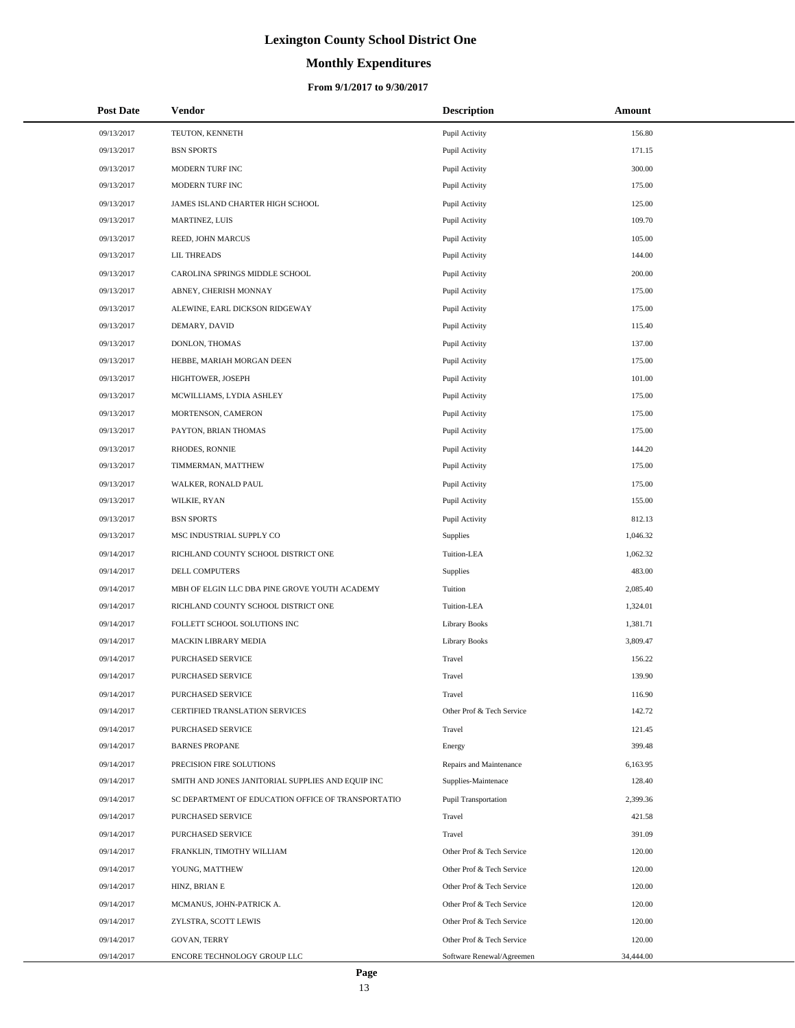# Lexington County School District One

## Monthly Expenditures

### From 9/1/2017 to 9/30/2017

| Post Date | Vendor | Description | Amount |
|---|---|---|---|
| 09/13/2017 | TEUTON, KENNETH | Pupil Activity | 156.80 |
| 09/13/2017 | BSN SPORTS | Pupil Activity | 171.15 |
| 09/13/2017 | MODERN TURF INC | Pupil Activity | 300.00 |
| 09/13/2017 | MODERN TURF INC | Pupil Activity | 175.00 |
| 09/13/2017 | JAMES ISLAND CHARTER HIGH SCHOOL | Pupil Activity | 125.00 |
| 09/13/2017 | MARTINEZ, LUIS | Pupil Activity | 109.70 |
| 09/13/2017 | REED, JOHN MARCUS | Pupil Activity | 105.00 |
| 09/13/2017 | LIL THREADS | Pupil Activity | 144.00 |
| 09/13/2017 | CAROLINA SPRINGS MIDDLE SCHOOL | Pupil Activity | 200.00 |
| 09/13/2017 | ABNEY, CHERISH MONNAY | Pupil Activity | 175.00 |
| 09/13/2017 | ALEWINE, EARL DICKSON RIDGEWAY | Pupil Activity | 175.00 |
| 09/13/2017 | DEMARY, DAVID | Pupil Activity | 115.40 |
| 09/13/2017 | DONLON, THOMAS | Pupil Activity | 137.00 |
| 09/13/2017 | HEBBE, MARIAH MORGAN DEEN | Pupil Activity | 175.00 |
| 09/13/2017 | HIGHTOWER, JOSEPH | Pupil Activity | 101.00 |
| 09/13/2017 | MCWILLIAMS, LYDIA ASHLEY | Pupil Activity | 175.00 |
| 09/13/2017 | MORTENSON, CAMERON | Pupil Activity | 175.00 |
| 09/13/2017 | PAYTON, BRIAN THOMAS | Pupil Activity | 175.00 |
| 09/13/2017 | RHODES, RONNIE | Pupil Activity | 144.20 |
| 09/13/2017 | TIMMERMAN, MATTHEW | Pupil Activity | 175.00 |
| 09/13/2017 | WALKER, RONALD PAUL | Pupil Activity | 175.00 |
| 09/13/2017 | WILKIE, RYAN | Pupil Activity | 155.00 |
| 09/13/2017 | BSN SPORTS | Pupil Activity | 812.13 |
| 09/13/2017 | MSC INDUSTRIAL SUPPLY CO | Supplies | 1,046.32 |
| 09/14/2017 | RICHLAND COUNTY SCHOOL DISTRICT ONE | Tuition-LEA | 1,062.32 |
| 09/14/2017 | DELL COMPUTERS | Supplies | 483.00 |
| 09/14/2017 | MBH OF ELGIN LLC DBA PINE GROVE YOUTH ACADEMY | Tuition | 2,085.40 |
| 09/14/2017 | RICHLAND COUNTY SCHOOL DISTRICT ONE | Tuition-LEA | 1,324.01 |
| 09/14/2017 | FOLLETT SCHOOL SOLUTIONS INC | Library Books | 1,381.71 |
| 09/14/2017 | MACKIN LIBRARY MEDIA | Library Books | 3,809.47 |
| 09/14/2017 | PURCHASED SERVICE | Travel | 156.22 |
| 09/14/2017 | PURCHASED SERVICE | Travel | 139.90 |
| 09/14/2017 | PURCHASED SERVICE | Travel | 116.90 |
| 09/14/2017 | CERTIFIED TRANSLATION SERVICES | Other Prof & Tech Service | 142.72 |
| 09/14/2017 | PURCHASED SERVICE | Travel | 121.45 |
| 09/14/2017 | BARNES PROPANE | Energy | 399.48 |
| 09/14/2017 | PRECISION FIRE SOLUTIONS | Repairs and Maintenance | 6,163.95 |
| 09/14/2017 | SMITH AND JONES JANITORIAL SUPPLIES AND EQUIP INC | Supplies-Maintenace | 128.40 |
| 09/14/2017 | SC DEPARTMENT OF EDUCATION OFFICE OF TRANSPORTATIO | Pupil Transportation | 2,399.36 |
| 09/14/2017 | PURCHASED SERVICE | Travel | 421.58 |
| 09/14/2017 | PURCHASED SERVICE | Travel | 391.09 |
| 09/14/2017 | FRANKLIN, TIMOTHY WILLIAM | Other Prof & Tech Service | 120.00 |
| 09/14/2017 | YOUNG, MATTHEW | Other Prof & Tech Service | 120.00 |
| 09/14/2017 | HINZ, BRIAN E | Other Prof & Tech Service | 120.00 |
| 09/14/2017 | MCMANUS, JOHN-PATRICK A. | Other Prof & Tech Service | 120.00 |
| 09/14/2017 | ZYLSTRA, SCOTT LEWIS | Other Prof & Tech Service | 120.00 |
| 09/14/2017 | GOVAN, TERRY | Other Prof & Tech Service | 120.00 |
| 09/14/2017 | ENCORE TECHNOLOGY GROUP LLC | Software Renewal/Agreemen | 34,444.00 |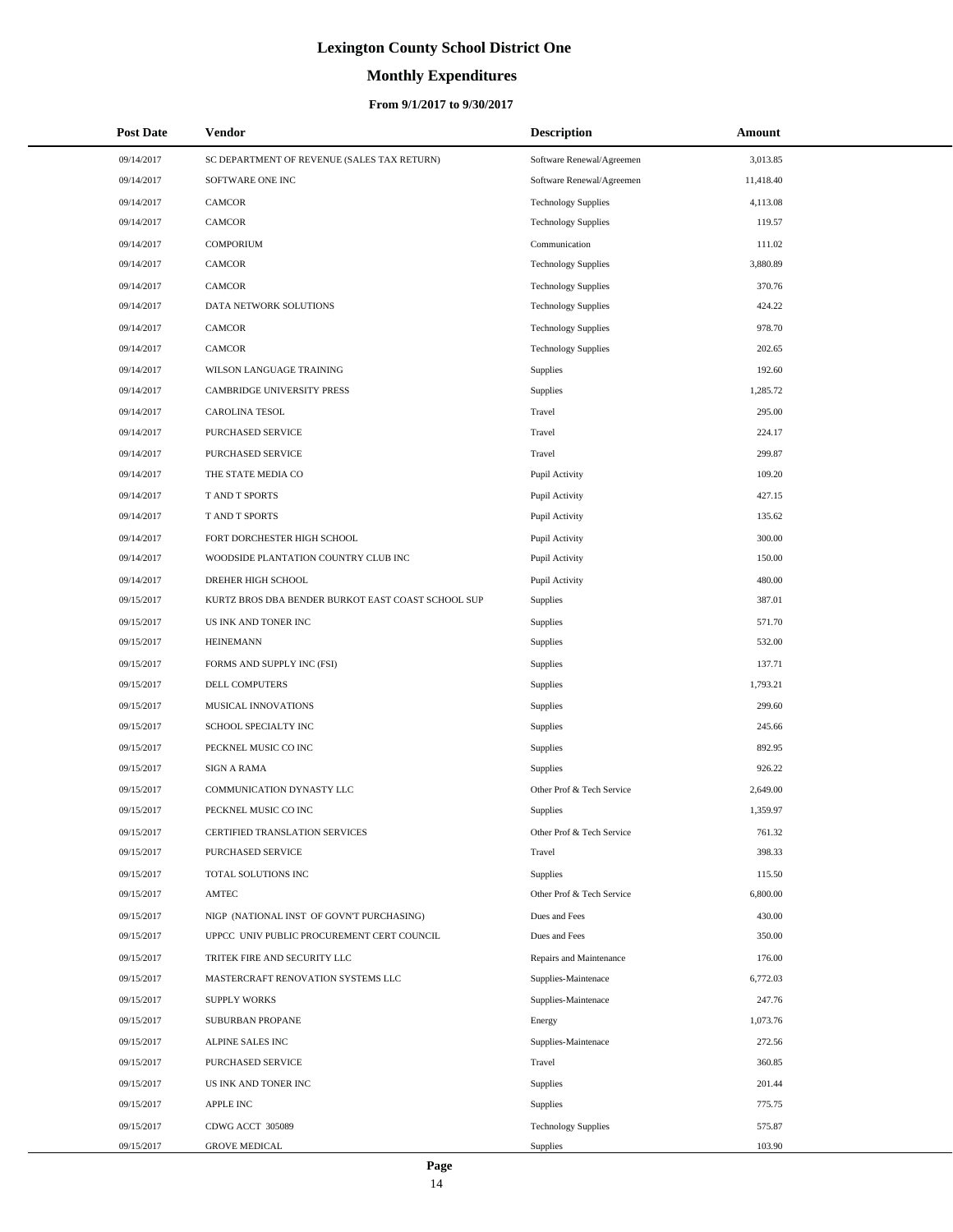# Lexington County School District One

## Monthly Expenditures

### From 9/1/2017 to 9/30/2017

| Post Date | Vendor | Description | Amount |
|---|---|---|---|
| 09/14/2017 | SC DEPARTMENT OF REVENUE (SALES TAX RETURN) | Software Renewal/Agreemen | 3,013.85 |
| 09/14/2017 | SOFTWARE ONE INC | Software Renewal/Agreemen | 11,418.40 |
| 09/14/2017 | CAMCOR | Technology Supplies | 4,113.08 |
| 09/14/2017 | CAMCOR | Technology Supplies | 119.57 |
| 09/14/2017 | COMPORIUM | Communication | 111.02 |
| 09/14/2017 | CAMCOR | Technology Supplies | 3,880.89 |
| 09/14/2017 | CAMCOR | Technology Supplies | 370.76 |
| 09/14/2017 | DATA NETWORK SOLUTIONS | Technology Supplies | 424.22 |
| 09/14/2017 | CAMCOR | Technology Supplies | 978.70 |
| 09/14/2017 | CAMCOR | Technology Supplies | 202.65 |
| 09/14/2017 | WILSON LANGUAGE TRAINING | Supplies | 192.60 |
| 09/14/2017 | CAMBRIDGE UNIVERSITY PRESS | Supplies | 1,285.72 |
| 09/14/2017 | CAROLINA TESOL | Travel | 295.00 |
| 09/14/2017 | PURCHASED SERVICE | Travel | 224.17 |
| 09/14/2017 | PURCHASED SERVICE | Travel | 299.87 |
| 09/14/2017 | THE STATE MEDIA CO | Pupil Activity | 109.20 |
| 09/14/2017 | T AND T SPORTS | Pupil Activity | 427.15 |
| 09/14/2017 | T AND T SPORTS | Pupil Activity | 135.62 |
| 09/14/2017 | FORT DORCHESTER HIGH SCHOOL | Pupil Activity | 300.00 |
| 09/14/2017 | WOODSIDE PLANTATION COUNTRY CLUB INC | Pupil Activity | 150.00 |
| 09/14/2017 | DREHER HIGH SCHOOL | Pupil Activity | 480.00 |
| 09/15/2017 | KURTZ BROS DBA BENDER BURKOT EAST COAST SCHOOL SUP | Supplies | 387.01 |
| 09/15/2017 | US INK AND TONER INC | Supplies | 571.70 |
| 09/15/2017 | HEINEMANN | Supplies | 532.00 |
| 09/15/2017 | FORMS AND SUPPLY INC (FSI) | Supplies | 137.71 |
| 09/15/2017 | DELL COMPUTERS | Supplies | 1,793.21 |
| 09/15/2017 | MUSICAL INNOVATIONS | Supplies | 299.60 |
| 09/15/2017 | SCHOOL SPECIALTY INC | Supplies | 245.66 |
| 09/15/2017 | PECKNEL MUSIC CO INC | Supplies | 892.95 |
| 09/15/2017 | SIGN A RAMA | Supplies | 926.22 |
| 09/15/2017 | COMMUNICATION DYNASTY LLC | Other Prof & Tech Service | 2,649.00 |
| 09/15/2017 | PECKNEL MUSIC CO INC | Supplies | 1,359.97 |
| 09/15/2017 | CERTIFIED TRANSLATION SERVICES | Other Prof & Tech Service | 761.32 |
| 09/15/2017 | PURCHASED SERVICE | Travel | 398.33 |
| 09/15/2017 | TOTAL SOLUTIONS INC | Supplies | 115.50 |
| 09/15/2017 | AMTEC | Other Prof & Tech Service | 6,800.00 |
| 09/15/2017 | NIGP (NATIONAL INST OF GOVN'T PURCHASING) | Dues and Fees | 430.00 |
| 09/15/2017 | UPPCC UNIV PUBLIC PROCUREMENT CERT COUNCIL | Dues and Fees | 350.00 |
| 09/15/2017 | TRITEK FIRE AND SECURITY LLC | Repairs and Maintenance | 176.00 |
| 09/15/2017 | MASTERCRAFT RENOVATION SYSTEMS LLC | Supplies-Maintenace | 6,772.03 |
| 09/15/2017 | SUPPLY WORKS | Supplies-Maintenace | 247.76 |
| 09/15/2017 | SUBURBAN PROPANE | Energy | 1,073.76 |
| 09/15/2017 | ALPINE SALES INC | Supplies-Maintenace | 272.56 |
| 09/15/2017 | PURCHASED SERVICE | Travel | 360.85 |
| 09/15/2017 | US INK AND TONER INC | Supplies | 201.44 |
| 09/15/2017 | APPLE INC | Supplies | 775.75 |
| 09/15/2017 | CDWG ACCT 305089 | Technology Supplies | 575.87 |
| 09/15/2017 | GROVE MEDICAL | Supplies | 103.90 |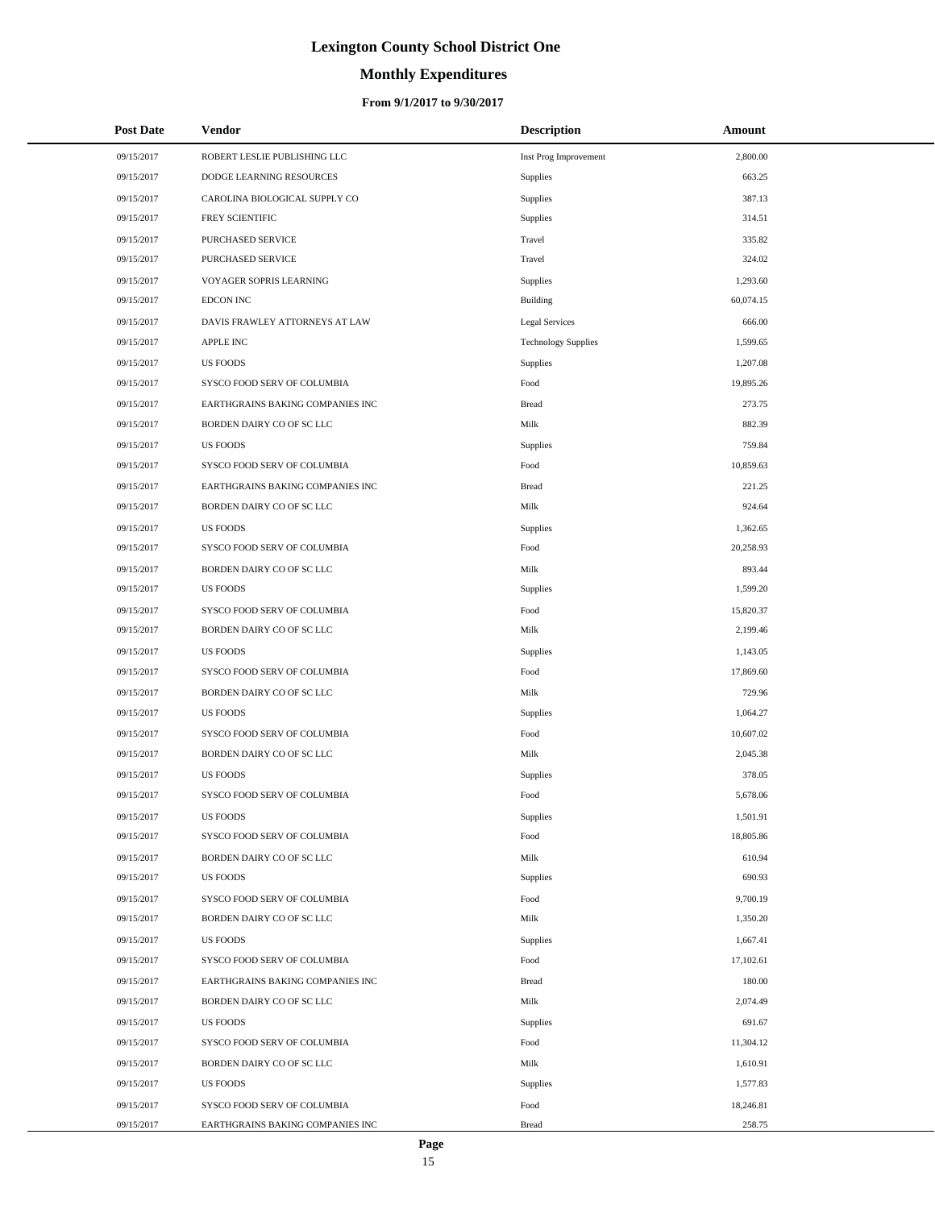# Lexington County School District One

## Monthly Expenditures

### From 9/1/2017 to 9/30/2017

| Post Date | Vendor | Description | Amount |
|---|---|---|---|
| 09/15/2017 | ROBERT LESLIE PUBLISHING LLC | Inst Prog Improvement | 2,800.00 |
| 09/15/2017 | DODGE LEARNING RESOURCES | Supplies | 663.25 |
| 09/15/2017 | CAROLINA BIOLOGICAL SUPPLY CO | Supplies | 387.13 |
| 09/15/2017 | FREY SCIENTIFIC | Supplies | 314.51 |
| 09/15/2017 | PURCHASED SERVICE | Travel | 335.82 |
| 09/15/2017 | PURCHASED SERVICE | Travel | 324.02 |
| 09/15/2017 | VOYAGER SOPRIS LEARNING | Supplies | 1,293.60 |
| 09/15/2017 | EDCON INC | Building | 60,074.15 |
| 09/15/2017 | DAVIS FRAWLEY ATTORNEYS AT LAW | Legal Services | 666.00 |
| 09/15/2017 | APPLE INC | Technology Supplies | 1,599.65 |
| 09/15/2017 | US FOODS | Supplies | 1,207.08 |
| 09/15/2017 | SYSCO FOOD SERV OF COLUMBIA | Food | 19,895.26 |
| 09/15/2017 | EARTHGRAINS BAKING COMPANIES INC | Bread | 273.75 |
| 09/15/2017 | BORDEN DAIRY CO OF SC LLC | Milk | 882.39 |
| 09/15/2017 | US FOODS | Supplies | 759.84 |
| 09/15/2017 | SYSCO FOOD SERV OF COLUMBIA | Food | 10,859.63 |
| 09/15/2017 | EARTHGRAINS BAKING COMPANIES INC | Bread | 221.25 |
| 09/15/2017 | BORDEN DAIRY CO OF SC LLC | Milk | 924.64 |
| 09/15/2017 | US FOODS | Supplies | 1,362.65 |
| 09/15/2017 | SYSCO FOOD SERV OF COLUMBIA | Food | 20,258.93 |
| 09/15/2017 | BORDEN DAIRY CO OF SC LLC | Milk | 893.44 |
| 09/15/2017 | US FOODS | Supplies | 1,599.20 |
| 09/15/2017 | SYSCO FOOD SERV OF COLUMBIA | Food | 15,820.37 |
| 09/15/2017 | BORDEN DAIRY CO OF SC LLC | Milk | 2,199.46 |
| 09/15/2017 | US FOODS | Supplies | 1,143.05 |
| 09/15/2017 | SYSCO FOOD SERV OF COLUMBIA | Food | 17,869.60 |
| 09/15/2017 | BORDEN DAIRY CO OF SC LLC | Milk | 729.96 |
| 09/15/2017 | US FOODS | Supplies | 1,064.27 |
| 09/15/2017 | SYSCO FOOD SERV OF COLUMBIA | Food | 10,607.02 |
| 09/15/2017 | BORDEN DAIRY CO OF SC LLC | Milk | 2,045.38 |
| 09/15/2017 | US FOODS | Supplies | 378.05 |
| 09/15/2017 | SYSCO FOOD SERV OF COLUMBIA | Food | 5,678.06 |
| 09/15/2017 | US FOODS | Supplies | 1,501.91 |
| 09/15/2017 | SYSCO FOOD SERV OF COLUMBIA | Food | 18,805.86 |
| 09/15/2017 | BORDEN DAIRY CO OF SC LLC | Milk | 610.94 |
| 09/15/2017 | US FOODS | Supplies | 690.93 |
| 09/15/2017 | SYSCO FOOD SERV OF COLUMBIA | Food | 9,700.19 |
| 09/15/2017 | BORDEN DAIRY CO OF SC LLC | Milk | 1,350.20 |
| 09/15/2017 | US FOODS | Supplies | 1,667.41 |
| 09/15/2017 | SYSCO FOOD SERV OF COLUMBIA | Food | 17,102.61 |
| 09/15/2017 | EARTHGRAINS BAKING COMPANIES INC | Bread | 180.00 |
| 09/15/2017 | BORDEN DAIRY CO OF SC LLC | Milk | 2,074.49 |
| 09/15/2017 | US FOODS | Supplies | 691.67 |
| 09/15/2017 | SYSCO FOOD SERV OF COLUMBIA | Food | 11,304.12 |
| 09/15/2017 | BORDEN DAIRY CO OF SC LLC | Milk | 1,610.91 |
| 09/15/2017 | US FOODS | Supplies | 1,577.83 |
| 09/15/2017 | SYSCO FOOD SERV OF COLUMBIA | Food | 18,246.81 |
| 09/15/2017 | EARTHGRAINS BAKING COMPANIES INC | Bread | 258.75 |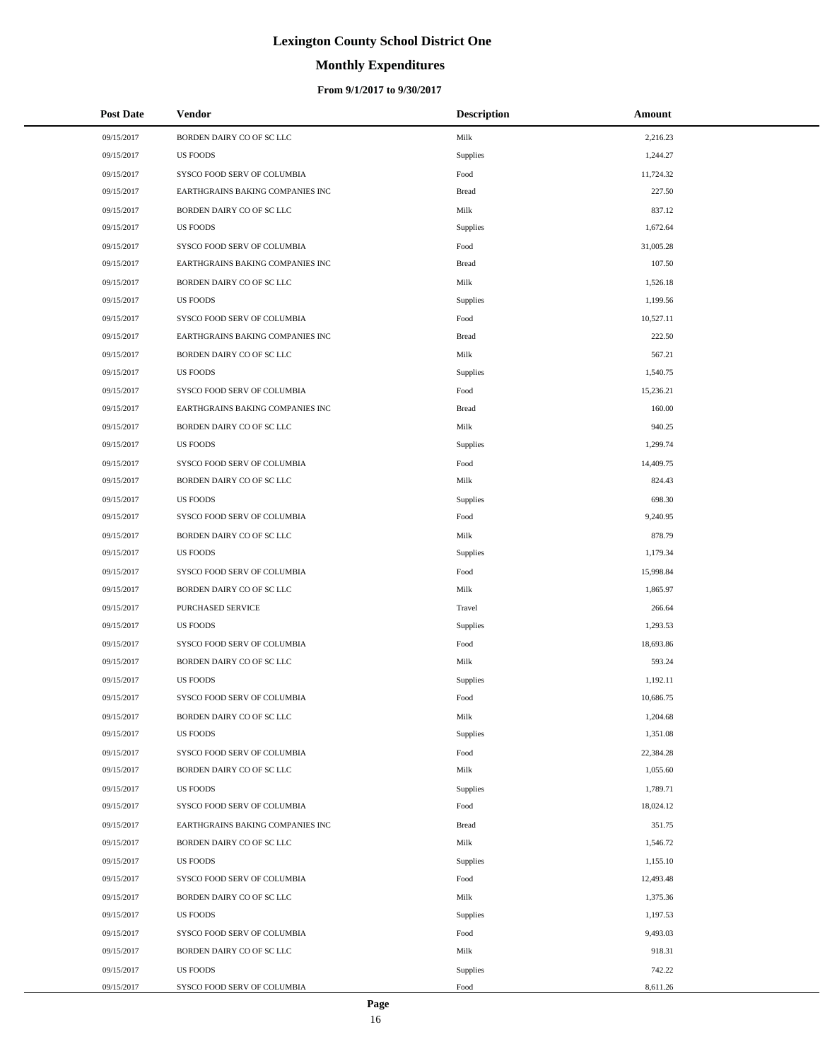# Lexington County School District One

## Monthly Expenditures

### From 9/1/2017 to 9/30/2017

| Post Date | Vendor | Description | Amount |
|---|---|---|---|
| 09/15/2017 | BORDEN DAIRY CO OF SC LLC | Milk | 2,216.23 |
| 09/15/2017 | US FOODS | Supplies | 1,244.27 |
| 09/15/2017 | SYSCO FOOD SERV OF COLUMBIA | Food | 11,724.32 |
| 09/15/2017 | EARTHGRAINS BAKING COMPANIES INC | Bread | 227.50 |
| 09/15/2017 | BORDEN DAIRY CO OF SC LLC | Milk | 837.12 |
| 09/15/2017 | US FOODS | Supplies | 1,672.64 |
| 09/15/2017 | SYSCO FOOD SERV OF COLUMBIA | Food | 31,005.28 |
| 09/15/2017 | EARTHGRAINS BAKING COMPANIES INC | Bread | 107.50 |
| 09/15/2017 | BORDEN DAIRY CO OF SC LLC | Milk | 1,526.18 |
| 09/15/2017 | US FOODS | Supplies | 1,199.56 |
| 09/15/2017 | SYSCO FOOD SERV OF COLUMBIA | Food | 10,527.11 |
| 09/15/2017 | EARTHGRAINS BAKING COMPANIES INC | Bread | 222.50 |
| 09/15/2017 | BORDEN DAIRY CO OF SC LLC | Milk | 567.21 |
| 09/15/2017 | US FOODS | Supplies | 1,540.75 |
| 09/15/2017 | SYSCO FOOD SERV OF COLUMBIA | Food | 15,236.21 |
| 09/15/2017 | EARTHGRAINS BAKING COMPANIES INC | Bread | 160.00 |
| 09/15/2017 | BORDEN DAIRY CO OF SC LLC | Milk | 940.25 |
| 09/15/2017 | US FOODS | Supplies | 1,299.74 |
| 09/15/2017 | SYSCO FOOD SERV OF COLUMBIA | Food | 14,409.75 |
| 09/15/2017 | BORDEN DAIRY CO OF SC LLC | Milk | 824.43 |
| 09/15/2017 | US FOODS | Supplies | 698.30 |
| 09/15/2017 | SYSCO FOOD SERV OF COLUMBIA | Food | 9,240.95 |
| 09/15/2017 | BORDEN DAIRY CO OF SC LLC | Milk | 878.79 |
| 09/15/2017 | US FOODS | Supplies | 1,179.34 |
| 09/15/2017 | SYSCO FOOD SERV OF COLUMBIA | Food | 15,998.84 |
| 09/15/2017 | BORDEN DAIRY CO OF SC LLC | Milk | 1,865.97 |
| 09/15/2017 | PURCHASED SERVICE | Travel | 266.64 |
| 09/15/2017 | US FOODS | Supplies | 1,293.53 |
| 09/15/2017 | SYSCO FOOD SERV OF COLUMBIA | Food | 18,693.86 |
| 09/15/2017 | BORDEN DAIRY CO OF SC LLC | Milk | 593.24 |
| 09/15/2017 | US FOODS | Supplies | 1,192.11 |
| 09/15/2017 | SYSCO FOOD SERV OF COLUMBIA | Food | 10,686.75 |
| 09/15/2017 | BORDEN DAIRY CO OF SC LLC | Milk | 1,204.68 |
| 09/15/2017 | US FOODS | Supplies | 1,351.08 |
| 09/15/2017 | SYSCO FOOD SERV OF COLUMBIA | Food | 22,384.28 |
| 09/15/2017 | BORDEN DAIRY CO OF SC LLC | Milk | 1,055.60 |
| 09/15/2017 | US FOODS | Supplies | 1,789.71 |
| 09/15/2017 | SYSCO FOOD SERV OF COLUMBIA | Food | 18,024.12 |
| 09/15/2017 | EARTHGRAINS BAKING COMPANIES INC | Bread | 351.75 |
| 09/15/2017 | BORDEN DAIRY CO OF SC LLC | Milk | 1,546.72 |
| 09/15/2017 | US FOODS | Supplies | 1,155.10 |
| 09/15/2017 | SYSCO FOOD SERV OF COLUMBIA | Food | 12,493.48 |
| 09/15/2017 | BORDEN DAIRY CO OF SC LLC | Milk | 1,375.36 |
| 09/15/2017 | US FOODS | Supplies | 1,197.53 |
| 09/15/2017 | SYSCO FOOD SERV OF COLUMBIA | Food | 9,493.03 |
| 09/15/2017 | BORDEN DAIRY CO OF SC LLC | Milk | 918.31 |
| 09/15/2017 | US FOODS | Supplies | 742.22 |
| 09/15/2017 | SYSCO FOOD SERV OF COLUMBIA | Food | 8,611.26 |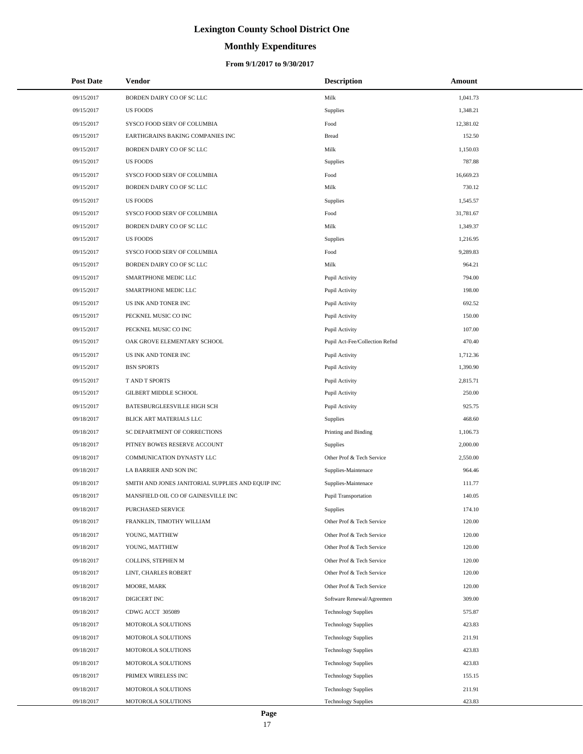# Lexington County School District One

## Monthly Expenditures

### From 9/1/2017 to 9/30/2017

| Post Date | Vendor | Description | Amount |
|---|---|---|---|
| 09/15/2017 | BORDEN DAIRY CO OF SC LLC | Milk | 1,041.73 |
| 09/15/2017 | US FOODS | Supplies | 1,348.21 |
| 09/15/2017 | SYSCO FOOD SERV OF COLUMBIA | Food | 12,381.02 |
| 09/15/2017 | EARTHGRAINS BAKING COMPANIES INC | Bread | 152.50 |
| 09/15/2017 | BORDEN DAIRY CO OF SC LLC | Milk | 1,150.03 |
| 09/15/2017 | US FOODS | Supplies | 787.88 |
| 09/15/2017 | SYSCO FOOD SERV OF COLUMBIA | Food | 16,669.23 |
| 09/15/2017 | BORDEN DAIRY CO OF SC LLC | Milk | 730.12 |
| 09/15/2017 | US FOODS | Supplies | 1,545.57 |
| 09/15/2017 | SYSCO FOOD SERV OF COLUMBIA | Food | 31,781.67 |
| 09/15/2017 | BORDEN DAIRY CO OF SC LLC | Milk | 1,349.37 |
| 09/15/2017 | US FOODS | Supplies | 1,216.95 |
| 09/15/2017 | SYSCO FOOD SERV OF COLUMBIA | Food | 9,289.83 |
| 09/15/2017 | BORDEN DAIRY CO OF SC LLC | Milk | 964.21 |
| 09/15/2017 | SMARTPHONE MEDIC LLC | Pupil Activity | 794.00 |
| 09/15/2017 | SMARTPHONE MEDIC LLC | Pupil Activity | 198.00 |
| 09/15/2017 | US INK AND TONER INC | Pupil Activity | 692.52 |
| 09/15/2017 | PECKNEL MUSIC CO INC | Pupil Activity | 150.00 |
| 09/15/2017 | PECKNEL MUSIC CO INC | Pupil Activity | 107.00 |
| 09/15/2017 | OAK GROVE ELEMENTARY SCHOOL | Pupil Act-Fee/Collection Refnd | 470.40 |
| 09/15/2017 | US INK AND TONER INC | Pupil Activity | 1,712.36 |
| 09/15/2017 | BSN SPORTS | Pupil Activity | 1,390.90 |
| 09/15/2017 | T AND T SPORTS | Pupil Activity | 2,815.71 |
| 09/15/2017 | GILBERT MIDDLE SCHOOL | Pupil Activity | 250.00 |
| 09/15/2017 | BATESBURGLEESVILLE HIGH SCH | Pupil Activity | 925.75 |
| 09/18/2017 | BLICK ART MATERIALS LLC | Supplies | 468.60 |
| 09/18/2017 | SC DEPARTMENT OF CORRECTIONS | Printing and Binding | 1,106.73 |
| 09/18/2017 | PITNEY BOWES RESERVE ACCOUNT | Supplies | 2,000.00 |
| 09/18/2017 | COMMUNICATION DYNASTY LLC | Other Prof & Tech Service | 2,550.00 |
| 09/18/2017 | LA BARRIER AND SON INC | Supplies-Maintenace | 964.46 |
| 09/18/2017 | SMITH AND JONES JANITORIAL SUPPLIES AND EQUIP INC | Supplies-Maintenace | 111.77 |
| 09/18/2017 | MANSFIELD OIL CO OF GAINESVILLE INC | Pupil Transportation | 140.05 |
| 09/18/2017 | PURCHASED SERVICE | Supplies | 174.10 |
| 09/18/2017 | FRANKLIN, TIMOTHY WILLIAM | Other Prof & Tech Service | 120.00 |
| 09/18/2017 | YOUNG, MATTHEW | Other Prof & Tech Service | 120.00 |
| 09/18/2017 | YOUNG, MATTHEW | Other Prof & Tech Service | 120.00 |
| 09/18/2017 | COLLINS, STEPHEN M | Other Prof & Tech Service | 120.00 |
| 09/18/2017 | LINT, CHARLES ROBERT | Other Prof & Tech Service | 120.00 |
| 09/18/2017 | MOORE, MARK | Other Prof & Tech Service | 120.00 |
| 09/18/2017 | DIGICERT INC | Software Renewal/Agreemen | 309.00 |
| 09/18/2017 | CDWG ACCT 305089 | Technology Supplies | 575.87 |
| 09/18/2017 | MOTOROLA SOLUTIONS | Technology Supplies | 423.83 |
| 09/18/2017 | MOTOROLA SOLUTIONS | Technology Supplies | 211.91 |
| 09/18/2017 | MOTOROLA SOLUTIONS | Technology Supplies | 423.83 |
| 09/18/2017 | MOTOROLA SOLUTIONS | Technology Supplies | 423.83 |
| 09/18/2017 | PRIMEX WIRELESS INC | Technology Supplies | 155.15 |
| 09/18/2017 | MOTOROLA SOLUTIONS | Technology Supplies | 211.91 |
| 09/18/2017 | MOTOROLA SOLUTIONS | Technology Supplies | 423.83 |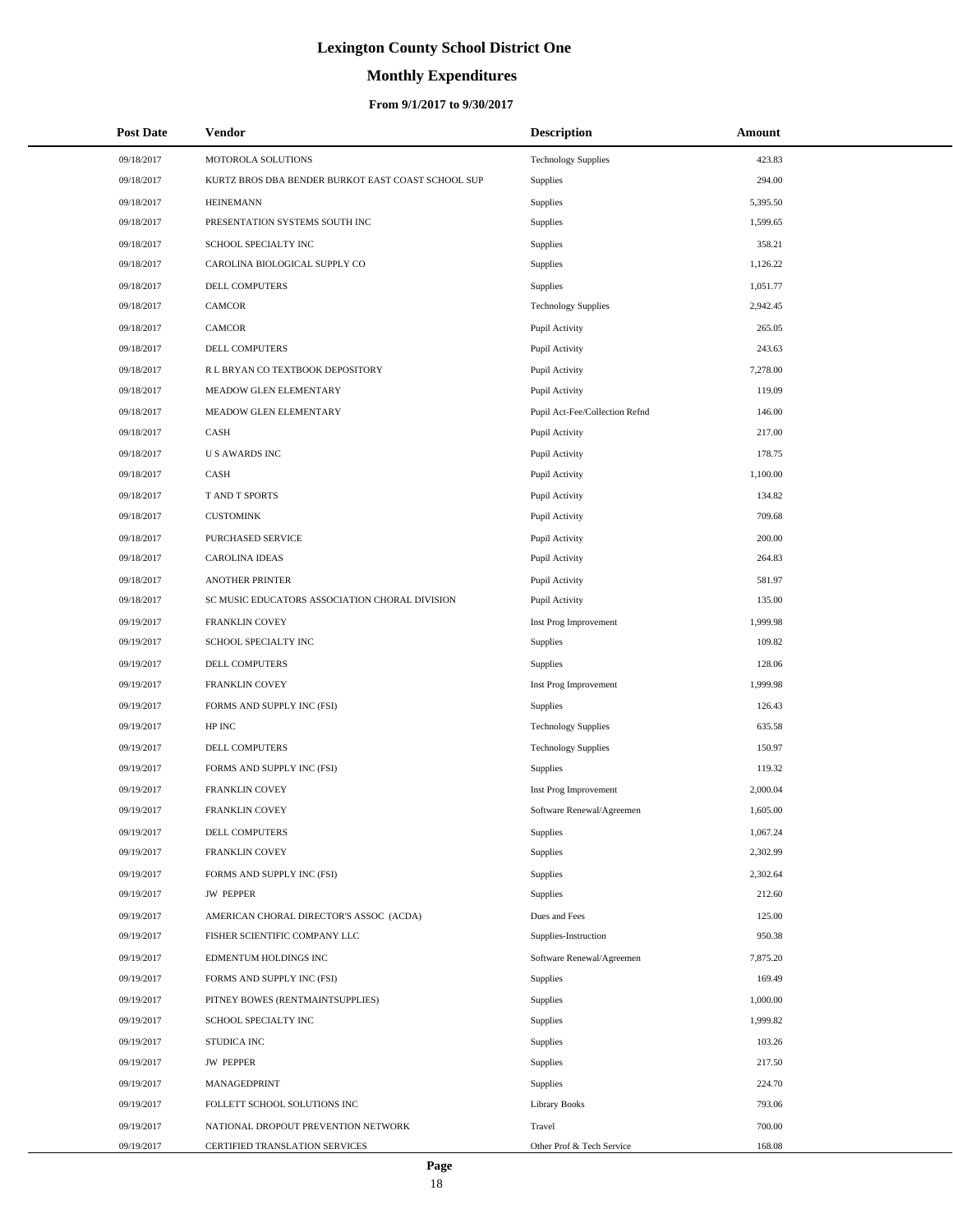# Lexington County School District One

## Monthly Expenditures

### From 9/1/2017 to 9/30/2017

| Post Date | Vendor | Description | Amount |
|---|---|---|---|
| 09/18/2017 | MOTOROLA SOLUTIONS | Technology Supplies | 423.83 |
| 09/18/2017 | KURTZ BROS DBA BENDER BURKOT EAST COAST SCHOOL SUP | Supplies | 294.00 |
| 09/18/2017 | HEINEMANN | Supplies | 5,395.50 |
| 09/18/2017 | PRESENTATION SYSTEMS SOUTH INC | Supplies | 1,599.65 |
| 09/18/2017 | SCHOOL SPECIALTY INC | Supplies | 358.21 |
| 09/18/2017 | CAROLINA BIOLOGICAL SUPPLY CO | Supplies | 1,126.22 |
| 09/18/2017 | DELL COMPUTERS | Supplies | 1,051.77 |
| 09/18/2017 | CAMCOR | Technology Supplies | 2,942.45 |
| 09/18/2017 | CAMCOR | Pupil Activity | 265.05 |
| 09/18/2017 | DELL COMPUTERS | Pupil Activity | 243.63 |
| 09/18/2017 | R L BRYAN CO TEXTBOOK DEPOSITORY | Pupil Activity | 7,278.00 |
| 09/18/2017 | MEADOW GLEN ELEMENTARY | Pupil Activity | 119.09 |
| 09/18/2017 | MEADOW GLEN ELEMENTARY | Pupil Act-Fee/Collection Refnd | 146.00 |
| 09/18/2017 | CASH | Pupil Activity | 217.00 |
| 09/18/2017 | U S AWARDS INC | Pupil Activity | 178.75 |
| 09/18/2017 | CASH | Pupil Activity | 1,100.00 |
| 09/18/2017 | T AND T SPORTS | Pupil Activity | 134.82 |
| 09/18/2017 | CUSTOMINK | Pupil Activity | 709.68 |
| 09/18/2017 | PURCHASED SERVICE | Pupil Activity | 200.00 |
| 09/18/2017 | CAROLINA IDEAS | Pupil Activity | 264.83 |
| 09/18/2017 | ANOTHER PRINTER | Pupil Activity | 581.97 |
| 09/18/2017 | SC MUSIC EDUCATORS ASSOCIATION CHORAL DIVISION | Pupil Activity | 135.00 |
| 09/19/2017 | FRANKLIN COVEY | Inst Prog Improvement | 1,999.98 |
| 09/19/2017 | SCHOOL SPECIALTY INC | Supplies | 109.82 |
| 09/19/2017 | DELL COMPUTERS | Supplies | 128.06 |
| 09/19/2017 | FRANKLIN COVEY | Inst Prog Improvement | 1,999.98 |
| 09/19/2017 | FORMS AND SUPPLY INC (FSI) | Supplies | 126.43 |
| 09/19/2017 | HP INC | Technology Supplies | 635.58 |
| 09/19/2017 | DELL COMPUTERS | Technology Supplies | 150.97 |
| 09/19/2017 | FORMS AND SUPPLY INC (FSI) | Supplies | 119.32 |
| 09/19/2017 | FRANKLIN COVEY | Inst Prog Improvement | 2,000.04 |
| 09/19/2017 | FRANKLIN COVEY | Software Renewal/Agreemen | 1,605.00 |
| 09/19/2017 | DELL COMPUTERS | Supplies | 1,067.24 |
| 09/19/2017 | FRANKLIN COVEY | Supplies | 2,302.99 |
| 09/19/2017 | FORMS AND SUPPLY INC (FSI) | Supplies | 2,302.64 |
| 09/19/2017 | JW PEPPER | Supplies | 212.60 |
| 09/19/2017 | AMERICAN CHORAL DIRECTOR'S ASSOC (ACDA) | Dues and Fees | 125.00 |
| 09/19/2017 | FISHER SCIENTIFIC COMPANY LLC | Supplies-Instruction | 950.38 |
| 09/19/2017 | EDMENTUM HOLDINGS INC | Software Renewal/Agreemen | 7,875.20 |
| 09/19/2017 | FORMS AND SUPPLY INC (FSI) | Supplies | 169.49 |
| 09/19/2017 | PITNEY BOWES (RENTMAINTSUPPLIES) | Supplies | 1,000.00 |
| 09/19/2017 | SCHOOL SPECIALTY INC | Supplies | 1,999.82 |
| 09/19/2017 | STUDICA INC | Supplies | 103.26 |
| 09/19/2017 | JW PEPPER | Supplies | 217.50 |
| 09/19/2017 | MANAGEDPRINT | Supplies | 224.70 |
| 09/19/2017 | FOLLETT SCHOOL SOLUTIONS INC | Library Books | 793.06 |
| 09/19/2017 | NATIONAL DROPOUT PREVENTION NETWORK | Travel | 700.00 |
| 09/19/2017 | CERTIFIED TRANSLATION SERVICES | Other Prof & Tech Service | 168.08 |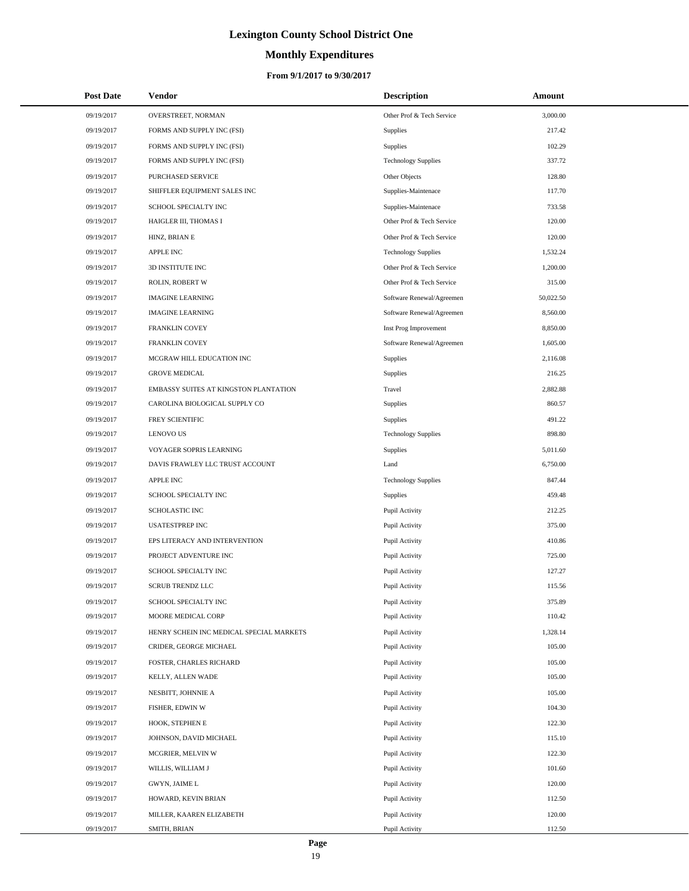# Lexington County School District One

## Monthly Expenditures

### From 9/1/2017 to 9/30/2017

| Post Date | Vendor | Description | Amount |
|---|---|---|---|
| 09/19/2017 | OVERSTREET, NORMAN | Other Prof & Tech Service | 3,000.00 |
| 09/19/2017 | FORMS AND SUPPLY INC (FSI) | Supplies | 217.42 |
| 09/19/2017 | FORMS AND SUPPLY INC (FSI) | Supplies | 102.29 |
| 09/19/2017 | FORMS AND SUPPLY INC (FSI) | Technology Supplies | 337.72 |
| 09/19/2017 | PURCHASED SERVICE | Other Objects | 128.80 |
| 09/19/2017 | SHIFFLER EQUIPMENT SALES INC | Supplies-Maintenace | 117.70 |
| 09/19/2017 | SCHOOL SPECIALTY INC | Supplies-Maintenace | 733.58 |
| 09/19/2017 | HAIGLER III, THOMAS I | Other Prof & Tech Service | 120.00 |
| 09/19/2017 | HINZ, BRIAN E | Other Prof & Tech Service | 120.00 |
| 09/19/2017 | APPLE INC | Technology Supplies | 1,532.24 |
| 09/19/2017 | 3D INSTITUTE INC | Other Prof & Tech Service | 1,200.00 |
| 09/19/2017 | ROLIN, ROBERT W | Other Prof & Tech Service | 315.00 |
| 09/19/2017 | IMAGINE LEARNING | Software Renewal/Agreemen | 50,022.50 |
| 09/19/2017 | IMAGINE LEARNING | Software Renewal/Agreemen | 8,560.00 |
| 09/19/2017 | FRANKLIN COVEY | Inst Prog Improvement | 8,850.00 |
| 09/19/2017 | FRANKLIN COVEY | Software Renewal/Agreemen | 1,605.00 |
| 09/19/2017 | MCGRAW HILL EDUCATION INC | Supplies | 2,116.08 |
| 09/19/2017 | GROVE MEDICAL | Supplies | 216.25 |
| 09/19/2017 | EMBASSY SUITES AT KINGSTON PLANTATION | Travel | 2,882.88 |
| 09/19/2017 | CAROLINA BIOLOGICAL SUPPLY CO | Supplies | 860.57 |
| 09/19/2017 | FREY SCIENTIFIC | Supplies | 491.22 |
| 09/19/2017 | LENOVO US | Technology Supplies | 898.80 |
| 09/19/2017 | VOYAGER SOPRIS LEARNING | Supplies | 5,011.60 |
| 09/19/2017 | DAVIS FRAWLEY LLC TRUST ACCOUNT | Land | 6,750.00 |
| 09/19/2017 | APPLE INC | Technology Supplies | 847.44 |
| 09/19/2017 | SCHOOL SPECIALTY INC | Supplies | 459.48 |
| 09/19/2017 | SCHOLASTIC INC | Pupil Activity | 212.25 |
| 09/19/2017 | USATESTPREP INC | Pupil Activity | 375.00 |
| 09/19/2017 | EPS LITERACY AND INTERVENTION | Pupil Activity | 410.86 |
| 09/19/2017 | PROJECT ADVENTURE INC | Pupil Activity | 725.00 |
| 09/19/2017 | SCHOOL SPECIALTY INC | Pupil Activity | 127.27 |
| 09/19/2017 | SCRUB TRENDZ LLC | Pupil Activity | 115.56 |
| 09/19/2017 | SCHOOL SPECIALTY INC | Pupil Activity | 375.89 |
| 09/19/2017 | MOORE MEDICAL CORP | Pupil Activity | 110.42 |
| 09/19/2017 | HENRY SCHEIN INC MEDICAL SPECIAL MARKETS | Pupil Activity | 1,328.14 |
| 09/19/2017 | CRIDER, GEORGE MICHAEL | Pupil Activity | 105.00 |
| 09/19/2017 | FOSTER, CHARLES RICHARD | Pupil Activity | 105.00 |
| 09/19/2017 | KELLY, ALLEN WADE | Pupil Activity | 105.00 |
| 09/19/2017 | NESBITT, JOHNNIE A | Pupil Activity | 105.00 |
| 09/19/2017 | FISHER, EDWIN W | Pupil Activity | 104.30 |
| 09/19/2017 | HOOK, STEPHEN E | Pupil Activity | 122.30 |
| 09/19/2017 | JOHNSON, DAVID MICHAEL | Pupil Activity | 115.10 |
| 09/19/2017 | MCGRIER, MELVIN W | Pupil Activity | 122.30 |
| 09/19/2017 | WILLIS, WILLIAM J | Pupil Activity | 101.60 |
| 09/19/2017 | GWYN, JAIME L | Pupil Activity | 120.00 |
| 09/19/2017 | HOWARD, KEVIN BRIAN | Pupil Activity | 112.50 |
| 09/19/2017 | MILLER, KAAREN ELIZABETH | Pupil Activity | 120.00 |
| 09/19/2017 | SMITH, BRIAN | Pupil Activity | 112.50 |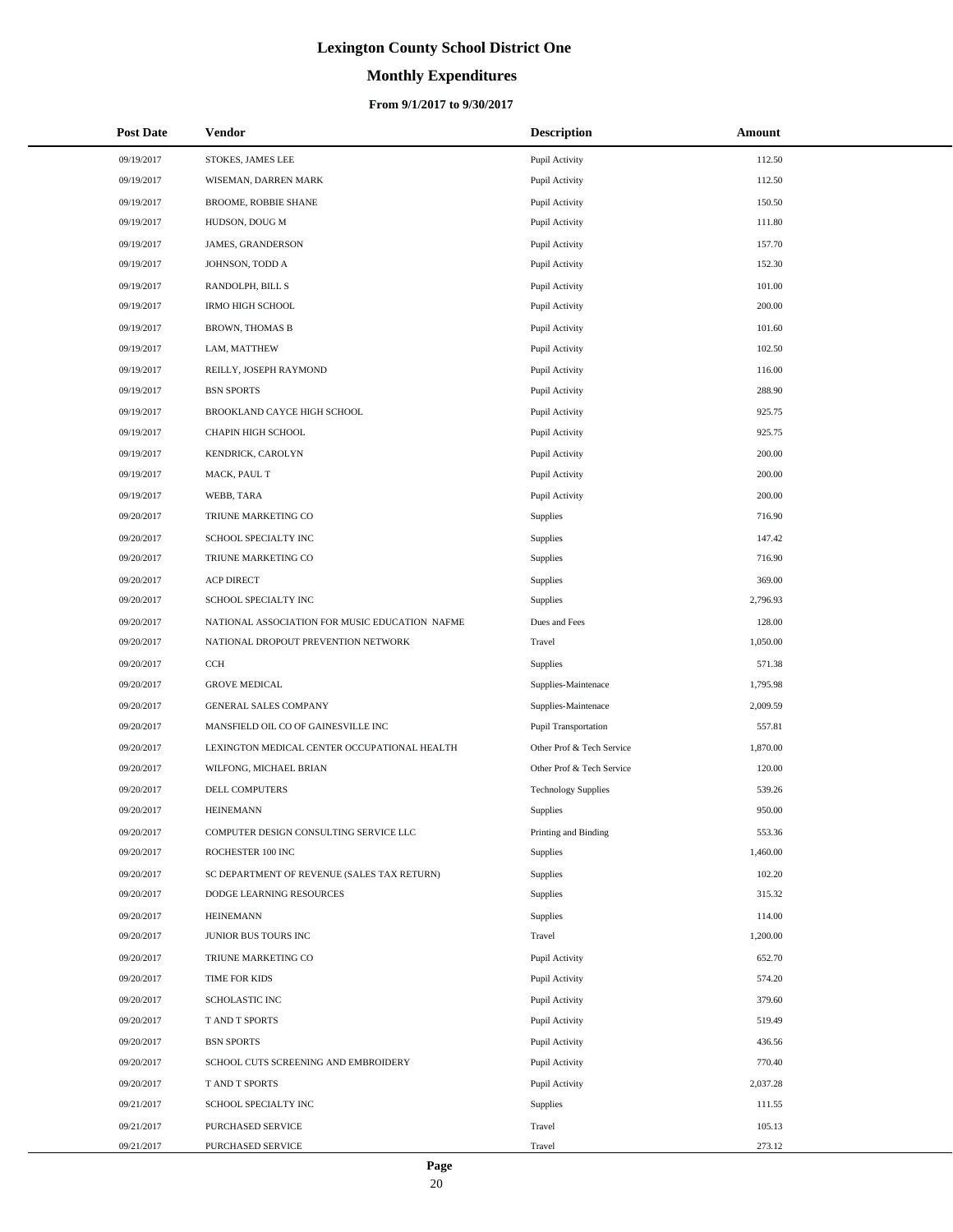# Lexington County School District One

## Monthly Expenditures

### From 9/1/2017 to 9/30/2017

| Post Date | Vendor | Description | Amount |
|---|---|---|---|
| 09/19/2017 | STOKES, JAMES LEE | Pupil Activity | 112.50 |
| 09/19/2017 | WISEMAN, DARREN MARK | Pupil Activity | 112.50 |
| 09/19/2017 | BROOME, ROBBIE SHANE | Pupil Activity | 150.50 |
| 09/19/2017 | HUDSON, DOUG M | Pupil Activity | 111.80 |
| 09/19/2017 | JAMES, GRANDERSON | Pupil Activity | 157.70 |
| 09/19/2017 | JOHNSON, TODD A | Pupil Activity | 152.30 |
| 09/19/2017 | RANDOLPH, BILL S | Pupil Activity | 101.00 |
| 09/19/2017 | IRMO HIGH SCHOOL | Pupil Activity | 200.00 |
| 09/19/2017 | BROWN, THOMAS B | Pupil Activity | 101.60 |
| 09/19/2017 | LAM, MATTHEW | Pupil Activity | 102.50 |
| 09/19/2017 | REILLY, JOSEPH RAYMOND | Pupil Activity | 116.00 |
| 09/19/2017 | BSN SPORTS | Pupil Activity | 288.90 |
| 09/19/2017 | BROOKLAND CAYCE HIGH SCHOOL | Pupil Activity | 925.75 |
| 09/19/2017 | CHAPIN HIGH SCHOOL | Pupil Activity | 925.75 |
| 09/19/2017 | KENDRICK, CAROLYN | Pupil Activity | 200.00 |
| 09/19/2017 | MACK, PAUL T | Pupil Activity | 200.00 |
| 09/19/2017 | WEBB, TARA | Pupil Activity | 200.00 |
| 09/20/2017 | TRIUNE MARKETING CO | Supplies | 716.90 |
| 09/20/2017 | SCHOOL SPECIALTY INC | Supplies | 147.42 |
| 09/20/2017 | TRIUNE MARKETING CO | Supplies | 716.90 |
| 09/20/2017 | ACP DIRECT | Supplies | 369.00 |
| 09/20/2017 | SCHOOL SPECIALTY INC | Supplies | 2,796.93 |
| 09/20/2017 | NATIONAL ASSOCIATION FOR MUSIC EDUCATION NAFME | Dues and Fees | 128.00 |
| 09/20/2017 | NATIONAL DROPOUT PREVENTION NETWORK | Travel | 1,050.00 |
| 09/20/2017 | CCH | Supplies | 571.38 |
| 09/20/2017 | GROVE MEDICAL | Supplies-Maintenace | 1,795.98 |
| 09/20/2017 | GENERAL SALES COMPANY | Supplies-Maintenace | 2,009.59 |
| 09/20/2017 | MANSFIELD OIL CO OF GAINESVILLE INC | Pupil Transportation | 557.81 |
| 09/20/2017 | LEXINGTON MEDICAL CENTER OCCUPATIONAL HEALTH | Other Prof & Tech Service | 1,870.00 |
| 09/20/2017 | WILFONG, MICHAEL BRIAN | Other Prof & Tech Service | 120.00 |
| 09/20/2017 | DELL COMPUTERS | Technology Supplies | 539.26 |
| 09/20/2017 | HEINEMANN | Supplies | 950.00 |
| 09/20/2017 | COMPUTER DESIGN CONSULTING SERVICE LLC | Printing and Binding | 553.36 |
| 09/20/2017 | ROCHESTER 100 INC | Supplies | 1,460.00 |
| 09/20/2017 | SC DEPARTMENT OF REVENUE (SALES TAX RETURN) | Supplies | 102.20 |
| 09/20/2017 | DODGE LEARNING RESOURCES | Supplies | 315.32 |
| 09/20/2017 | HEINEMANN | Supplies | 114.00 |
| 09/20/2017 | JUNIOR BUS TOURS INC | Travel | 1,200.00 |
| 09/20/2017 | TRIUNE MARKETING CO | Pupil Activity | 652.70 |
| 09/20/2017 | TIME FOR KIDS | Pupil Activity | 574.20 |
| 09/20/2017 | SCHOLASTIC INC | Pupil Activity | 379.60 |
| 09/20/2017 | T AND T SPORTS | Pupil Activity | 519.49 |
| 09/20/2017 | BSN SPORTS | Pupil Activity | 436.56 |
| 09/20/2017 | SCHOOL CUTS SCREENING AND EMBROIDERY | Pupil Activity | 770.40 |
| 09/20/2017 | T AND T SPORTS | Pupil Activity | 2,037.28 |
| 09/21/2017 | SCHOOL SPECIALTY INC | Supplies | 111.55 |
| 09/21/2017 | PURCHASED SERVICE | Travel | 105.13 |
| 09/21/2017 | PURCHASED SERVICE | Travel | 273.12 |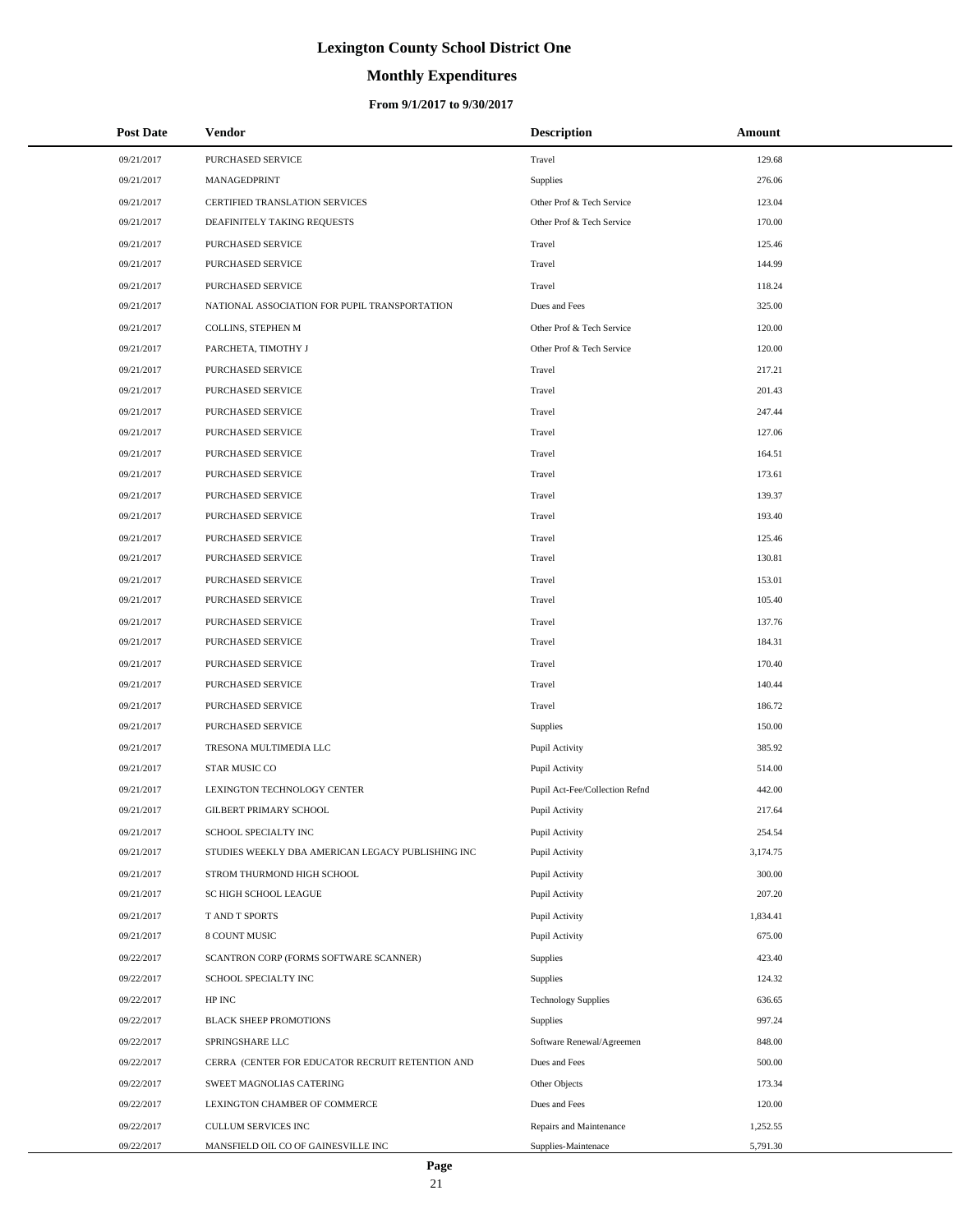# Lexington County School District One

## Monthly Expenditures

### From 9/1/2017 to 9/30/2017

| Post Date | Vendor | Description | Amount |
|---|---|---|---|
| 09/21/2017 | PURCHASED SERVICE | Travel | 129.68 |
| 09/21/2017 | MANAGEDPRINT | Supplies | 276.06 |
| 09/21/2017 | CERTIFIED TRANSLATION SERVICES | Other Prof & Tech Service | 123.04 |
| 09/21/2017 | DEAFINITELY TAKING REQUESTS | Other Prof & Tech Service | 170.00 |
| 09/21/2017 | PURCHASED SERVICE | Travel | 125.46 |
| 09/21/2017 | PURCHASED SERVICE | Travel | 144.99 |
| 09/21/2017 | PURCHASED SERVICE | Travel | 118.24 |
| 09/21/2017 | NATIONAL ASSOCIATION FOR PUPIL TRANSPORTATION | Dues and Fees | 325.00 |
| 09/21/2017 | COLLINS, STEPHEN M | Other Prof & Tech Service | 120.00 |
| 09/21/2017 | PARCHETA, TIMOTHY J | Other Prof & Tech Service | 120.00 |
| 09/21/2017 | PURCHASED SERVICE | Travel | 217.21 |
| 09/21/2017 | PURCHASED SERVICE | Travel | 201.43 |
| 09/21/2017 | PURCHASED SERVICE | Travel | 247.44 |
| 09/21/2017 | PURCHASED SERVICE | Travel | 127.06 |
| 09/21/2017 | PURCHASED SERVICE | Travel | 164.51 |
| 09/21/2017 | PURCHASED SERVICE | Travel | 173.61 |
| 09/21/2017 | PURCHASED SERVICE | Travel | 139.37 |
| 09/21/2017 | PURCHASED SERVICE | Travel | 193.40 |
| 09/21/2017 | PURCHASED SERVICE | Travel | 125.46 |
| 09/21/2017 | PURCHASED SERVICE | Travel | 130.81 |
| 09/21/2017 | PURCHASED SERVICE | Travel | 153.01 |
| 09/21/2017 | PURCHASED SERVICE | Travel | 105.40 |
| 09/21/2017 | PURCHASED SERVICE | Travel | 137.76 |
| 09/21/2017 | PURCHASED SERVICE | Travel | 184.31 |
| 09/21/2017 | PURCHASED SERVICE | Travel | 170.40 |
| 09/21/2017 | PURCHASED SERVICE | Travel | 140.44 |
| 09/21/2017 | PURCHASED SERVICE | Travel | 186.72 |
| 09/21/2017 | PURCHASED SERVICE | Supplies | 150.00 |
| 09/21/2017 | TRESONA MULTIMEDIA LLC | Pupil Activity | 385.92 |
| 09/21/2017 | STAR MUSIC CO | Pupil Activity | 514.00 |
| 09/21/2017 | LEXINGTON TECHNOLOGY CENTER | Pupil Act-Fee/Collection Refnd | 442.00 |
| 09/21/2017 | GILBERT PRIMARY SCHOOL | Pupil Activity | 217.64 |
| 09/21/2017 | SCHOOL SPECIALTY INC | Pupil Activity | 254.54 |
| 09/21/2017 | STUDIES WEEKLY DBA AMERICAN LEGACY PUBLISHING INC | Pupil Activity | 3,174.75 |
| 09/21/2017 | STROM THURMOND HIGH SCHOOL | Pupil Activity | 300.00 |
| 09/21/2017 | SC HIGH SCHOOL LEAGUE | Pupil Activity | 207.20 |
| 09/21/2017 | T AND T SPORTS | Pupil Activity | 1,834.41 |
| 09/21/2017 | 8 COUNT MUSIC | Pupil Activity | 675.00 |
| 09/22/2017 | SCANTRON CORP (FORMS SOFTWARE SCANNER) | Supplies | 423.40 |
| 09/22/2017 | SCHOOL SPECIALTY INC | Supplies | 124.32 |
| 09/22/2017 | HP INC | Technology Supplies | 636.65 |
| 09/22/2017 | BLACK SHEEP PROMOTIONS | Supplies | 997.24 |
| 09/22/2017 | SPRINGSHARE LLC | Software Renewal/Agreemen | 848.00 |
| 09/22/2017 | CERRA (CENTER FOR EDUCATOR RECRUIT RETENTION AND | Dues and Fees | 500.00 |
| 09/22/2017 | SWEET MAGNOLIAS CATERING | Other Objects | 173.34 |
| 09/22/2017 | LEXINGTON CHAMBER OF COMMERCE | Dues and Fees | 120.00 |
| 09/22/2017 | CULLUM SERVICES INC | Repairs and Maintenance | 1,252.55 |
| 09/22/2017 | MANSFIELD OIL CO OF GAINESVILLE INC | Supplies-Maintenace | 5,791.30 |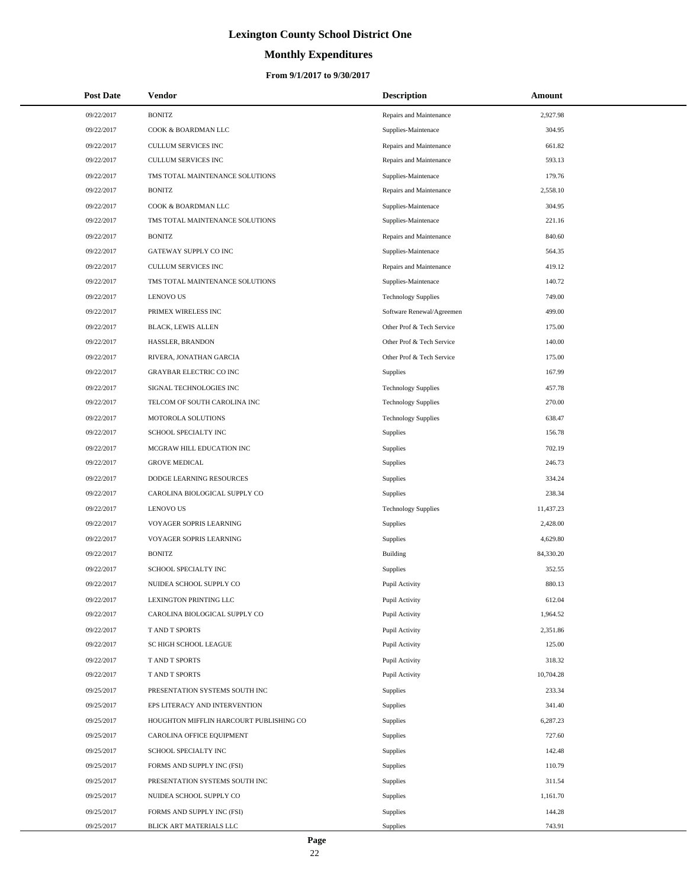# Lexington County School District One

## Monthly Expenditures

### From 9/1/2017 to 9/30/2017

| Post Date | Vendor | Description | Amount |
|---|---|---|---|
| 09/22/2017 | BONITZ | Repairs and Maintenance | 2,927.98 |
| 09/22/2017 | COOK & BOARDMAN LLC | Supplies-Maintenace | 304.95 |
| 09/22/2017 | CULLUM SERVICES INC | Repairs and Maintenance | 661.82 |
| 09/22/2017 | CULLUM SERVICES INC | Repairs and Maintenance | 593.13 |
| 09/22/2017 | TMS TOTAL MAINTENANCE SOLUTIONS | Supplies-Maintenace | 179.76 |
| 09/22/2017 | BONITZ | Repairs and Maintenance | 2,558.10 |
| 09/22/2017 | COOK & BOARDMAN LLC | Supplies-Maintenace | 304.95 |
| 09/22/2017 | TMS TOTAL MAINTENANCE SOLUTIONS | Supplies-Maintenace | 221.16 |
| 09/22/2017 | BONITZ | Repairs and Maintenance | 840.60 |
| 09/22/2017 | GATEWAY SUPPLY CO INC | Supplies-Maintenace | 564.35 |
| 09/22/2017 | CULLUM SERVICES INC | Repairs and Maintenance | 419.12 |
| 09/22/2017 | TMS TOTAL MAINTENANCE SOLUTIONS | Supplies-Maintenace | 140.72 |
| 09/22/2017 | LENOVO US | Technology Supplies | 749.00 |
| 09/22/2017 | PRIMEX WIRELESS INC | Software Renewal/Agreemen | 499.00 |
| 09/22/2017 | BLACK, LEWIS ALLEN | Other Prof & Tech Service | 175.00 |
| 09/22/2017 | HASSLER, BRANDON | Other Prof & Tech Service | 140.00 |
| 09/22/2017 | RIVERA, JONATHAN GARCIA | Other Prof & Tech Service | 175.00 |
| 09/22/2017 | GRAYBAR ELECTRIC CO INC | Supplies | 167.99 |
| 09/22/2017 | SIGNAL TECHNOLOGIES INC | Technology Supplies | 457.78 |
| 09/22/2017 | TELCOM OF SOUTH CAROLINA INC | Technology Supplies | 270.00 |
| 09/22/2017 | MOTOROLA SOLUTIONS | Technology Supplies | 638.47 |
| 09/22/2017 | SCHOOL SPECIALTY INC | Supplies | 156.78 |
| 09/22/2017 | MCGRAW HILL EDUCATION INC | Supplies | 702.19 |
| 09/22/2017 | GROVE MEDICAL | Supplies | 246.73 |
| 09/22/2017 | DODGE LEARNING RESOURCES | Supplies | 334.24 |
| 09/22/2017 | CAROLINA BIOLOGICAL SUPPLY CO | Supplies | 238.34 |
| 09/22/2017 | LENOVO US | Technology Supplies | 11,437.23 |
| 09/22/2017 | VOYAGER SOPRIS LEARNING | Supplies | 2,428.00 |
| 09/22/2017 | VOYAGER SOPRIS LEARNING | Supplies | 4,629.80 |
| 09/22/2017 | BONITZ | Building | 84,330.20 |
| 09/22/2017 | SCHOOL SPECIALTY INC | Supplies | 352.55 |
| 09/22/2017 | NUIDEA SCHOOL SUPPLY CO | Pupil Activity | 880.13 |
| 09/22/2017 | LEXINGTON PRINTING LLC | Pupil Activity | 612.04 |
| 09/22/2017 | CAROLINA BIOLOGICAL SUPPLY CO | Pupil Activity | 1,964.52 |
| 09/22/2017 | T AND T SPORTS | Pupil Activity | 2,351.86 |
| 09/22/2017 | SC HIGH SCHOOL LEAGUE | Pupil Activity | 125.00 |
| 09/22/2017 | T AND T SPORTS | Pupil Activity | 318.32 |
| 09/22/2017 | T AND T SPORTS | Pupil Activity | 10,704.28 |
| 09/25/2017 | PRESENTATION SYSTEMS SOUTH INC | Supplies | 233.34 |
| 09/25/2017 | EPS LITERACY AND INTERVENTION | Supplies | 341.40 |
| 09/25/2017 | HOUGHTON MIFFLIN HARCOURT PUBLISHING CO | Supplies | 6,287.23 |
| 09/25/2017 | CAROLINA OFFICE EQUIPMENT | Supplies | 727.60 |
| 09/25/2017 | SCHOOL SPECIALTY INC | Supplies | 142.48 |
| 09/25/2017 | FORMS AND SUPPLY INC (FSI) | Supplies | 110.79 |
| 09/25/2017 | PRESENTATION SYSTEMS SOUTH INC | Supplies | 311.54 |
| 09/25/2017 | NUIDEA SCHOOL SUPPLY CO | Supplies | 1,161.70 |
| 09/25/2017 | FORMS AND SUPPLY INC (FSI) | Supplies | 144.28 |
| 09/25/2017 | BLICK ART MATERIALS LLC | Supplies | 743.91 |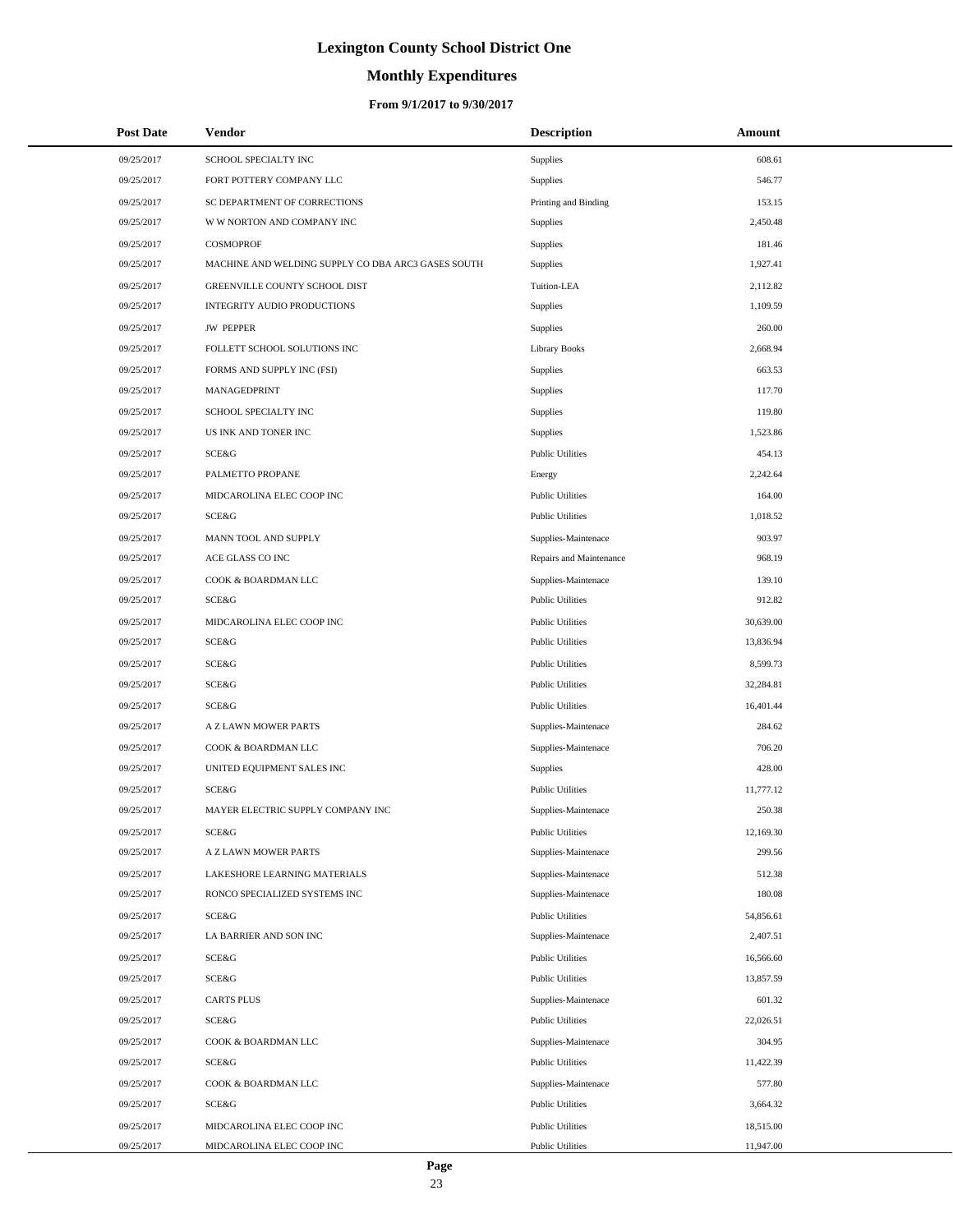# Lexington County School District One

## Monthly Expenditures

### From 9/1/2017 to 9/30/2017

| Post Date | Vendor | Description | Amount |
|---|---|---|---|
| 09/25/2017 | SCHOOL SPECIALTY INC | Supplies | 608.61 |
| 09/25/2017 | FORT POTTERY COMPANY LLC | Supplies | 546.77 |
| 09/25/2017 | SC DEPARTMENT OF CORRECTIONS | Printing and Binding | 153.15 |
| 09/25/2017 | W W NORTON AND COMPANY INC | Supplies | 2,450.48 |
| 09/25/2017 | COSMOPROF | Supplies | 181.46 |
| 09/25/2017 | MACHINE AND WELDING SUPPLY CO DBA ARC3 GASES SOUTH | Supplies | 1,927.41 |
| 09/25/2017 | GREENVILLE COUNTY SCHOOL DIST | Tuition-LEA | 2,112.82 |
| 09/25/2017 | INTEGRITY AUDIO PRODUCTIONS | Supplies | 1,109.59 |
| 09/25/2017 | JW PEPPER | Supplies | 260.00 |
| 09/25/2017 | FOLLETT SCHOOL SOLUTIONS INC | Library Books | 2,668.94 |
| 09/25/2017 | FORMS AND SUPPLY INC (FSI) | Supplies | 663.53 |
| 09/25/2017 | MANAGEDPRINT | Supplies | 117.70 |
| 09/25/2017 | SCHOOL SPECIALTY INC | Supplies | 119.80 |
| 09/25/2017 | US INK AND TONER INC | Supplies | 1,523.86 |
| 09/25/2017 | SCE&G | Public Utilities | 454.13 |
| 09/25/2017 | PALMETTO PROPANE | Energy | 2,242.64 |
| 09/25/2017 | MIDCAROLINA ELEC COOP INC | Public Utilities | 164.00 |
| 09/25/2017 | SCE&G | Public Utilities | 1,018.52 |
| 09/25/2017 | MANN TOOL AND SUPPLY | Supplies-Maintenace | 903.97 |
| 09/25/2017 | ACE GLASS CO INC | Repairs and Maintenance | 968.19 |
| 09/25/2017 | COOK & BOARDMAN LLC | Supplies-Maintenace | 139.10 |
| 09/25/2017 | SCE&G | Public Utilities | 912.82 |
| 09/25/2017 | MIDCAROLINA ELEC COOP INC | Public Utilities | 30,639.00 |
| 09/25/2017 | SCE&G | Public Utilities | 13,836.94 |
| 09/25/2017 | SCE&G | Public Utilities | 8,599.73 |
| 09/25/2017 | SCE&G | Public Utilities | 32,284.81 |
| 09/25/2017 | SCE&G | Public Utilities | 16,401.44 |
| 09/25/2017 | A Z LAWN MOWER PARTS | Supplies-Maintenace | 284.62 |
| 09/25/2017 | COOK & BOARDMAN LLC | Supplies-Maintenace | 706.20 |
| 09/25/2017 | UNITED EQUIPMENT SALES INC | Supplies | 428.00 |
| 09/25/2017 | SCE&G | Public Utilities | 11,777.12 |
| 09/25/2017 | MAYER ELECTRIC SUPPLY COMPANY INC | Supplies-Maintenace | 250.38 |
| 09/25/2017 | SCE&G | Public Utilities | 12,169.30 |
| 09/25/2017 | A Z LAWN MOWER PARTS | Supplies-Maintenace | 299.56 |
| 09/25/2017 | LAKESHORE LEARNING MATERIALS | Supplies-Maintenace | 512.38 |
| 09/25/2017 | RONCO SPECIALIZED SYSTEMS INC | Supplies-Maintenace | 180.08 |
| 09/25/2017 | SCE&G | Public Utilities | 54,856.61 |
| 09/25/2017 | LA BARRIER AND SON INC | Supplies-Maintenace | 2,407.51 |
| 09/25/2017 | SCE&G | Public Utilities | 16,566.60 |
| 09/25/2017 | SCE&G | Public Utilities | 13,857.59 |
| 09/25/2017 | CARTS PLUS | Supplies-Maintenace | 601.32 |
| 09/25/2017 | SCE&G | Public Utilities | 22,026.51 |
| 09/25/2017 | COOK & BOARDMAN LLC | Supplies-Maintenace | 304.95 |
| 09/25/2017 | SCE&G | Public Utilities | 11,422.39 |
| 09/25/2017 | COOK & BOARDMAN LLC | Supplies-Maintenace | 577.80 |
| 09/25/2017 | SCE&G | Public Utilities | 3,664.32 |
| 09/25/2017 | MIDCAROLINA ELEC COOP INC | Public Utilities | 18,515.00 |
| 09/25/2017 | MIDCAROLINA ELEC COOP INC | Public Utilities | 11,947.00 |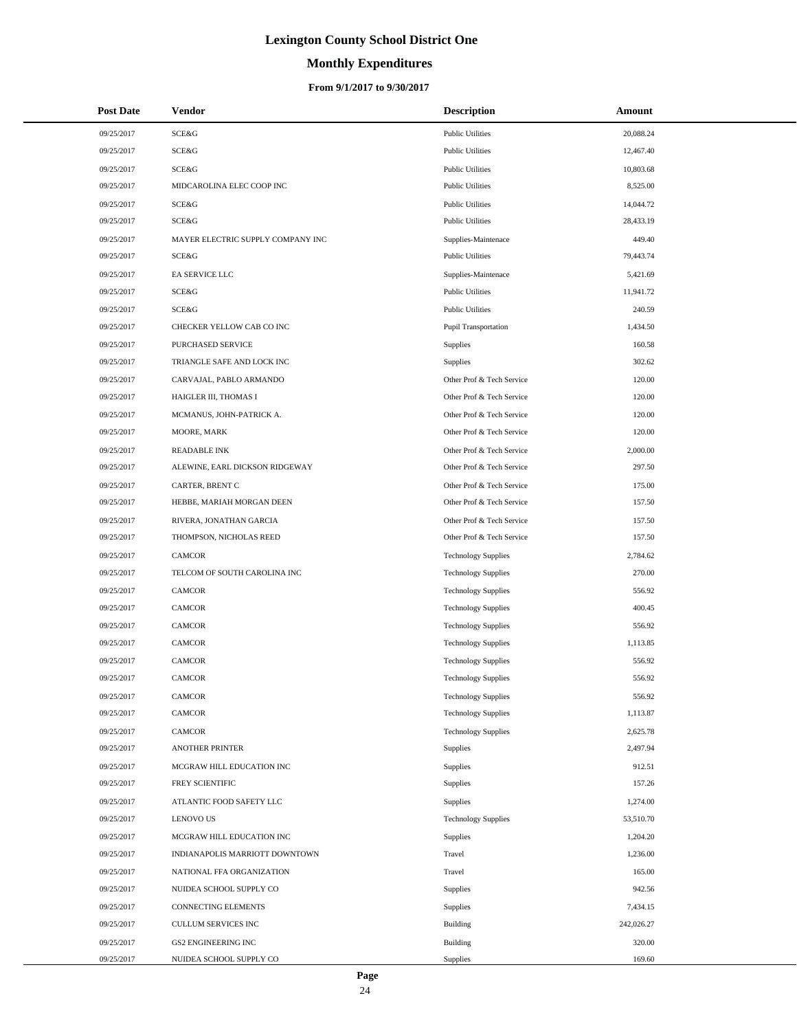# Lexington County School District One

## Monthly Expenditures

### From 9/1/2017 to 9/30/2017

| Post Date | Vendor | Description | Amount |
|---|---|---|---|
| 09/25/2017 | SCE&G | Public Utilities | 20,088.24 |
| 09/25/2017 | SCE&G | Public Utilities | 12,467.40 |
| 09/25/2017 | SCE&G | Public Utilities | 10,803.68 |
| 09/25/2017 | MIDCAROLINA ELEC COOP INC | Public Utilities | 8,525.00 |
| 09/25/2017 | SCE&G | Public Utilities | 14,044.72 |
| 09/25/2017 | SCE&G | Public Utilities | 28,433.19 |
| 09/25/2017 | MAYER ELECTRIC SUPPLY COMPANY INC | Supplies-Maintenace | 449.40 |
| 09/25/2017 | SCE&G | Public Utilities | 79,443.74 |
| 09/25/2017 | EA SERVICE LLC | Supplies-Maintenace | 5,421.69 |
| 09/25/2017 | SCE&G | Public Utilities | 11,941.72 |
| 09/25/2017 | SCE&G | Public Utilities | 240.59 |
| 09/25/2017 | CHECKER YELLOW CAB CO INC | Pupil Transportation | 1,434.50 |
| 09/25/2017 | PURCHASED SERVICE | Supplies | 160.58 |
| 09/25/2017 | TRIANGLE SAFE AND LOCK INC | Supplies | 302.62 |
| 09/25/2017 | CARVAJAL, PABLO ARMANDO | Other Prof & Tech Service | 120.00 |
| 09/25/2017 | HAIGLER III, THOMAS I | Other Prof & Tech Service | 120.00 |
| 09/25/2017 | MCMANUS, JOHN-PATRICK A. | Other Prof & Tech Service | 120.00 |
| 09/25/2017 | MOORE, MARK | Other Prof & Tech Service | 120.00 |
| 09/25/2017 | READABLE INK | Other Prof & Tech Service | 2,000.00 |
| 09/25/2017 | ALEWINE, EARL DICKSON RIDGEWAY | Other Prof & Tech Service | 297.50 |
| 09/25/2017 | CARTER, BRENT C | Other Prof & Tech Service | 175.00 |
| 09/25/2017 | HEBBE, MARIAH MORGAN DEEN | Other Prof & Tech Service | 157.50 |
| 09/25/2017 | RIVERA, JONATHAN GARCIA | Other Prof & Tech Service | 157.50 |
| 09/25/2017 | THOMPSON, NICHOLAS REED | Other Prof & Tech Service | 157.50 |
| 09/25/2017 | CAMCOR | Technology Supplies | 2,784.62 |
| 09/25/2017 | TELCOM OF SOUTH CAROLINA INC | Technology Supplies | 270.00 |
| 09/25/2017 | CAMCOR | Technology Supplies | 556.92 |
| 09/25/2017 | CAMCOR | Technology Supplies | 400.45 |
| 09/25/2017 | CAMCOR | Technology Supplies | 556.92 |
| 09/25/2017 | CAMCOR | Technology Supplies | 1,113.85 |
| 09/25/2017 | CAMCOR | Technology Supplies | 556.92 |
| 09/25/2017 | CAMCOR | Technology Supplies | 556.92 |
| 09/25/2017 | CAMCOR | Technology Supplies | 556.92 |
| 09/25/2017 | CAMCOR | Technology Supplies | 1,113.87 |
| 09/25/2017 | CAMCOR | Technology Supplies | 2,625.78 |
| 09/25/2017 | ANOTHER PRINTER | Supplies | 2,497.94 |
| 09/25/2017 | MCGRAW HILL EDUCATION INC | Supplies | 912.51 |
| 09/25/2017 | FREY SCIENTIFIC | Supplies | 157.26 |
| 09/25/2017 | ATLANTIC FOOD SAFETY LLC | Supplies | 1,274.00 |
| 09/25/2017 | LENOVO US | Technology Supplies | 53,510.70 |
| 09/25/2017 | MCGRAW HILL EDUCATION INC | Supplies | 1,204.20 |
| 09/25/2017 | INDIANAPOLIS MARRIOTT DOWNTOWN | Travel | 1,236.00 |
| 09/25/2017 | NATIONAL FFA ORGANIZATION | Travel | 165.00 |
| 09/25/2017 | NUIDEA SCHOOL SUPPLY CO | Supplies | 942.56 |
| 09/25/2017 | CONNECTING ELEMENTS | Supplies | 7,434.15 |
| 09/25/2017 | CULLUM SERVICES INC | Building | 242,026.27 |
| 09/25/2017 | GS2 ENGINEERING INC | Building | 320.00 |
| 09/25/2017 | NUIDEA SCHOOL SUPPLY CO | Supplies | 169.60 |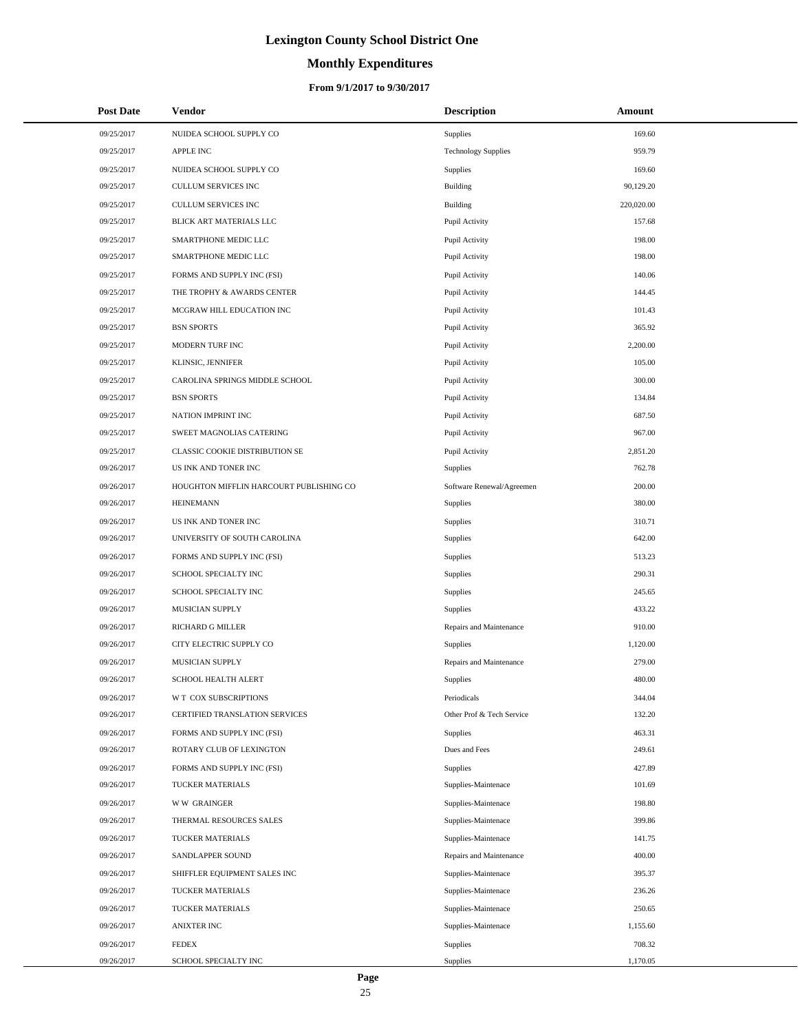# Lexington County School District One

## Monthly Expenditures

### From 9/1/2017 to 9/30/2017

| Post Date | Vendor | Description | Amount |
|---|---|---|---|
| 09/25/2017 | NUIDEA SCHOOL SUPPLY CO | Supplies | 169.60 |
| 09/25/2017 | APPLE INC | Technology Supplies | 959.79 |
| 09/25/2017 | NUIDEA SCHOOL SUPPLY CO | Supplies | 169.60 |
| 09/25/2017 | CULLUM SERVICES INC | Building | 90,129.20 |
| 09/25/2017 | CULLUM SERVICES INC | Building | 220,020.00 |
| 09/25/2017 | BLICK ART MATERIALS LLC | Pupil Activity | 157.68 |
| 09/25/2017 | SMARTPHONE MEDIC LLC | Pupil Activity | 198.00 |
| 09/25/2017 | SMARTPHONE MEDIC LLC | Pupil Activity | 198.00 |
| 09/25/2017 | FORMS AND SUPPLY INC (FSI) | Pupil Activity | 140.06 |
| 09/25/2017 | THE TROPHY & AWARDS CENTER | Pupil Activity | 144.45 |
| 09/25/2017 | MCGRAW HILL EDUCATION INC | Pupil Activity | 101.43 |
| 09/25/2017 | BSN SPORTS | Pupil Activity | 365.92 |
| 09/25/2017 | MODERN TURF INC | Pupil Activity | 2,200.00 |
| 09/25/2017 | KLINSIC, JENNIFER | Pupil Activity | 105.00 |
| 09/25/2017 | CAROLINA SPRINGS MIDDLE SCHOOL | Pupil Activity | 300.00 |
| 09/25/2017 | BSN SPORTS | Pupil Activity | 134.84 |
| 09/25/2017 | NATION IMPRINT INC | Pupil Activity | 687.50 |
| 09/25/2017 | SWEET MAGNOLIAS CATERING | Pupil Activity | 967.00 |
| 09/25/2017 | CLASSIC COOKIE DISTRIBUTION SE | Pupil Activity | 2,851.20 |
| 09/26/2017 | US INK AND TONER INC | Supplies | 762.78 |
| 09/26/2017 | HOUGHTON MIFFLIN HARCOURT PUBLISHING CO | Software Renewal/Agreemen | 200.00 |
| 09/26/2017 | HEINEMANN | Supplies | 380.00 |
| 09/26/2017 | US INK AND TONER INC | Supplies | 310.71 |
| 09/26/2017 | UNIVERSITY OF SOUTH CAROLINA | Supplies | 642.00 |
| 09/26/2017 | FORMS AND SUPPLY INC (FSI) | Supplies | 513.23 |
| 09/26/2017 | SCHOOL SPECIALTY INC | Supplies | 290.31 |
| 09/26/2017 | SCHOOL SPECIALTY INC | Supplies | 245.65 |
| 09/26/2017 | MUSICIAN SUPPLY | Supplies | 433.22 |
| 09/26/2017 | RICHARD G MILLER | Repairs and Maintenance | 910.00 |
| 09/26/2017 | CITY ELECTRIC SUPPLY CO | Supplies | 1,120.00 |
| 09/26/2017 | MUSICIAN SUPPLY | Repairs and Maintenance | 279.00 |
| 09/26/2017 | SCHOOL HEALTH ALERT | Supplies | 480.00 |
| 09/26/2017 | W T COX SUBSCRIPTIONS | Periodicals | 344.04 |
| 09/26/2017 | CERTIFIED TRANSLATION SERVICES | Other Prof & Tech Service | 132.20 |
| 09/26/2017 | FORMS AND SUPPLY INC (FSI) | Supplies | 463.31 |
| 09/26/2017 | ROTARY CLUB OF LEXINGTON | Dues and Fees | 249.61 |
| 09/26/2017 | FORMS AND SUPPLY INC (FSI) | Supplies | 427.89 |
| 09/26/2017 | TUCKER MATERIALS | Supplies-Maintenace | 101.69 |
| 09/26/2017 | W W GRAINGER | Supplies-Maintenace | 198.80 |
| 09/26/2017 | THERMAL RESOURCES SALES | Supplies-Maintenace | 399.86 |
| 09/26/2017 | TUCKER MATERIALS | Supplies-Maintenace | 141.75 |
| 09/26/2017 | SANDLAPPER SOUND | Repairs and Maintenance | 400.00 |
| 09/26/2017 | SHIFFLER EQUIPMENT SALES INC | Supplies-Maintenace | 395.37 |
| 09/26/2017 | TUCKER MATERIALS | Supplies-Maintenace | 236.26 |
| 09/26/2017 | TUCKER MATERIALS | Supplies-Maintenace | 250.65 |
| 09/26/2017 | ANIXTER INC | Supplies-Maintenace | 1,155.60 |
| 09/26/2017 | FEDEX | Supplies | 708.32 |
| 09/26/2017 | SCHOOL SPECIALTY INC | Supplies | 1,170.05 |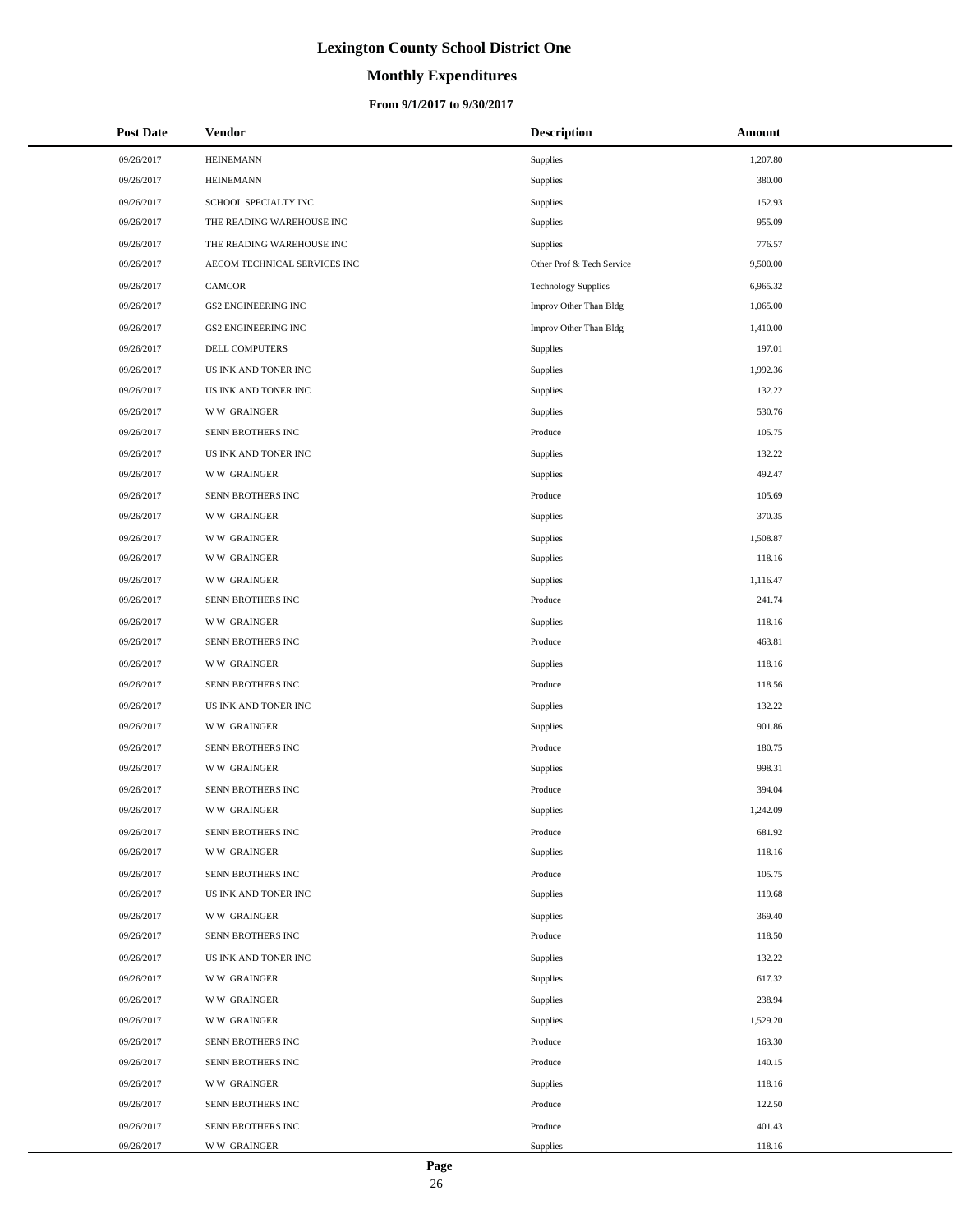# Lexington County School District One

## Monthly Expenditures

### From 9/1/2017 to 9/30/2017

| Post Date | Vendor | Description | Amount |
|---|---|---|---|
| 09/26/2017 | HEINEMANN | Supplies | 1,207.80 |
| 09/26/2017 | HEINEMANN | Supplies | 380.00 |
| 09/26/2017 | SCHOOL SPECIALTY INC | Supplies | 152.93 |
| 09/26/2017 | THE READING WAREHOUSE INC | Supplies | 955.09 |
| 09/26/2017 | THE READING WAREHOUSE INC | Supplies | 776.57 |
| 09/26/2017 | AECOM TECHNICAL SERVICES INC | Other Prof & Tech Service | 9,500.00 |
| 09/26/2017 | CAMCOR | Technology Supplies | 6,965.32 |
| 09/26/2017 | GS2 ENGINEERING INC | Improv Other Than Bldg | 1,065.00 |
| 09/26/2017 | GS2 ENGINEERING INC | Improv Other Than Bldg | 1,410.00 |
| 09/26/2017 | DELL COMPUTERS | Supplies | 197.01 |
| 09/26/2017 | US INK AND TONER INC | Supplies | 1,992.36 |
| 09/26/2017 | US INK AND TONER INC | Supplies | 132.22 |
| 09/26/2017 | W W GRAINGER | Supplies | 530.76 |
| 09/26/2017 | SENN BROTHERS INC | Produce | 105.75 |
| 09/26/2017 | US INK AND TONER INC | Supplies | 132.22 |
| 09/26/2017 | W W GRAINGER | Supplies | 492.47 |
| 09/26/2017 | SENN BROTHERS INC | Produce | 105.69 |
| 09/26/2017 | W W GRAINGER | Supplies | 370.35 |
| 09/26/2017 | W W GRAINGER | Supplies | 1,508.87 |
| 09/26/2017 | W W GRAINGER | Supplies | 118.16 |
| 09/26/2017 | W W GRAINGER | Supplies | 1,116.47 |
| 09/26/2017 | SENN BROTHERS INC | Produce | 241.74 |
| 09/26/2017 | W W GRAINGER | Supplies | 118.16 |
| 09/26/2017 | SENN BROTHERS INC | Produce | 463.81 |
| 09/26/2017 | W W GRAINGER | Supplies | 118.16 |
| 09/26/2017 | SENN BROTHERS INC | Produce | 118.56 |
| 09/26/2017 | US INK AND TONER INC | Supplies | 132.22 |
| 09/26/2017 | W W GRAINGER | Supplies | 901.86 |
| 09/26/2017 | SENN BROTHERS INC | Produce | 180.75 |
| 09/26/2017 | W W GRAINGER | Supplies | 998.31 |
| 09/26/2017 | SENN BROTHERS INC | Produce | 394.04 |
| 09/26/2017 | W W GRAINGER | Supplies | 1,242.09 |
| 09/26/2017 | SENN BROTHERS INC | Produce | 681.92 |
| 09/26/2017 | W W GRAINGER | Supplies | 118.16 |
| 09/26/2017 | SENN BROTHERS INC | Produce | 105.75 |
| 09/26/2017 | US INK AND TONER INC | Supplies | 119.68 |
| 09/26/2017 | W W GRAINGER | Supplies | 369.40 |
| 09/26/2017 | SENN BROTHERS INC | Produce | 118.50 |
| 09/26/2017 | US INK AND TONER INC | Supplies | 132.22 |
| 09/26/2017 | W W GRAINGER | Supplies | 617.32 |
| 09/26/2017 | W W GRAINGER | Supplies | 238.94 |
| 09/26/2017 | W W GRAINGER | Supplies | 1,529.20 |
| 09/26/2017 | SENN BROTHERS INC | Produce | 163.30 |
| 09/26/2017 | SENN BROTHERS INC | Produce | 140.15 |
| 09/26/2017 | W W GRAINGER | Supplies | 118.16 |
| 09/26/2017 | SENN BROTHERS INC | Produce | 122.50 |
| 09/26/2017 | SENN BROTHERS INC | Produce | 401.43 |
| 09/26/2017 | W W GRAINGER | Supplies | 118.16 |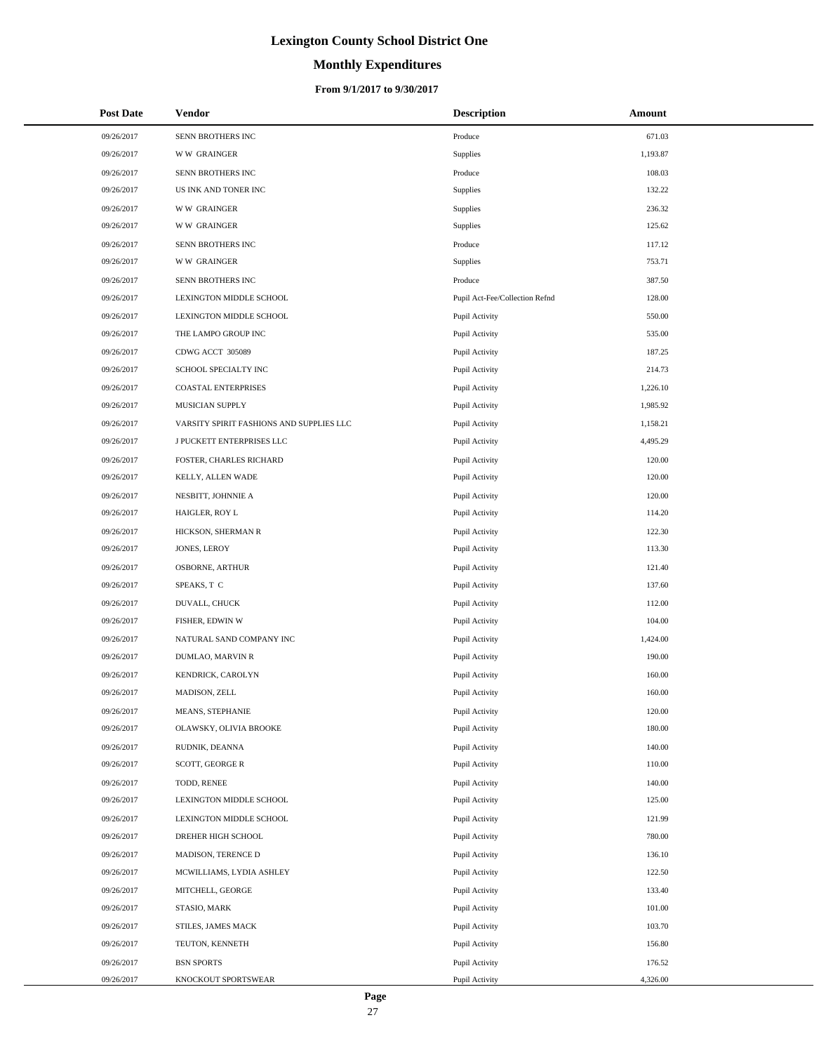# Lexington County School District One

## Monthly Expenditures

### From 9/1/2017 to 9/30/2017

| Post Date | Vendor | Description | Amount |
|---|---|---|---|
| 09/26/2017 | SENN BROTHERS INC | Produce | 671.03 |
| 09/26/2017 | W W GRAINGER | Supplies | 1,193.87 |
| 09/26/2017 | SENN BROTHERS INC | Produce | 108.03 |
| 09/26/2017 | US INK AND TONER INC | Supplies | 132.22 |
| 09/26/2017 | W W GRAINGER | Supplies | 236.32 |
| 09/26/2017 | W W GRAINGER | Supplies | 125.62 |
| 09/26/2017 | SENN BROTHERS INC | Produce | 117.12 |
| 09/26/2017 | W W GRAINGER | Supplies | 753.71 |
| 09/26/2017 | SENN BROTHERS INC | Produce | 387.50 |
| 09/26/2017 | LEXINGTON MIDDLE SCHOOL | Pupil Act-Fee/Collection Refnd | 128.00 |
| 09/26/2017 | LEXINGTON MIDDLE SCHOOL | Pupil Activity | 550.00 |
| 09/26/2017 | THE LAMPO GROUP INC | Pupil Activity | 535.00 |
| 09/26/2017 | CDWG ACCT 305089 | Pupil Activity | 187.25 |
| 09/26/2017 | SCHOOL SPECIALTY INC | Pupil Activity | 214.73 |
| 09/26/2017 | COASTAL ENTERPRISES | Pupil Activity | 1,226.10 |
| 09/26/2017 | MUSICIAN SUPPLY | Pupil Activity | 1,985.92 |
| 09/26/2017 | VARSITY SPIRIT FASHIONS AND SUPPLIES LLC | Pupil Activity | 1,158.21 |
| 09/26/2017 | J PUCKETT ENTERPRISES LLC | Pupil Activity | 4,495.29 |
| 09/26/2017 | FOSTER, CHARLES RICHARD | Pupil Activity | 120.00 |
| 09/26/2017 | KELLY, ALLEN WADE | Pupil Activity | 120.00 |
| 09/26/2017 | NESBITT, JOHNNIE A | Pupil Activity | 120.00 |
| 09/26/2017 | HAIGLER, ROY L | Pupil Activity | 114.20 |
| 09/26/2017 | HICKSON, SHERMAN R | Pupil Activity | 122.30 |
| 09/26/2017 | JONES, LEROY | Pupil Activity | 113.30 |
| 09/26/2017 | OSBORNE, ARTHUR | Pupil Activity | 121.40 |
| 09/26/2017 | SPEAKS, T C | Pupil Activity | 137.60 |
| 09/26/2017 | DUVALL, CHUCK | Pupil Activity | 112.00 |
| 09/26/2017 | FISHER, EDWIN W | Pupil Activity | 104.00 |
| 09/26/2017 | NATURAL SAND COMPANY INC | Pupil Activity | 1,424.00 |
| 09/26/2017 | DUMLAO, MARVIN R | Pupil Activity | 190.00 |
| 09/26/2017 | KENDRICK, CAROLYN | Pupil Activity | 160.00 |
| 09/26/2017 | MADISON, ZELL | Pupil Activity | 160.00 |
| 09/26/2017 | MEANS, STEPHANIE | Pupil Activity | 120.00 |
| 09/26/2017 | OLAWSKY, OLIVIA BROOKE | Pupil Activity | 180.00 |
| 09/26/2017 | RUDNIK, DEANNA | Pupil Activity | 140.00 |
| 09/26/2017 | SCOTT, GEORGE R | Pupil Activity | 110.00 |
| 09/26/2017 | TODD, RENEE | Pupil Activity | 140.00 |
| 09/26/2017 | LEXINGTON MIDDLE SCHOOL | Pupil Activity | 125.00 |
| 09/26/2017 | LEXINGTON MIDDLE SCHOOL | Pupil Activity | 121.99 |
| 09/26/2017 | DREHER HIGH SCHOOL | Pupil Activity | 780.00 |
| 09/26/2017 | MADISON, TERENCE D | Pupil Activity | 136.10 |
| 09/26/2017 | MCWILLIAMS, LYDIA ASHLEY | Pupil Activity | 122.50 |
| 09/26/2017 | MITCHELL, GEORGE | Pupil Activity | 133.40 |
| 09/26/2017 | STASIO, MARK | Pupil Activity | 101.00 |
| 09/26/2017 | STILES, JAMES MACK | Pupil Activity | 103.70 |
| 09/26/2017 | TEUTON, KENNETH | Pupil Activity | 156.80 |
| 09/26/2017 | BSN SPORTS | Pupil Activity | 176.52 |
| 09/26/2017 | KNOCKOUT SPORTSWEAR | Pupil Activity | 4,326.00 |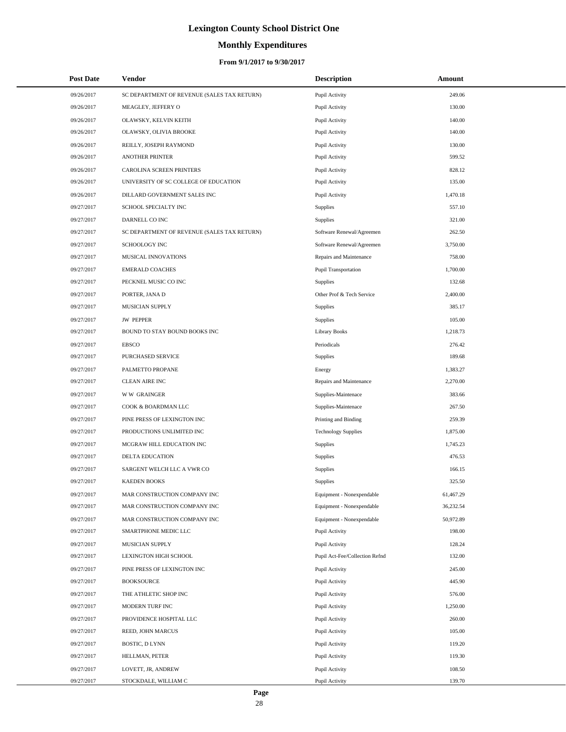# Lexington County School District One

## Monthly Expenditures

### From 9/1/2017 to 9/30/2017

| Post Date | Vendor | Description | Amount |
|---|---|---|---|
| 09/26/2017 | SC DEPARTMENT OF REVENUE (SALES TAX RETURN) | Pupil Activity | 249.06 |
| 09/26/2017 | MEAGLEY, JEFFERY O | Pupil Activity | 130.00 |
| 09/26/2017 | OLAWSKY, KELVIN KEITH | Pupil Activity | 140.00 |
| 09/26/2017 | OLAWSKY, OLIVIA BROOKE | Pupil Activity | 140.00 |
| 09/26/2017 | REILLY, JOSEPH RAYMOND | Pupil Activity | 130.00 |
| 09/26/2017 | ANOTHER PRINTER | Pupil Activity | 599.52 |
| 09/26/2017 | CAROLINA SCREEN PRINTERS | Pupil Activity | 828.12 |
| 09/26/2017 | UNIVERSITY OF SC COLLEGE OF EDUCATION | Pupil Activity | 135.00 |
| 09/26/2017 | DILLARD GOVERNMENT SALES INC | Pupil Activity | 1,470.18 |
| 09/27/2017 | SCHOOL SPECIALTY INC | Supplies | 557.10 |
| 09/27/2017 | DARNELL CO INC | Supplies | 321.00 |
| 09/27/2017 | SC DEPARTMENT OF REVENUE (SALES TAX RETURN) | Software Renewal/Agreemen | 262.50 |
| 09/27/2017 | SCHOOLOGY INC | Software Renewal/Agreemen | 3,750.00 |
| 09/27/2017 | MUSICAL INNOVATIONS | Repairs and Maintenance | 758.00 |
| 09/27/2017 | EMERALD COACHES | Pupil Transportation | 1,700.00 |
| 09/27/2017 | PECKNEL MUSIC CO INC | Supplies | 132.68 |
| 09/27/2017 | PORTER, JANA D | Other Prof & Tech Service | 2,400.00 |
| 09/27/2017 | MUSICIAN SUPPLY | Supplies | 385.17 |
| 09/27/2017 | JW PEPPER | Supplies | 105.00 |
| 09/27/2017 | BOUND TO STAY BOUND BOOKS INC | Library Books | 1,218.73 |
| 09/27/2017 | EBSCO | Periodicals | 276.42 |
| 09/27/2017 | PURCHASED SERVICE | Supplies | 189.68 |
| 09/27/2017 | PALMETTO PROPANE | Energy | 1,383.27 |
| 09/27/2017 | CLEAN AIRE INC | Repairs and Maintenance | 2,270.00 |
| 09/27/2017 | W W GRAINGER | Supplies-Maintenace | 383.66 |
| 09/27/2017 | COOK & BOARDMAN LLC | Supplies-Maintenace | 267.50 |
| 09/27/2017 | PINE PRESS OF LEXINGTON INC | Printing and Binding | 259.39 |
| 09/27/2017 | PRODUCTIONS UNLIMITED INC | Technology Supplies | 1,875.00 |
| 09/27/2017 | MCGRAW HILL EDUCATION INC | Supplies | 1,745.23 |
| 09/27/2017 | DELTA EDUCATION | Supplies | 476.53 |
| 09/27/2017 | SARGENT WELCH LLC A VWR CO | Supplies | 166.15 |
| 09/27/2017 | KAEDEN BOOKS | Supplies | 325.50 |
| 09/27/2017 | MAR CONSTRUCTION COMPANY INC | Equipment - Nonexpendable | 61,467.29 |
| 09/27/2017 | MAR CONSTRUCTION COMPANY INC | Equipment - Nonexpendable | 36,232.54 |
| 09/27/2017 | MAR CONSTRUCTION COMPANY INC | Equipment - Nonexpendable | 50,972.89 |
| 09/27/2017 | SMARTPHONE MEDIC LLC | Pupil Activity | 198.00 |
| 09/27/2017 | MUSICIAN SUPPLY | Pupil Activity | 128.24 |
| 09/27/2017 | LEXINGTON HIGH SCHOOL | Pupil Act-Fee/Collection Refnd | 132.00 |
| 09/27/2017 | PINE PRESS OF LEXINGTON INC | Pupil Activity | 245.00 |
| 09/27/2017 | BOOKSOURCE | Pupil Activity | 445.90 |
| 09/27/2017 | THE ATHLETIC SHOP INC | Pupil Activity | 576.00 |
| 09/27/2017 | MODERN TURF INC | Pupil Activity | 1,250.00 |
| 09/27/2017 | PROVIDENCE HOSPITAL LLC | Pupil Activity | 260.00 |
| 09/27/2017 | REED, JOHN MARCUS | Pupil Activity | 105.00 |
| 09/27/2017 | BOSTIC, D LYNN | Pupil Activity | 119.20 |
| 09/27/2017 | HELLMAN, PETER | Pupil Activity | 119.30 |
| 09/27/2017 | LOVETT, JR, ANDREW | Pupil Activity | 108.50 |
| 09/27/2017 | STOCKDALE, WILLIAM C | Pupil Activity | 139.70 |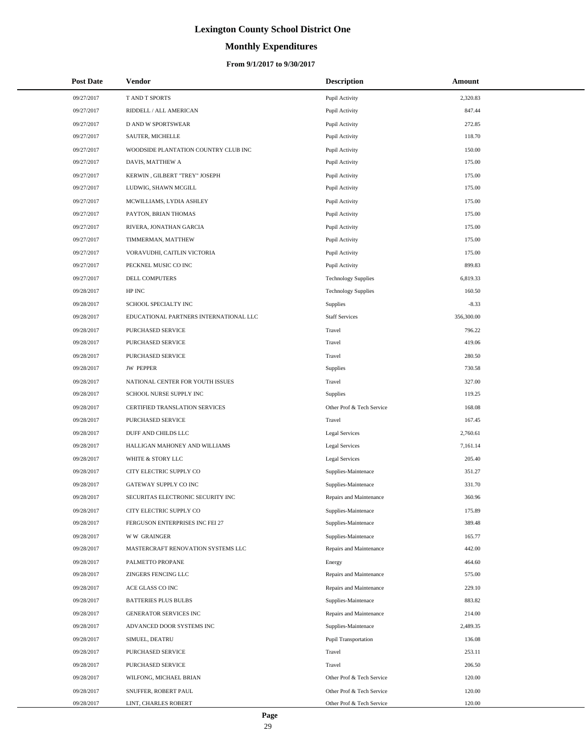# Lexington County School District One

## Monthly Expenditures

### From 9/1/2017 to 9/30/2017

| Post Date | Vendor | Description | Amount |
|---|---|---|---|
| 09/27/2017 | T AND T SPORTS | Pupil Activity | 2,320.83 |
| 09/27/2017 | RIDDELL / ALL AMERICAN | Pupil Activity | 847.44 |
| 09/27/2017 | D AND W SPORTSWEAR | Pupil Activity | 272.85 |
| 09/27/2017 | SAUTER, MICHELLE | Pupil Activity | 118.70 |
| 09/27/2017 | WOODSIDE PLANTATION COUNTRY CLUB INC | Pupil Activity | 150.00 |
| 09/27/2017 | DAVIS, MATTHEW A | Pupil Activity | 175.00 |
| 09/27/2017 | KERWIN , GILBERT "TREY" JOSEPH | Pupil Activity | 175.00 |
| 09/27/2017 | LUDWIG, SHAWN MCGILL | Pupil Activity | 175.00 |
| 09/27/2017 | MCWILLIAMS, LYDIA ASHLEY | Pupil Activity | 175.00 |
| 09/27/2017 | PAYTON, BRIAN THOMAS | Pupil Activity | 175.00 |
| 09/27/2017 | RIVERA, JONATHAN GARCIA | Pupil Activity | 175.00 |
| 09/27/2017 | TIMMERMAN, MATTHEW | Pupil Activity | 175.00 |
| 09/27/2017 | VORAVUDHI, CAITLIN VICTORIA | Pupil Activity | 175.00 |
| 09/27/2017 | PECKNEL MUSIC CO INC | Pupil Activity | 899.83 |
| 09/27/2017 | DELL COMPUTERS | Technology Supplies | 6,819.33 |
| 09/28/2017 | HP INC | Technology Supplies | 160.50 |
| 09/28/2017 | SCHOOL SPECIALTY INC | Supplies | -8.33 |
| 09/28/2017 | EDUCATIONAL PARTNERS INTERNATIONAL LLC | Staff Services | 356,300.00 |
| 09/28/2017 | PURCHASED SERVICE | Travel | 796.22 |
| 09/28/2017 | PURCHASED SERVICE | Travel | 419.06 |
| 09/28/2017 | PURCHASED SERVICE | Travel | 280.50 |
| 09/28/2017 | JW PEPPER | Supplies | 730.58 |
| 09/28/2017 | NATIONAL CENTER FOR YOUTH ISSUES | Travel | 327.00 |
| 09/28/2017 | SCHOOL NURSE SUPPLY INC | Supplies | 119.25 |
| 09/28/2017 | CERTIFIED TRANSLATION SERVICES | Other Prof & Tech Service | 168.08 |
| 09/28/2017 | PURCHASED SERVICE | Travel | 167.45 |
| 09/28/2017 | DUFF AND CHILDS LLC | Legal Services | 2,760.61 |
| 09/28/2017 | HALLIGAN MAHONEY AND WILLIAMS | Legal Services | 7,161.14 |
| 09/28/2017 | WHITE & STORY LLC | Legal Services | 205.40 |
| 09/28/2017 | CITY ELECTRIC SUPPLY CO | Supplies-Maintenace | 351.27 |
| 09/28/2017 | GATEWAY SUPPLY CO INC | Supplies-Maintenace | 331.70 |
| 09/28/2017 | SECURITAS ELECTRONIC SECURITY INC | Repairs and Maintenance | 360.96 |
| 09/28/2017 | CITY ELECTRIC SUPPLY CO | Supplies-Maintenace | 175.89 |
| 09/28/2017 | FERGUSON ENTERPRISES INC FEI 27 | Supplies-Maintenace | 389.48 |
| 09/28/2017 | W W GRAINGER | Supplies-Maintenace | 165.77 |
| 09/28/2017 | MASTERCRAFT RENOVATION SYSTEMS LLC | Repairs and Maintenance | 442.00 |
| 09/28/2017 | PALMETTO PROPANE | Energy | 464.60 |
| 09/28/2017 | ZINGERS FENCING LLC | Repairs and Maintenance | 575.00 |
| 09/28/2017 | ACE GLASS CO INC | Repairs and Maintenance | 229.10 |
| 09/28/2017 | BATTERIES PLUS BULBS | Supplies-Maintenace | 883.82 |
| 09/28/2017 | GENERATOR SERVICES INC | Repairs and Maintenance | 214.00 |
| 09/28/2017 | ADVANCED DOOR SYSTEMS INC | Supplies-Maintenace | 2,489.35 |
| 09/28/2017 | SIMUEL, DEATRU | Pupil Transportation | 136.08 |
| 09/28/2017 | PURCHASED SERVICE | Travel | 253.11 |
| 09/28/2017 | PURCHASED SERVICE | Travel | 206.50 |
| 09/28/2017 | WILFONG, MICHAEL BRIAN | Other Prof & Tech Service | 120.00 |
| 09/28/2017 | SNUFFER, ROBERT PAUL | Other Prof & Tech Service | 120.00 |
| 09/28/2017 | LINT, CHARLES ROBERT | Other Prof & Tech Service | 120.00 |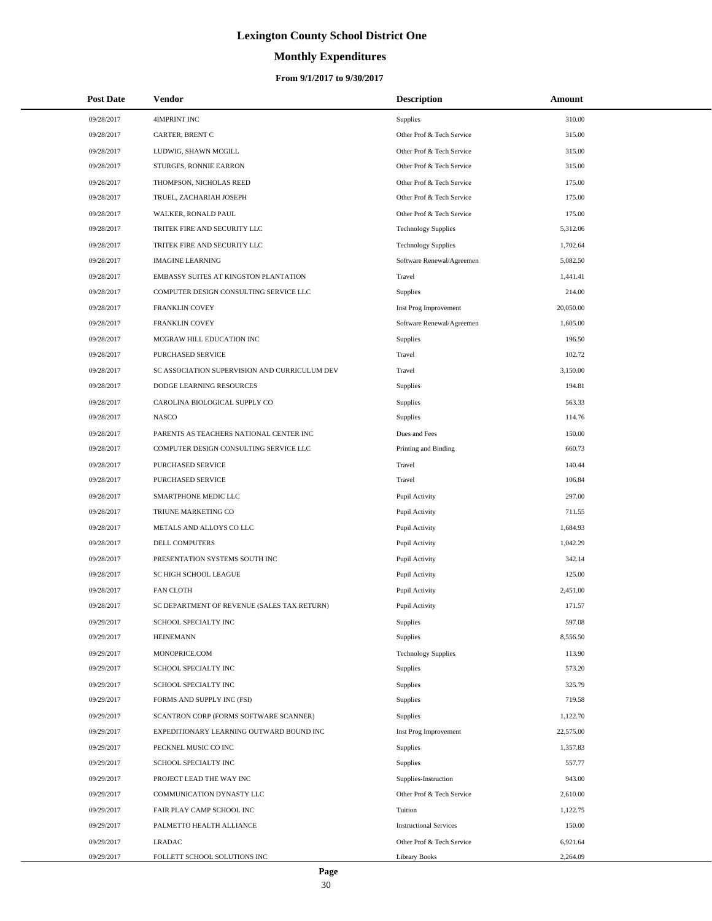# Lexington County School District One

## Monthly Expenditures

### From 9/1/2017 to 9/30/2017

| Post Date | Vendor | Description | Amount |
|---|---|---|---|
| 09/28/2017 | 4IMPRINT INC | Supplies | 310.00 |
| 09/28/2017 | CARTER, BRENT C | Other Prof & Tech Service | 315.00 |
| 09/28/2017 | LUDWIG, SHAWN MCGILL | Other Prof & Tech Service | 315.00 |
| 09/28/2017 | STURGES, RONNIE EARRON | Other Prof & Tech Service | 315.00 |
| 09/28/2017 | THOMPSON, NICHOLAS REED | Other Prof & Tech Service | 175.00 |
| 09/28/2017 | TRUEL, ZACHARIAH JOSEPH | Other Prof & Tech Service | 175.00 |
| 09/28/2017 | WALKER, RONALD PAUL | Other Prof & Tech Service | 175.00 |
| 09/28/2017 | TRITEK FIRE AND SECURITY LLC | Technology Supplies | 5,312.06 |
| 09/28/2017 | TRITEK FIRE AND SECURITY LLC | Technology Supplies | 1,702.64 |
| 09/28/2017 | IMAGINE LEARNING | Software Renewal/Agreemen | 5,082.50 |
| 09/28/2017 | EMBASSY SUITES AT KINGSTON PLANTATION | Travel | 1,441.41 |
| 09/28/2017 | COMPUTER DESIGN CONSULTING SERVICE LLC | Supplies | 214.00 |
| 09/28/2017 | FRANKLIN COVEY | Inst Prog Improvement | 20,050.00 |
| 09/28/2017 | FRANKLIN COVEY | Software Renewal/Agreemen | 1,605.00 |
| 09/28/2017 | MCGRAW HILL EDUCATION INC | Supplies | 196.50 |
| 09/28/2017 | PURCHASED SERVICE | Travel | 102.72 |
| 09/28/2017 | SC ASSOCIATION SUPERVISION AND CURRICULUM DEV | Travel | 3,150.00 |
| 09/28/2017 | DODGE LEARNING RESOURCES | Supplies | 194.81 |
| 09/28/2017 | CAROLINA BIOLOGICAL SUPPLY CO | Supplies | 563.33 |
| 09/28/2017 | NASCO | Supplies | 114.76 |
| 09/28/2017 | PARENTS AS TEACHERS NATIONAL CENTER INC | Dues and Fees | 150.00 |
| 09/28/2017 | COMPUTER DESIGN CONSULTING SERVICE LLC | Printing and Binding | 660.73 |
| 09/28/2017 | PURCHASED SERVICE | Travel | 140.44 |
| 09/28/2017 | PURCHASED SERVICE | Travel | 106.84 |
| 09/28/2017 | SMARTPHONE MEDIC LLC | Pupil Activity | 297.00 |
| 09/28/2017 | TRIUNE MARKETING CO | Pupil Activity | 711.55 |
| 09/28/2017 | METALS AND ALLOYS CO LLC | Pupil Activity | 1,684.93 |
| 09/28/2017 | DELL COMPUTERS | Pupil Activity | 1,042.29 |
| 09/28/2017 | PRESENTATION SYSTEMS SOUTH INC | Pupil Activity | 342.14 |
| 09/28/2017 | SC HIGH SCHOOL LEAGUE | Pupil Activity | 125.00 |
| 09/28/2017 | FAN CLOTH | Pupil Activity | 2,451.00 |
| 09/28/2017 | SC DEPARTMENT OF REVENUE (SALES TAX RETURN) | Pupil Activity | 171.57 |
| 09/29/2017 | SCHOOL SPECIALTY INC | Supplies | 597.08 |
| 09/29/2017 | HEINEMANN | Supplies | 8,556.50 |
| 09/29/2017 | MONOPRICE.COM | Technology Supplies | 113.90 |
| 09/29/2017 | SCHOOL SPECIALTY INC | Supplies | 573.20 |
| 09/29/2017 | SCHOOL SPECIALTY INC | Supplies | 325.79 |
| 09/29/2017 | FORMS AND SUPPLY INC (FSI) | Supplies | 719.58 |
| 09/29/2017 | SCANTRON CORP (FORMS SOFTWARE SCANNER) | Supplies | 1,122.70 |
| 09/29/2017 | EXPEDITIONARY LEARNING OUTWARD BOUND INC | Inst Prog Improvement | 22,575.00 |
| 09/29/2017 | PECKNEL MUSIC CO INC | Supplies | 1,357.83 |
| 09/29/2017 | SCHOOL SPECIALTY INC | Supplies | 557.77 |
| 09/29/2017 | PROJECT LEAD THE WAY INC | Supplies-Instruction | 943.00 |
| 09/29/2017 | COMMUNICATION DYNASTY LLC | Other Prof & Tech Service | 2,610.00 |
| 09/29/2017 | FAIR PLAY CAMP SCHOOL INC | Tuition | 1,122.75 |
| 09/29/2017 | PALMETTO HEALTH ALLIANCE | Instructional Services | 150.00 |
| 09/29/2017 | LRADAC | Other Prof & Tech Service | 6,921.64 |
| 09/29/2017 | FOLLETT SCHOOL SOLUTIONS INC | Library Books | 2,264.09 |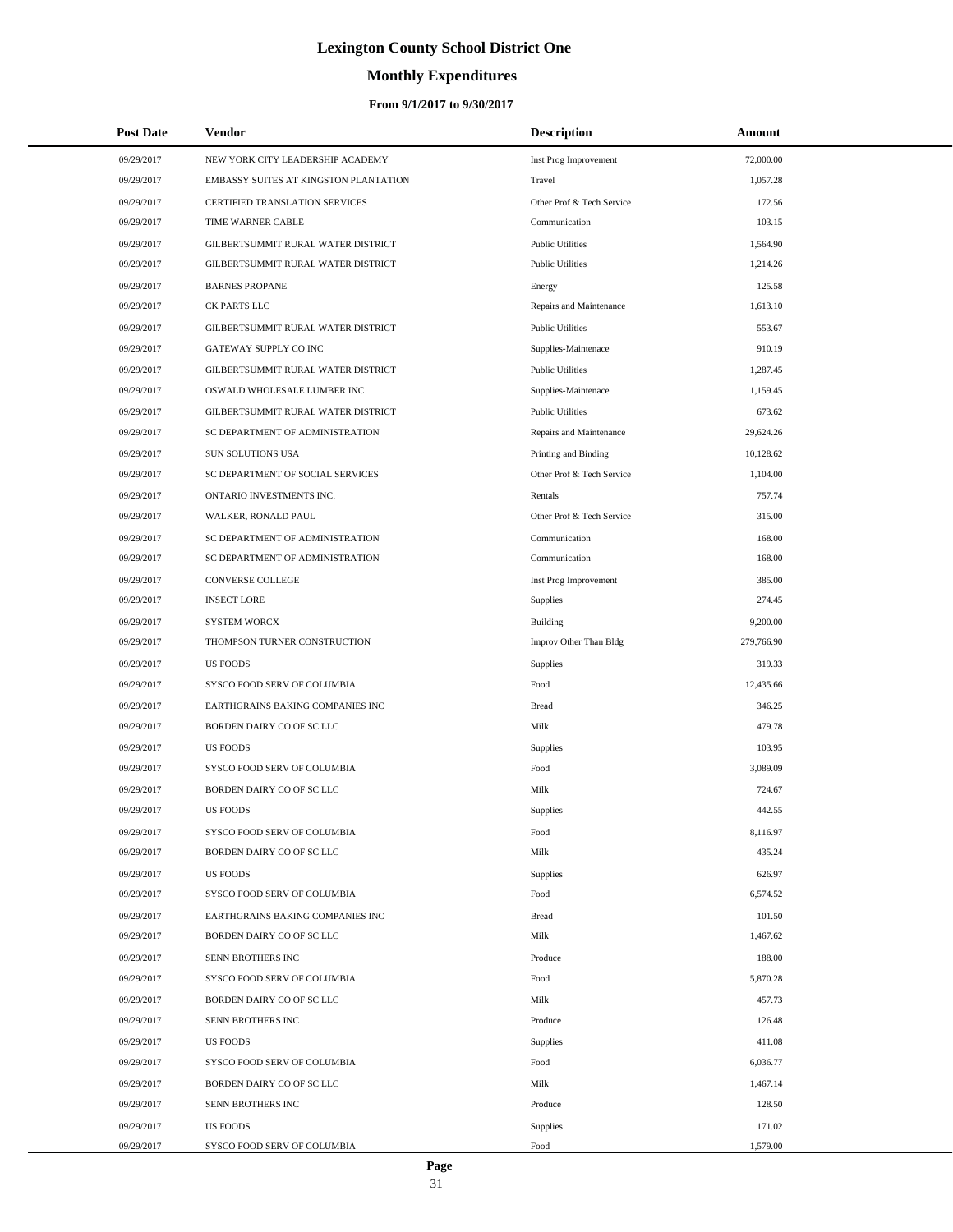# Lexington County School District One

## Monthly Expenditures

### From 9/1/2017 to 9/30/2017

| Post Date | Vendor | Description | Amount |
|---|---|---|---|
| 09/29/2017 | NEW YORK CITY LEADERSHIP ACADEMY | Inst Prog Improvement | 72,000.00 |
| 09/29/2017 | EMBASSY SUITES AT KINGSTON PLANTATION | Travel | 1,057.28 |
| 09/29/2017 | CERTIFIED TRANSLATION SERVICES | Other Prof & Tech Service | 172.56 |
| 09/29/2017 | TIME WARNER CABLE | Communication | 103.15 |
| 09/29/2017 | GILBERTSUMMIT RURAL WATER DISTRICT | Public Utilities | 1,564.90 |
| 09/29/2017 | GILBERTSUMMIT RURAL WATER DISTRICT | Public Utilities | 1,214.26 |
| 09/29/2017 | BARNES PROPANE | Energy | 125.58 |
| 09/29/2017 | CK PARTS LLC | Repairs and Maintenance | 1,613.10 |
| 09/29/2017 | GILBERTSUMMIT RURAL WATER DISTRICT | Public Utilities | 553.67 |
| 09/29/2017 | GATEWAY SUPPLY CO INC | Supplies-Maintenace | 910.19 |
| 09/29/2017 | GILBERTSUMMIT RURAL WATER DISTRICT | Public Utilities | 1,287.45 |
| 09/29/2017 | OSWALD WHOLESALE LUMBER INC | Supplies-Maintenace | 1,159.45 |
| 09/29/2017 | GILBERTSUMMIT RURAL WATER DISTRICT | Public Utilities | 673.62 |
| 09/29/2017 | SC DEPARTMENT OF ADMINISTRATION | Repairs and Maintenance | 29,624.26 |
| 09/29/2017 | SUN SOLUTIONS USA | Printing and Binding | 10,128.62 |
| 09/29/2017 | SC DEPARTMENT OF SOCIAL SERVICES | Other Prof & Tech Service | 1,104.00 |
| 09/29/2017 | ONTARIO INVESTMENTS INC. | Rentals | 757.74 |
| 09/29/2017 | WALKER, RONALD PAUL | Other Prof & Tech Service | 315.00 |
| 09/29/2017 | SC DEPARTMENT OF ADMINISTRATION | Communication | 168.00 |
| 09/29/2017 | SC DEPARTMENT OF ADMINISTRATION | Communication | 168.00 |
| 09/29/2017 | CONVERSE COLLEGE | Inst Prog Improvement | 385.00 |
| 09/29/2017 | INSECT LORE | Supplies | 274.45 |
| 09/29/2017 | SYSTEM WORCX | Building | 9,200.00 |
| 09/29/2017 | THOMPSON TURNER CONSTRUCTION | Improv Other Than Bldg | 279,766.90 |
| 09/29/2017 | US FOODS | Supplies | 319.33 |
| 09/29/2017 | SYSCO FOOD SERV OF COLUMBIA | Food | 12,435.66 |
| 09/29/2017 | EARTHGRAINS BAKING COMPANIES INC | Bread | 346.25 |
| 09/29/2017 | BORDEN DAIRY CO OF SC LLC | Milk | 479.78 |
| 09/29/2017 | US FOODS | Supplies | 103.95 |
| 09/29/2017 | SYSCO FOOD SERV OF COLUMBIA | Food | 3,089.09 |
| 09/29/2017 | BORDEN DAIRY CO OF SC LLC | Milk | 724.67 |
| 09/29/2017 | US FOODS | Supplies | 442.55 |
| 09/29/2017 | SYSCO FOOD SERV OF COLUMBIA | Food | 8,116.97 |
| 09/29/2017 | BORDEN DAIRY CO OF SC LLC | Milk | 435.24 |
| 09/29/2017 | US FOODS | Supplies | 626.97 |
| 09/29/2017 | SYSCO FOOD SERV OF COLUMBIA | Food | 6,574.52 |
| 09/29/2017 | EARTHGRAINS BAKING COMPANIES INC | Bread | 101.50 |
| 09/29/2017 | BORDEN DAIRY CO OF SC LLC | Milk | 1,467.62 |
| 09/29/2017 | SENN BROTHERS INC | Produce | 188.00 |
| 09/29/2017 | SYSCO FOOD SERV OF COLUMBIA | Food | 5,870.28 |
| 09/29/2017 | BORDEN DAIRY CO OF SC LLC | Milk | 457.73 |
| 09/29/2017 | SENN BROTHERS INC | Produce | 126.48 |
| 09/29/2017 | US FOODS | Supplies | 411.08 |
| 09/29/2017 | SYSCO FOOD SERV OF COLUMBIA | Food | 6,036.77 |
| 09/29/2017 | BORDEN DAIRY CO OF SC LLC | Milk | 1,467.14 |
| 09/29/2017 | SENN BROTHERS INC | Produce | 128.50 |
| 09/29/2017 | US FOODS | Supplies | 171.02 |
| 09/29/2017 | SYSCO FOOD SERV OF COLUMBIA | Food | 1,579.00 |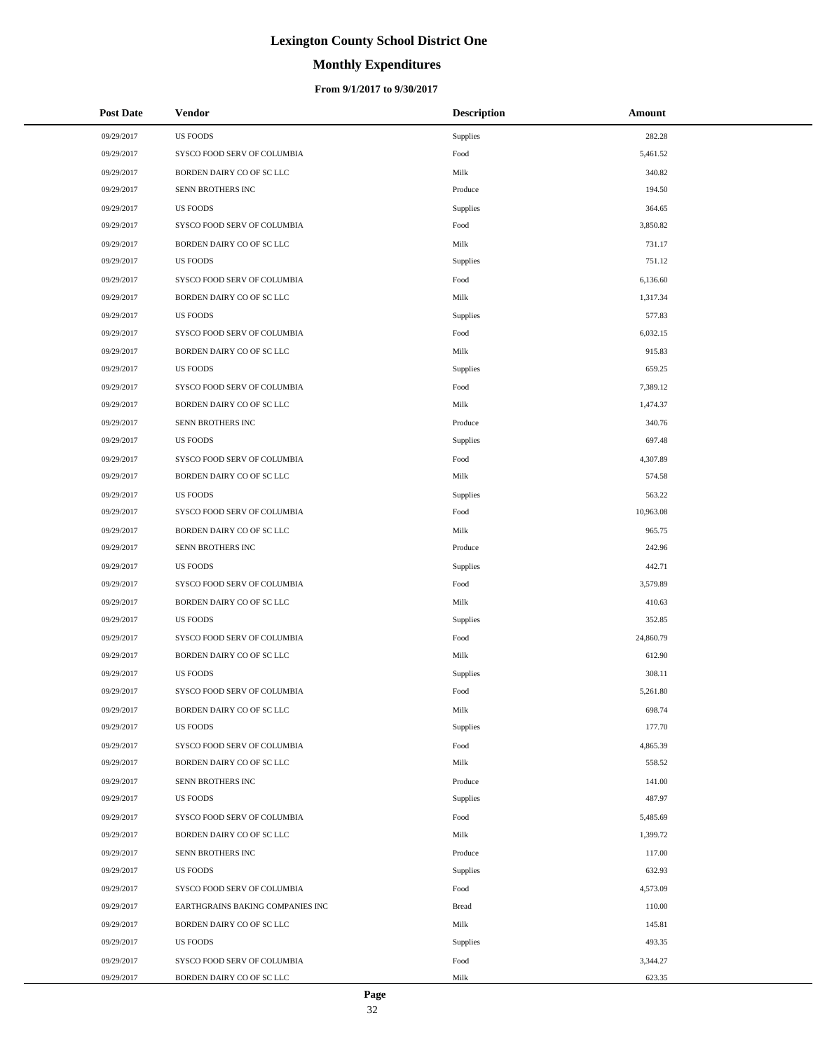# Lexington County School District One

## Monthly Expenditures

### From 9/1/2017 to 9/30/2017

| Post Date | Vendor | Description | Amount |
|---|---|---|---|
| 09/29/2017 | US FOODS | Supplies | 282.28 |
| 09/29/2017 | SYSCO FOOD SERV OF COLUMBIA | Food | 5,461.52 |
| 09/29/2017 | BORDEN DAIRY CO OF SC LLC | Milk | 340.82 |
| 09/29/2017 | SENN BROTHERS INC | Produce | 194.50 |
| 09/29/2017 | US FOODS | Supplies | 364.65 |
| 09/29/2017 | SYSCO FOOD SERV OF COLUMBIA | Food | 3,850.82 |
| 09/29/2017 | BORDEN DAIRY CO OF SC LLC | Milk | 731.17 |
| 09/29/2017 | US FOODS | Supplies | 751.12 |
| 09/29/2017 | SYSCO FOOD SERV OF COLUMBIA | Food | 6,136.60 |
| 09/29/2017 | BORDEN DAIRY CO OF SC LLC | Milk | 1,317.34 |
| 09/29/2017 | US FOODS | Supplies | 577.83 |
| 09/29/2017 | SYSCO FOOD SERV OF COLUMBIA | Food | 6,032.15 |
| 09/29/2017 | BORDEN DAIRY CO OF SC LLC | Milk | 915.83 |
| 09/29/2017 | US FOODS | Supplies | 659.25 |
| 09/29/2017 | SYSCO FOOD SERV OF COLUMBIA | Food | 7,389.12 |
| 09/29/2017 | BORDEN DAIRY CO OF SC LLC | Milk | 1,474.37 |
| 09/29/2017 | SENN BROTHERS INC | Produce | 340.76 |
| 09/29/2017 | US FOODS | Supplies | 697.48 |
| 09/29/2017 | SYSCO FOOD SERV OF COLUMBIA | Food | 4,307.89 |
| 09/29/2017 | BORDEN DAIRY CO OF SC LLC | Milk | 574.58 |
| 09/29/2017 | US FOODS | Supplies | 563.22 |
| 09/29/2017 | SYSCO FOOD SERV OF COLUMBIA | Food | 10,963.08 |
| 09/29/2017 | BORDEN DAIRY CO OF SC LLC | Milk | 965.75 |
| 09/29/2017 | SENN BROTHERS INC | Produce | 242.96 |
| 09/29/2017 | US FOODS | Supplies | 442.71 |
| 09/29/2017 | SYSCO FOOD SERV OF COLUMBIA | Food | 3,579.89 |
| 09/29/2017 | BORDEN DAIRY CO OF SC LLC | Milk | 410.63 |
| 09/29/2017 | US FOODS | Supplies | 352.85 |
| 09/29/2017 | SYSCO FOOD SERV OF COLUMBIA | Food | 24,860.79 |
| 09/29/2017 | BORDEN DAIRY CO OF SC LLC | Milk | 612.90 |
| 09/29/2017 | US FOODS | Supplies | 308.11 |
| 09/29/2017 | SYSCO FOOD SERV OF COLUMBIA | Food | 5,261.80 |
| 09/29/2017 | BORDEN DAIRY CO OF SC LLC | Milk | 698.74 |
| 09/29/2017 | US FOODS | Supplies | 177.70 |
| 09/29/2017 | SYSCO FOOD SERV OF COLUMBIA | Food | 4,865.39 |
| 09/29/2017 | BORDEN DAIRY CO OF SC LLC | Milk | 558.52 |
| 09/29/2017 | SENN BROTHERS INC | Produce | 141.00 |
| 09/29/2017 | US FOODS | Supplies | 487.97 |
| 09/29/2017 | SYSCO FOOD SERV OF COLUMBIA | Food | 5,485.69 |
| 09/29/2017 | BORDEN DAIRY CO OF SC LLC | Milk | 1,399.72 |
| 09/29/2017 | SENN BROTHERS INC | Produce | 117.00 |
| 09/29/2017 | US FOODS | Supplies | 632.93 |
| 09/29/2017 | SYSCO FOOD SERV OF COLUMBIA | Food | 4,573.09 |
| 09/29/2017 | EARTHGRAINS BAKING COMPANIES INC | Bread | 110.00 |
| 09/29/2017 | BORDEN DAIRY CO OF SC LLC | Milk | 145.81 |
| 09/29/2017 | US FOODS | Supplies | 493.35 |
| 09/29/2017 | SYSCO FOOD SERV OF COLUMBIA | Food | 3,344.27 |
| 09/29/2017 | BORDEN DAIRY CO OF SC LLC | Milk | 623.35 |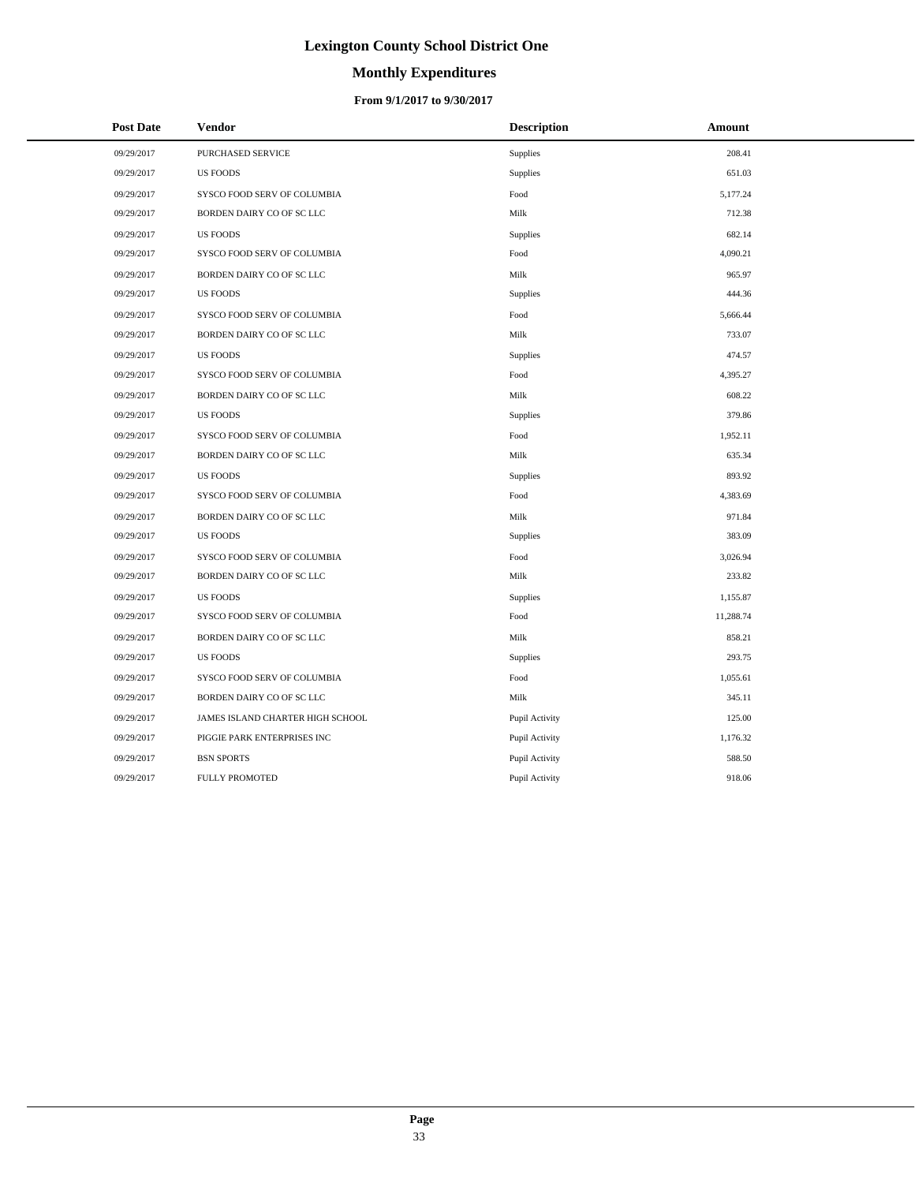# Lexington County School District One

## Monthly Expenditures

### From 9/1/2017 to 9/30/2017

| Post Date | Vendor | Description | Amount |
|---|---|---|---|
| 09/29/2017 | PURCHASED SERVICE | Supplies | 208.41 |
| 09/29/2017 | US FOODS | Supplies | 651.03 |
| 09/29/2017 | SYSCO FOOD SERV OF COLUMBIA | Food | 5,177.24 |
| 09/29/2017 | BORDEN DAIRY CO OF SC LLC | Milk | 712.38 |
| 09/29/2017 | US FOODS | Supplies | 682.14 |
| 09/29/2017 | SYSCO FOOD SERV OF COLUMBIA | Food | 4,090.21 |
| 09/29/2017 | BORDEN DAIRY CO OF SC LLC | Milk | 965.97 |
| 09/29/2017 | US FOODS | Supplies | 444.36 |
| 09/29/2017 | SYSCO FOOD SERV OF COLUMBIA | Food | 5,666.44 |
| 09/29/2017 | BORDEN DAIRY CO OF SC LLC | Milk | 733.07 |
| 09/29/2017 | US FOODS | Supplies | 474.57 |
| 09/29/2017 | SYSCO FOOD SERV OF COLUMBIA | Food | 4,395.27 |
| 09/29/2017 | BORDEN DAIRY CO OF SC LLC | Milk | 608.22 |
| 09/29/2017 | US FOODS | Supplies | 379.86 |
| 09/29/2017 | SYSCO FOOD SERV OF COLUMBIA | Food | 1,952.11 |
| 09/29/2017 | BORDEN DAIRY CO OF SC LLC | Milk | 635.34 |
| 09/29/2017 | US FOODS | Supplies | 893.92 |
| 09/29/2017 | SYSCO FOOD SERV OF COLUMBIA | Food | 4,383.69 |
| 09/29/2017 | BORDEN DAIRY CO OF SC LLC | Milk | 971.84 |
| 09/29/2017 | US FOODS | Supplies | 383.09 |
| 09/29/2017 | SYSCO FOOD SERV OF COLUMBIA | Food | 3,026.94 |
| 09/29/2017 | BORDEN DAIRY CO OF SC LLC | Milk | 233.82 |
| 09/29/2017 | US FOODS | Supplies | 1,155.87 |
| 09/29/2017 | SYSCO FOOD SERV OF COLUMBIA | Food | 11,288.74 |
| 09/29/2017 | BORDEN DAIRY CO OF SC LLC | Milk | 858.21 |
| 09/29/2017 | US FOODS | Supplies | 293.75 |
| 09/29/2017 | SYSCO FOOD SERV OF COLUMBIA | Food | 1,055.61 |
| 09/29/2017 | BORDEN DAIRY CO OF SC LLC | Milk | 345.11 |
| 09/29/2017 | JAMES ISLAND CHARTER HIGH SCHOOL | Pupil Activity | 125.00 |
| 09/29/2017 | PIGGIE PARK ENTERPRISES INC | Pupil Activity | 1,176.32 |
| 09/29/2017 | BSN SPORTS | Pupil Activity | 588.50 |
| 09/29/2017 | FULLY PROMOTED | Pupil Activity | 918.06 |